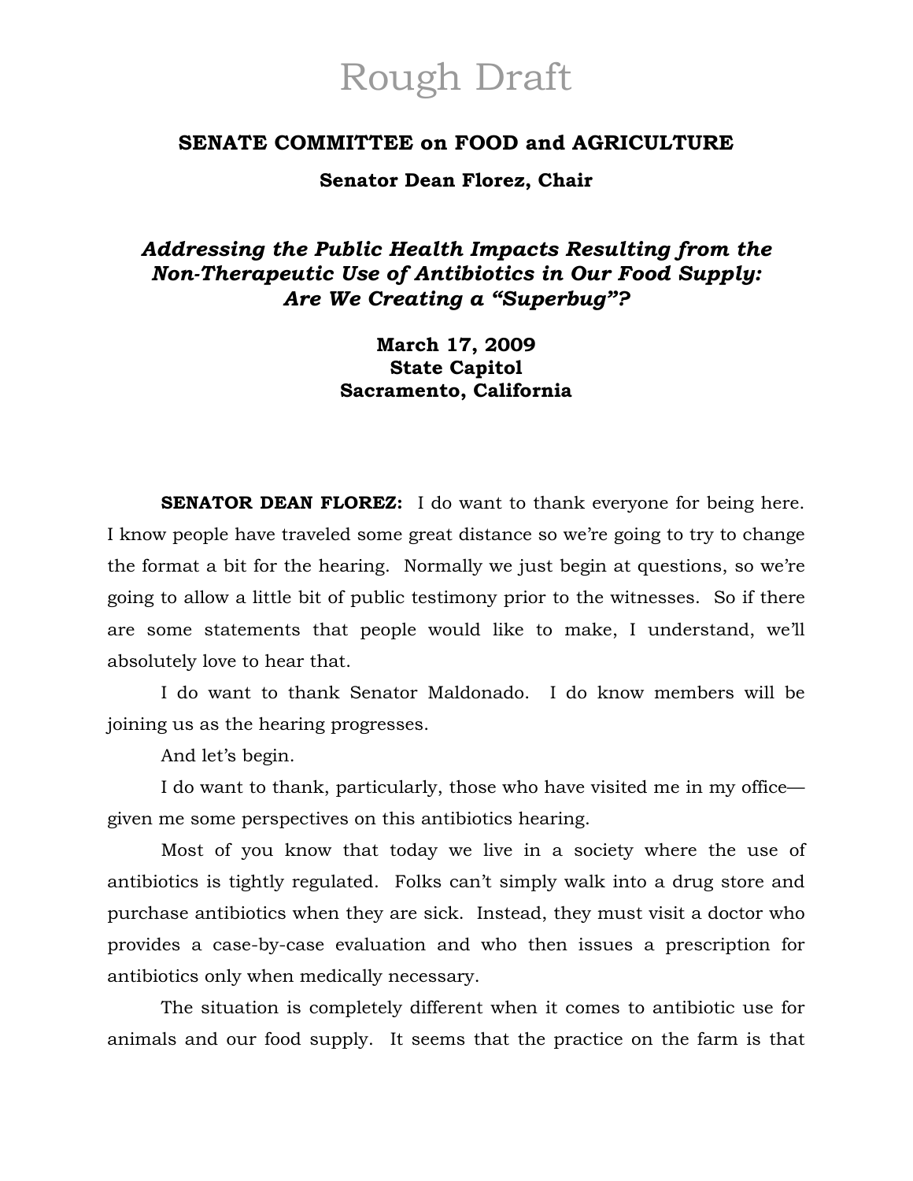# Rough Draft

## SENATE COMMITTEE on FOOD and AGRICULTURE

### Senator Dean Florez, Chair

### *Addressing the Public Health Impacts Resulting from the Non-Therapeutic Use of Antibiotics in Our Food Supply: Are We Creating a "Superbug"?*

**March 17, 2009**
**State Capitol**
**Sacramento, California**

**SENATOR DEAN FLOREZ:** I do want to thank everyone for being here. I know people have traveled some great distance so we're going to try to change the format a bit for the hearing. Normally we just begin at questions, so we're going to allow a little bit of public testimony prior to the witnesses. So if there are some statements that people would like to make, I understand, we'll absolutely love to hear that.

I do want to thank Senator Maldonado. I do know members will be joining us as the hearing progresses.

And let's begin.

I do want to thank, particularly, those who have visited me in my office—given me some perspectives on this antibiotics hearing.

Most of you know that today we live in a society where the use of antibiotics is tightly regulated. Folks can't simply walk into a drug store and purchase antibiotics when they are sick. Instead, they must visit a doctor who provides a case-by-case evaluation and who then issues a prescription for antibiotics only when medically necessary.

The situation is completely different when it comes to antibiotic use for animals and our food supply. It seems that the practice on the farm is that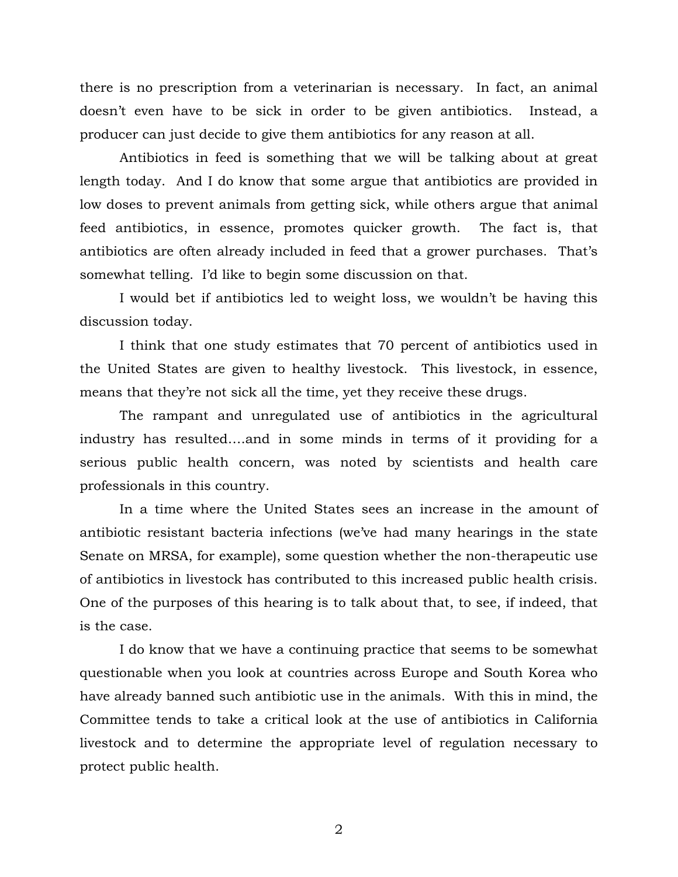there is no prescription from a veterinarian is necessary. In fact, an animal doesn't even have to be sick in order to be given antibiotics. Instead, a producer can just decide to give them antibiotics for any reason at all.

Antibiotics in feed is something that we will be talking about at great length today. And I do know that some argue that antibiotics are provided in low doses to prevent animals from getting sick, while others argue that animal feed antibiotics, in essence, promotes quicker growth. The fact is, that antibiotics are often already included in feed that a grower purchases. That's somewhat telling. I'd like to begin some discussion on that.

I would bet if antibiotics led to weight loss, we wouldn't be having this discussion today.

I think that one study estimates that 70 percent of antibiotics used in the United States are given to healthy livestock. This livestock, in essence, means that they're not sick all the time, yet they receive these drugs.

The rampant and unregulated use of antibiotics in the agricultural industry has resulted….and in some minds in terms of it providing for a serious public health concern, was noted by scientists and health care professionals in this country.

In a time where the United States sees an increase in the amount of antibiotic resistant bacteria infections (we've had many hearings in the state Senate on MRSA, for example), some question whether the non-therapeutic use of antibiotics in livestock has contributed to this increased public health crisis. One of the purposes of this hearing is to talk about that, to see, if indeed, that is the case.

I do know that we have a continuing practice that seems to be somewhat questionable when you look at countries across Europe and South Korea who have already banned such antibiotic use in the animals. With this in mind, the Committee tends to take a critical look at the use of antibiotics in California livestock and to determine the appropriate level of regulation necessary to protect public health.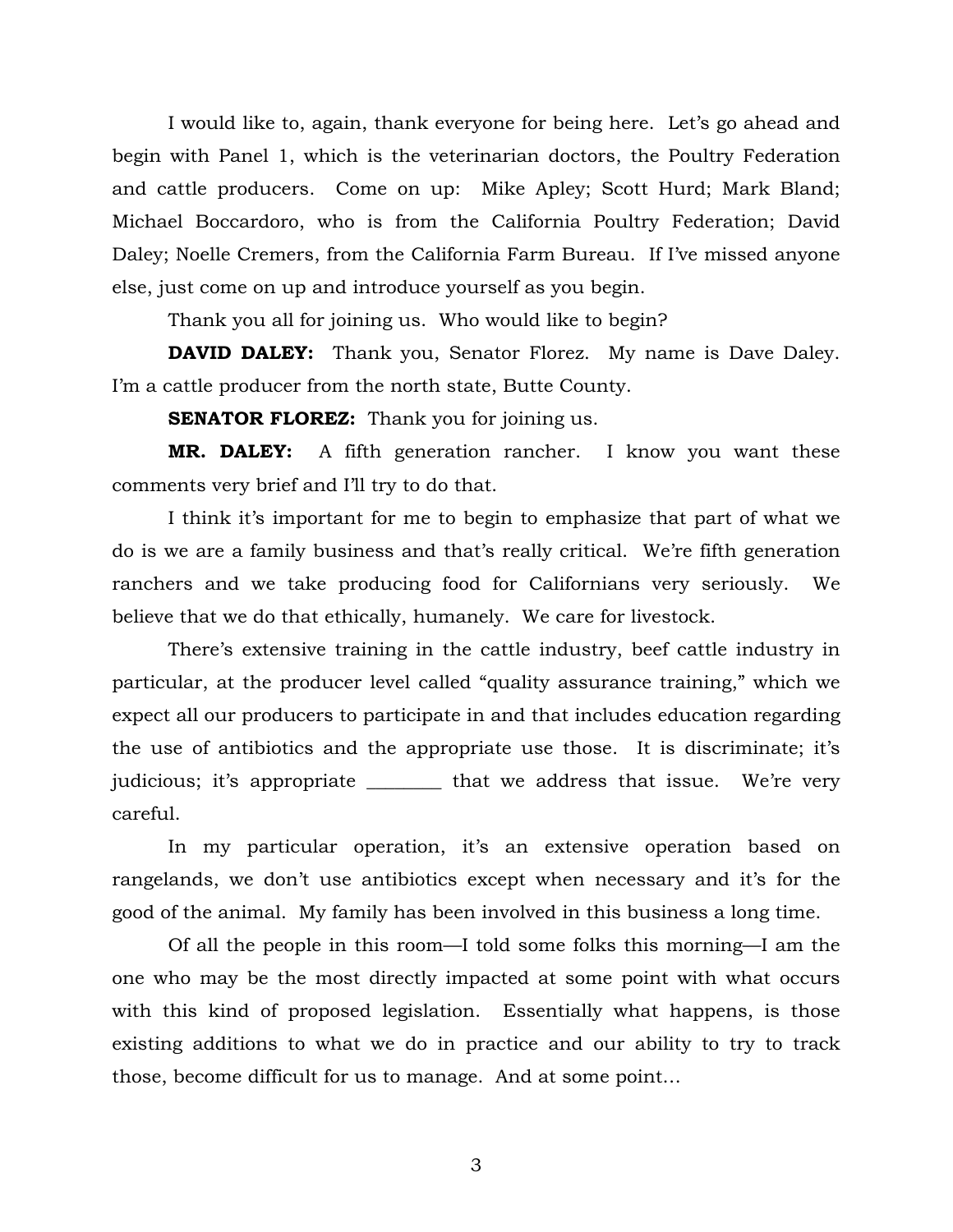I would like to, again, thank everyone for being here. Let's go ahead and begin with Panel 1, which is the veterinarian doctors, the Poultry Federation and cattle producers. Come on up: Mike Apley; Scott Hurd; Mark Bland; Michael Boccardoro, who is from the California Poultry Federation; David Daley; Noelle Cremers, from the California Farm Bureau. If I've missed anyone else, just come on up and introduce yourself as you begin.

Thank you all for joining us. Who would like to begin?

**DAVID DALEY:** Thank you, Senator Florez. My name is Dave Daley. I'm a cattle producer from the north state, Butte County.

**SENATOR FLOREZ:** Thank you for joining us.

**MR. DALEY:** A fifth generation rancher. I know you want these comments very brief and I'll try to do that.

I think it's important for me to begin to emphasize that part of what we do is we are a family business and that's really critical. We're fifth generation ranchers and we take producing food for Californians very seriously. We believe that we do that ethically, humanely. We care for livestock.

There's extensive training in the cattle industry, beef cattle industry in particular, at the producer level called "quality assurance training," which we expect all our producers to participate in and that includes education regarding the use of antibiotics and the appropriate use those. It is discriminate; it's judicious; it's appropriate ________ that we address that issue. We're very careful.

In my particular operation, it's an extensive operation based on rangelands, we don't use antibiotics except when necessary and it's for the good of the animal. My family has been involved in this business a long time.

Of all the people in this room—I told some folks this morning—I am the one who may be the most directly impacted at some point with what occurs with this kind of proposed legislation. Essentially what happens, is those existing additions to what we do in practice and our ability to try to track those, become difficult for us to manage. And at some point…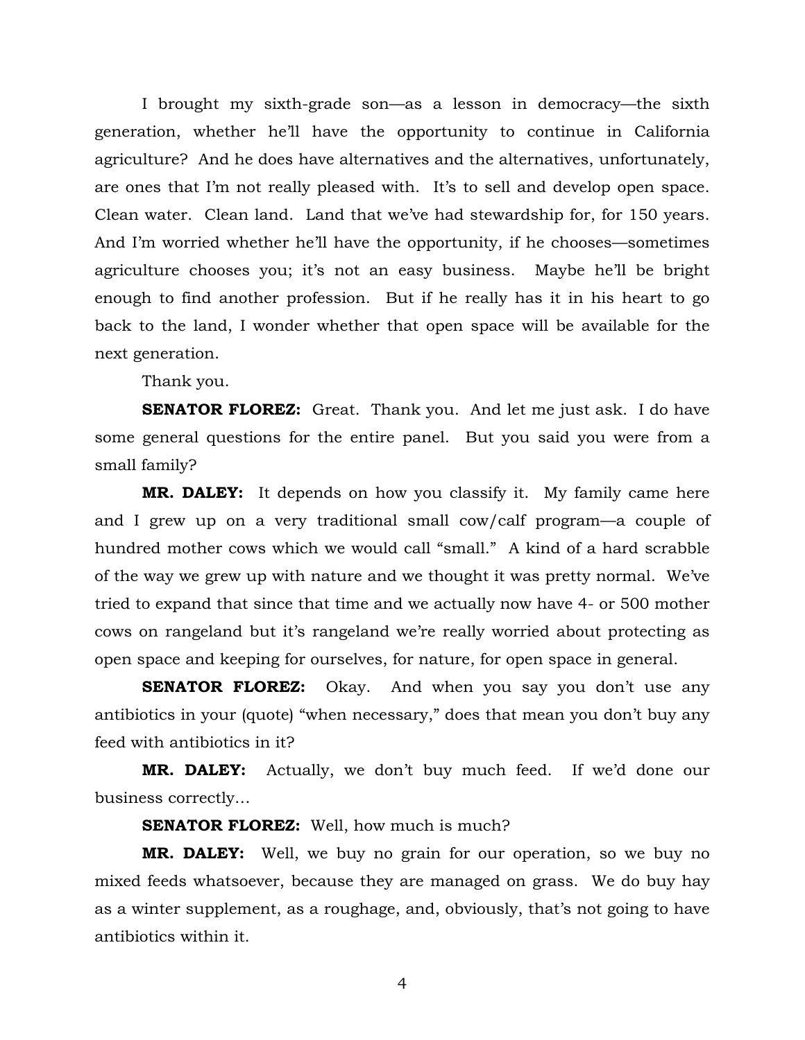I brought my sixth-grade son—as a lesson in democracy—the sixth generation, whether he'll have the opportunity to continue in California agriculture? And he does have alternatives and the alternatives, unfortunately, are ones that I'm not really pleased with. It's to sell and develop open space. Clean water. Clean land. Land that we've had stewardship for, for 150 years. And I'm worried whether he'll have the opportunity, if he chooses—sometimes agriculture chooses you; it's not an easy business. Maybe he'll be bright enough to find another profession. But if he really has it in his heart to go back to the land, I wonder whether that open space will be available for the next generation.

Thank you.

**SENATOR FLOREZ:** Great. Thank you. And let me just ask. I do have some general questions for the entire panel. But you said you were from a small family?

**MR. DALEY:** It depends on how you classify it. My family came here and I grew up on a very traditional small cow/calf program—a couple of hundred mother cows which we would call "small." A kind of a hard scrabble of the way we grew up with nature and we thought it was pretty normal. We've tried to expand that since that time and we actually now have 4- or 500 mother cows on rangeland but it's rangeland we're really worried about protecting as open space and keeping for ourselves, for nature, for open space in general.

**SENATOR FLOREZ:** Okay. And when you say you don't use any antibiotics in your (quote) "when necessary," does that mean you don't buy any feed with antibiotics in it?

**MR. DALEY:** Actually, we don't buy much feed. If we'd done our business correctly…

**SENATOR FLOREZ:** Well, how much is much?

**MR. DALEY:** Well, we buy no grain for our operation, so we buy no mixed feeds whatsoever, because they are managed on grass. We do buy hay as a winter supplement, as a roughage, and, obviously, that's not going to have antibiotics within it.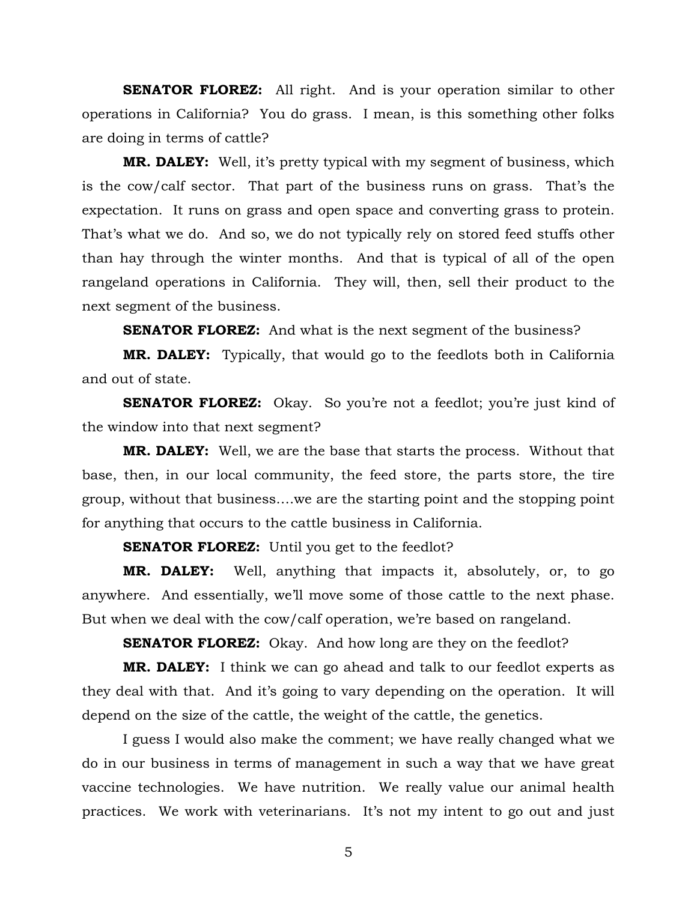**SENATOR FLOREZ:** All right. And is your operation similar to other operations in California? You do grass. I mean, is this something other folks are doing in terms of cattle?

**MR. DALEY:** Well, it's pretty typical with my segment of business, which is the cow/calf sector. That part of the business runs on grass. That's the expectation. It runs on grass and open space and converting grass to protein. That's what we do. And so, we do not typically rely on stored feed stuffs other than hay through the winter months. And that is typical of all of the open rangeland operations in California. They will, then, sell their product to the next segment of the business.

**SENATOR FLOREZ:** And what is the next segment of the business?

**MR. DALEY:** Typically, that would go to the feedlots both in California and out of state.

**SENATOR FLOREZ:** Okay. So you're not a feedlot; you're just kind of the window into that next segment?

**MR. DALEY:** Well, we are the base that starts the process. Without that base, then, in our local community, the feed store, the parts store, the tire group, without that business….we are the starting point and the stopping point for anything that occurs to the cattle business in California.

**SENATOR FLOREZ:** Until you get to the feedlot?

**MR. DALEY:** Well, anything that impacts it, absolutely, or, to go anywhere. And essentially, we'll move some of those cattle to the next phase. But when we deal with the cow/calf operation, we're based on rangeland.

**SENATOR FLOREZ:** Okay. And how long are they on the feedlot?

**MR. DALEY:** I think we can go ahead and talk to our feedlot experts as they deal with that. And it's going to vary depending on the operation. It will depend on the size of the cattle, the weight of the cattle, the genetics.

I guess I would also make the comment; we have really changed what we do in our business in terms of management in such a way that we have great vaccine technologies. We have nutrition. We really value our animal health practices. We work with veterinarians. It's not my intent to go out and just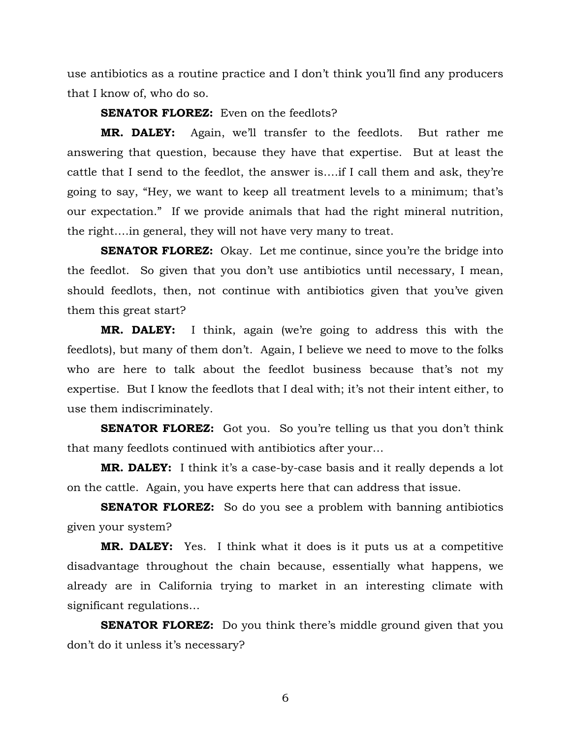use antibiotics as a routine practice and I don't think you'll find any producers that I know of, who do so.

**SENATOR FLOREZ:** Even on the feedlots?

**MR. DALEY:** Again, we'll transfer to the feedlots. But rather me answering that question, because they have that expertise. But at least the cattle that I send to the feedlot, the answer is….if I call them and ask, they're going to say, "Hey, we want to keep all treatment levels to a minimum; that's our expectation." If we provide animals that had the right mineral nutrition, the right….in general, they will not have very many to treat.

**SENATOR FLOREZ:** Okay. Let me continue, since you're the bridge into the feedlot. So given that you don't use antibiotics until necessary, I mean, should feedlots, then, not continue with antibiotics given that you've given them this great start?

**MR. DALEY:** I think, again (we're going to address this with the feedlots), but many of them don't. Again, I believe we need to move to the folks who are here to talk about the feedlot business because that's not my expertise. But I know the feedlots that I deal with; it's not their intent either, to use them indiscriminately.

**SENATOR FLOREZ:** Got you. So you're telling us that you don't think that many feedlots continued with antibiotics after your…

**MR. DALEY:** I think it's a case-by-case basis and it really depends a lot on the cattle. Again, you have experts here that can address that issue.

**SENATOR FLOREZ:** So do you see a problem with banning antibiotics given your system?

**MR. DALEY:** Yes. I think what it does is it puts us at a competitive disadvantage throughout the chain because, essentially what happens, we already are in California trying to market in an interesting climate with significant regulations…

**SENATOR FLOREZ:** Do you think there's middle ground given that you don't do it unless it's necessary?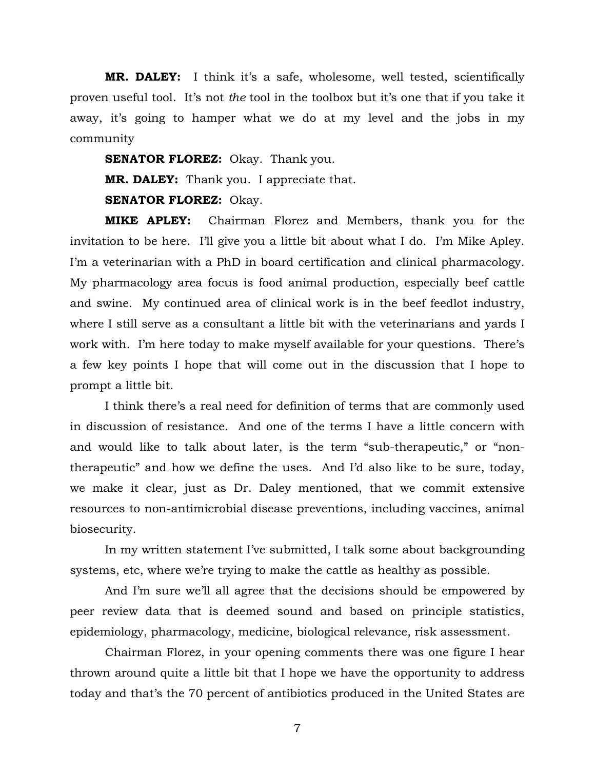**MR. DALEY:** I think it's a safe, wholesome, well tested, scientifically proven useful tool. It's not *the* tool in the toolbox but it's one that if you take it away, it's going to hamper what we do at my level and the jobs in my community

**SENATOR FLOREZ:** Okay. Thank you.

**MR. DALEY:** Thank you. I appreciate that.

**SENATOR FLOREZ:** Okay.

**MIKE APLEY:** Chairman Florez and Members, thank you for the invitation to be here. I'll give you a little bit about what I do. I'm Mike Apley. I'm a veterinarian with a PhD in board certification and clinical pharmacology. My pharmacology area focus is food animal production, especially beef cattle and swine. My continued area of clinical work is in the beef feedlot industry, where I still serve as a consultant a little bit with the veterinarians and yards I work with. I'm here today to make myself available for your questions. There's a few key points I hope that will come out in the discussion that I hope to prompt a little bit.

I think there's a real need for definition of terms that are commonly used in discussion of resistance. And one of the terms I have a little concern with and would like to talk about later, is the term "sub-therapeutic," or "non-therapeutic" and how we define the uses. And I'd also like to be sure, today, we make it clear, just as Dr. Daley mentioned, that we commit extensive resources to non-antimicrobial disease preventions, including vaccines, animal biosecurity.

In my written statement I've submitted, I talk some about backgrounding systems, etc, where we're trying to make the cattle as healthy as possible.

And I'm sure we'll all agree that the decisions should be empowered by peer review data that is deemed sound and based on principle statistics, epidemiology, pharmacology, medicine, biological relevance, risk assessment.

Chairman Florez, in your opening comments there was one figure I hear thrown around quite a little bit that I hope we have the opportunity to address today and that's the 70 percent of antibiotics produced in the United States are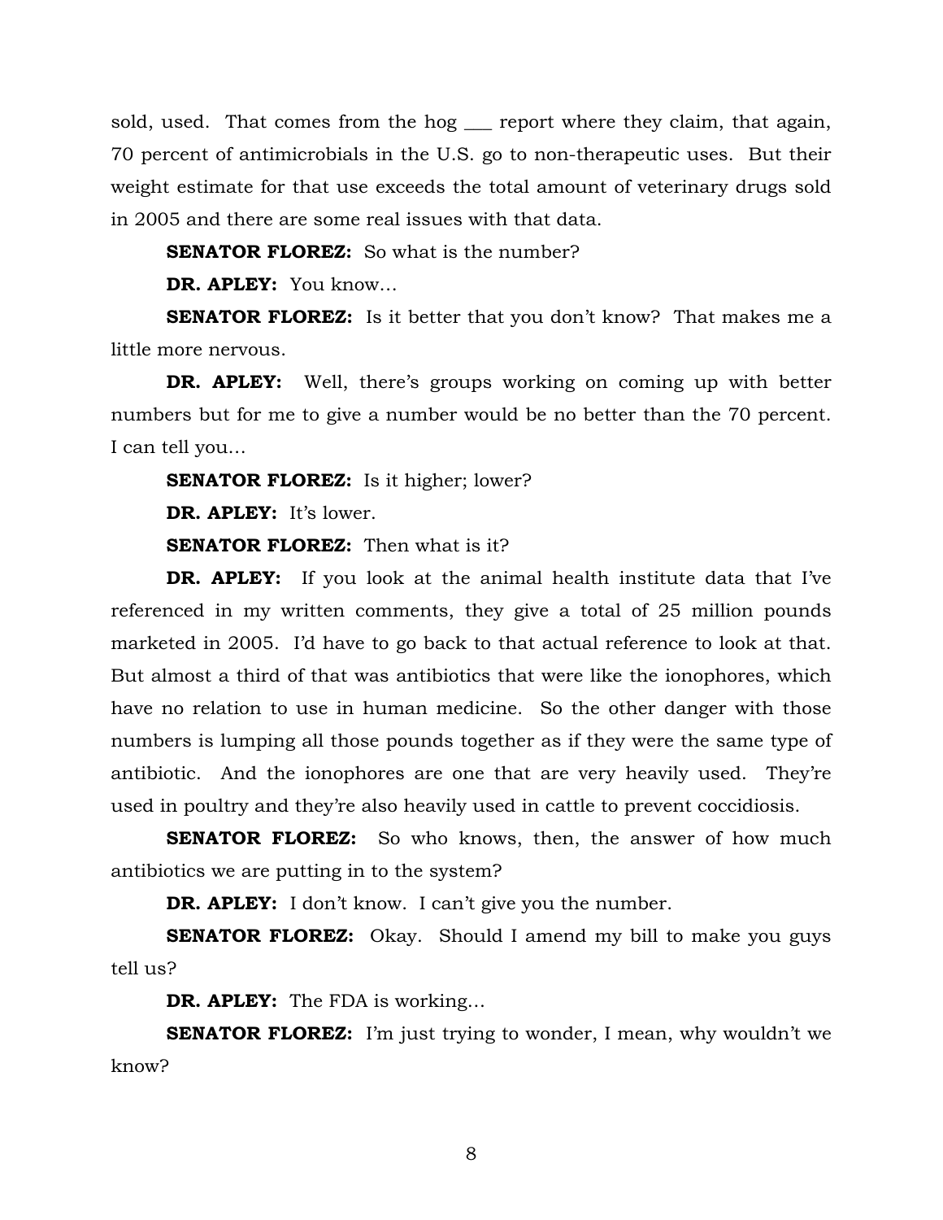sold, used. That comes from the hog ___ report where they claim, that again, 70 percent of antimicrobials in the U.S. go to non-therapeutic uses. But their weight estimate for that use exceeds the total amount of veterinary drugs sold in 2005 and there are some real issues with that data.

**SENATOR FLOREZ:** So what is the number?

**DR. APLEY:** You know…

**SENATOR FLOREZ:** Is it better that you don't know? That makes me a little more nervous.

**DR. APLEY:** Well, there's groups working on coming up with better numbers but for me to give a number would be no better than the 70 percent. I can tell you…

**SENATOR FLOREZ:** Is it higher; lower?

**DR. APLEY:** It's lower.

**SENATOR FLOREZ:** Then what is it?

**DR. APLEY:** If you look at the animal health institute data that I've referenced in my written comments, they give a total of 25 million pounds marketed in 2005. I'd have to go back to that actual reference to look at that. But almost a third of that was antibiotics that were like the ionophores, which have no relation to use in human medicine. So the other danger with those numbers is lumping all those pounds together as if they were the same type of antibiotic. And the ionophores are one that are very heavily used. They're used in poultry and they're also heavily used in cattle to prevent coccidiosis.

**SENATOR FLOREZ:** So who knows, then, the answer of how much antibiotics we are putting in to the system?

**DR. APLEY:** I don't know. I can't give you the number.

**SENATOR FLOREZ:** Okay. Should I amend my bill to make you guys tell us?

**DR. APLEY:** The FDA is working…

**SENATOR FLOREZ:** I'm just trying to wonder, I mean, why wouldn't we know?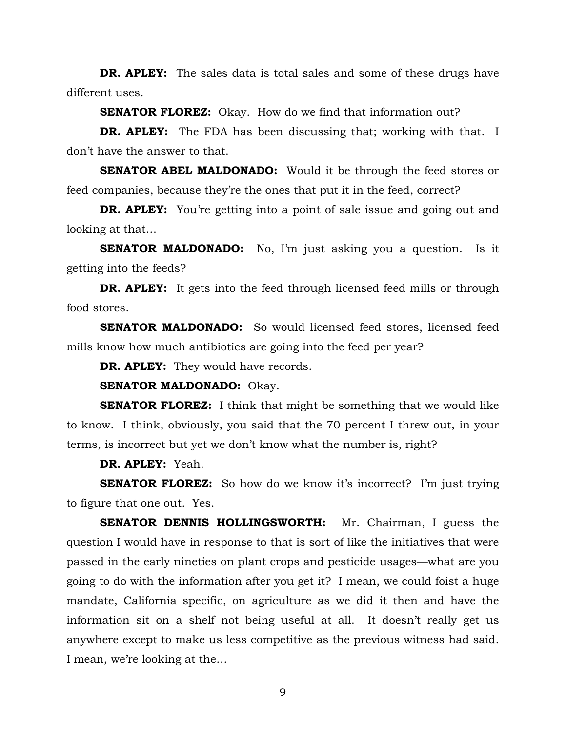**DR. APLEY:** The sales data is total sales and some of these drugs have different uses.

**SENATOR FLOREZ:** Okay. How do we find that information out?

**DR. APLEY:** The FDA has been discussing that; working with that. I don't have the answer to that.

**SENATOR ABEL MALDONADO:** Would it be through the feed stores or feed companies, because they're the ones that put it in the feed, correct?

**DR. APLEY:** You're getting into a point of sale issue and going out and looking at that…

**SENATOR MALDONADO:** No, I'm just asking you a question. Is it getting into the feeds?

**DR. APLEY:** It gets into the feed through licensed feed mills or through food stores.

**SENATOR MALDONADO:** So would licensed feed stores, licensed feed mills know how much antibiotics are going into the feed per year?

**DR. APLEY:** They would have records.

**SENATOR MALDONADO:** Okay.

**SENATOR FLOREZ:** I think that might be something that we would like to know. I think, obviously, you said that the 70 percent I threw out, in your terms, is incorrect but yet we don't know what the number is, right?

**DR. APLEY:** Yeah.

**SENATOR FLOREZ:** So how do we know it's incorrect? I'm just trying to figure that one out. Yes.

**SENATOR DENNIS HOLLINGSWORTH:** Mr. Chairman, I guess the question I would have in response to that is sort of like the initiatives that were passed in the early nineties on plant crops and pesticide usages—what are you going to do with the information after you get it? I mean, we could foist a huge mandate, California specific, on agriculture as we did it then and have the information sit on a shelf not being useful at all. It doesn't really get us anywhere except to make us less competitive as the previous witness had said. I mean, we're looking at the…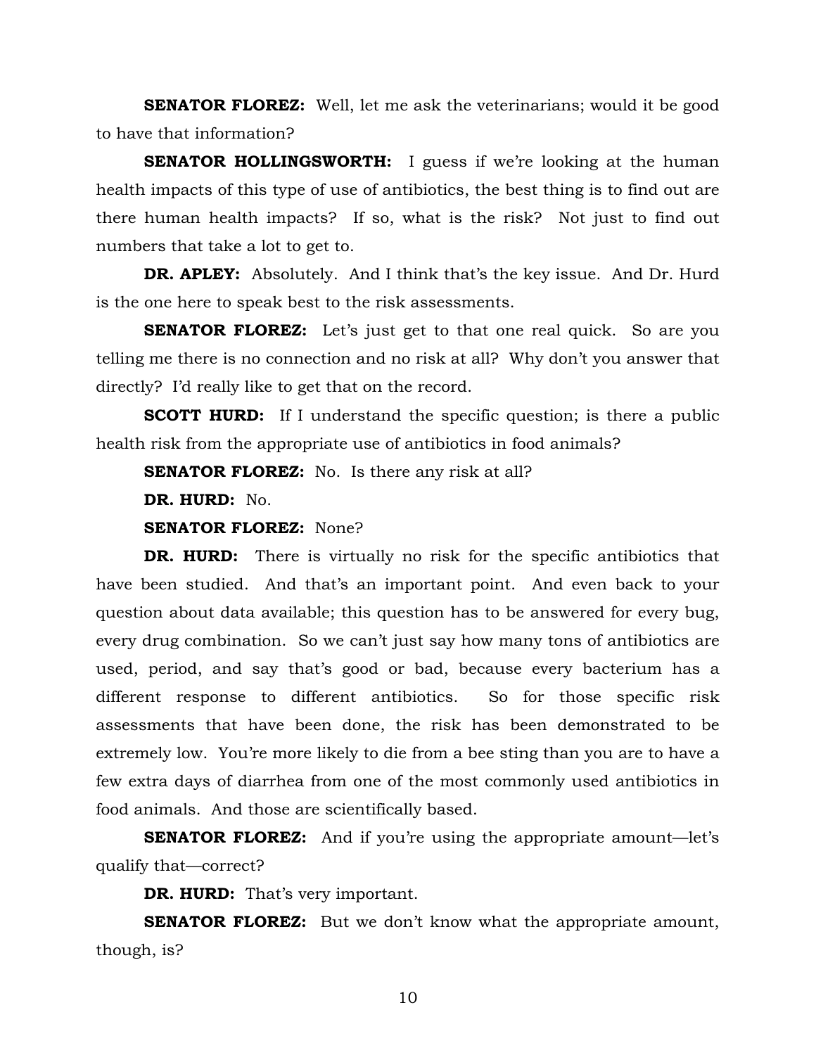**SENATOR FLOREZ:** Well, let me ask the veterinarians; would it be good to have that information?

**SENATOR HOLLINGSWORTH:** I guess if we're looking at the human health impacts of this type of use of antibiotics, the best thing is to find out are there human health impacts? If so, what is the risk? Not just to find out numbers that take a lot to get to.

**DR. APLEY:** Absolutely. And I think that's the key issue. And Dr. Hurd is the one here to speak best to the risk assessments.

**SENATOR FLOREZ:** Let's just get to that one real quick. So are you telling me there is no connection and no risk at all? Why don't you answer that directly? I'd really like to get that on the record.

**SCOTT HURD:** If I understand the specific question; is there a public health risk from the appropriate use of antibiotics in food animals?

**SENATOR FLOREZ:** No. Is there any risk at all?

**DR. HURD:** No.

**SENATOR FLOREZ:** None?

**DR. HURD:** There is virtually no risk for the specific antibiotics that have been studied. And that's an important point. And even back to your question about data available; this question has to be answered for every bug, every drug combination. So we can't just say how many tons of antibiotics are used, period, and say that's good or bad, because every bacterium has a different response to different antibiotics. So for those specific risk assessments that have been done, the risk has been demonstrated to be extremely low. You're more likely to die from a bee sting than you are to have a few extra days of diarrhea from one of the most commonly used antibiotics in food animals. And those are scientifically based.

**SENATOR FLOREZ:** And if you're using the appropriate amount—let's qualify that—correct?

**DR. HURD:** That's very important.

**SENATOR FLOREZ:** But we don't know what the appropriate amount, though, is?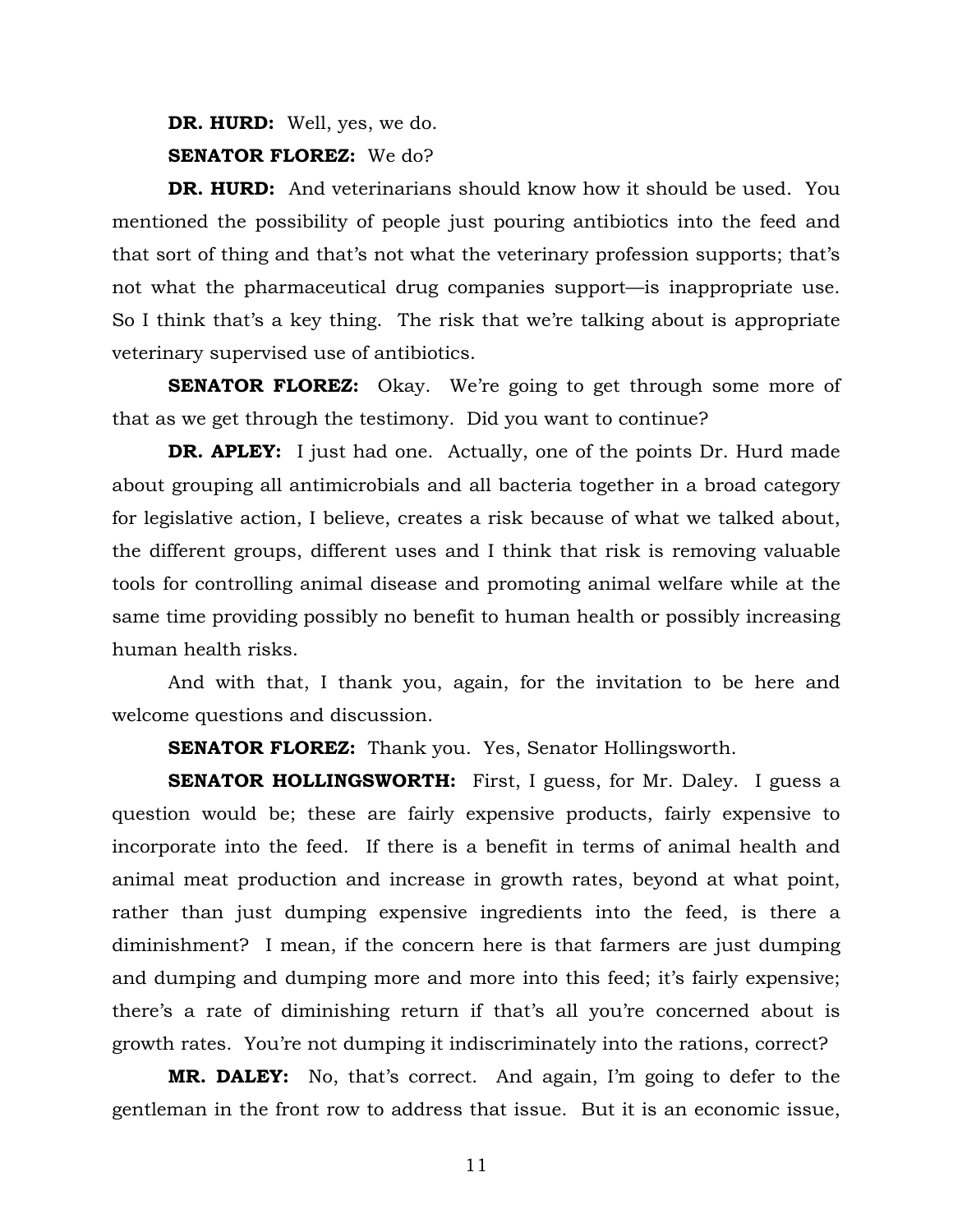**DR. HURD:** Well, yes, we do.

**SENATOR FLOREZ:** We do?

**DR. HURD:** And veterinarians should know how it should be used. You mentioned the possibility of people just pouring antibiotics into the feed and that sort of thing and that's not what the veterinary profession supports; that's not what the pharmaceutical drug companies support—is inappropriate use. So I think that's a key thing. The risk that we're talking about is appropriate veterinary supervised use of antibiotics.

**SENATOR FLOREZ:** Okay. We're going to get through some more of that as we get through the testimony. Did you want to continue?

**DR. APLEY:** I just had one. Actually, one of the points Dr. Hurd made about grouping all antimicrobials and all bacteria together in a broad category for legislative action, I believe, creates a risk because of what we talked about, the different groups, different uses and I think that risk is removing valuable tools for controlling animal disease and promoting animal welfare while at the same time providing possibly no benefit to human health or possibly increasing human health risks.

And with that, I thank you, again, for the invitation to be here and welcome questions and discussion.

**SENATOR FLOREZ:** Thank you. Yes, Senator Hollingsworth.

**SENATOR HOLLINGSWORTH:** First, I guess, for Mr. Daley. I guess a question would be; these are fairly expensive products, fairly expensive to incorporate into the feed. If there is a benefit in terms of animal health and animal meat production and increase in growth rates, beyond at what point, rather than just dumping expensive ingredients into the feed, is there a diminishment? I mean, if the concern here is that farmers are just dumping and dumping and dumping more and more into this feed; it's fairly expensive; there's a rate of diminishing return if that's all you're concerned about is growth rates. You're not dumping it indiscriminately into the rations, correct?

**MR. DALEY:** No, that's correct. And again, I'm going to defer to the gentleman in the front row to address that issue. But it is an economic issue,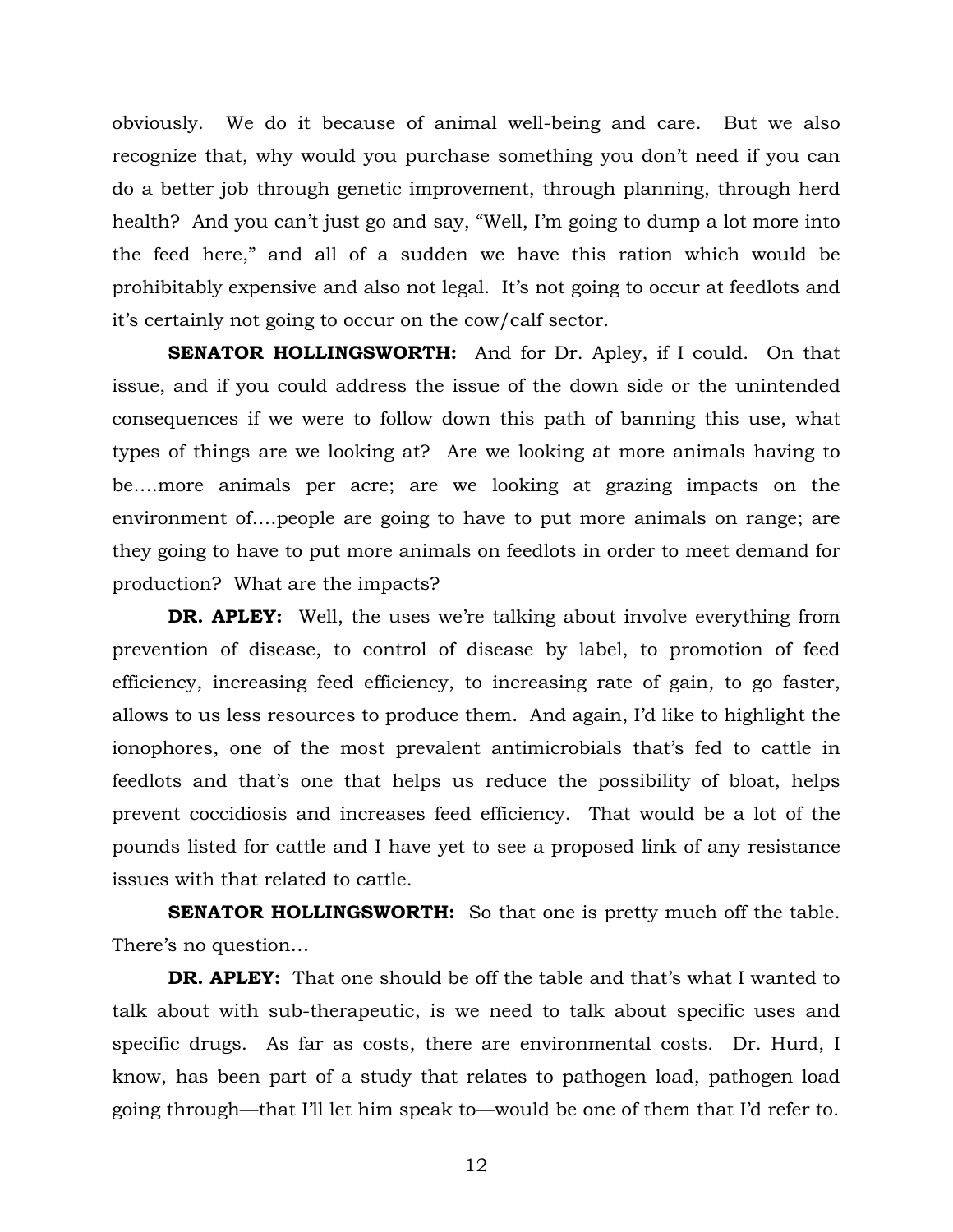obviously. We do it because of animal well-being and care. But we also recognize that, why would you purchase something you don't need if you can do a better job through genetic improvement, through planning, through herd health? And you can't just go and say, "Well, I'm going to dump a lot more into the feed here," and all of a sudden we have this ration which would be prohibitably expensive and also not legal. It's not going to occur at feedlots and it's certainly not going to occur on the cow/calf sector.

**SENATOR HOLLINGSWORTH:** And for Dr. Apley, if I could. On that issue, and if you could address the issue of the down side or the unintended consequences if we were to follow down this path of banning this use, what types of things are we looking at? Are we looking at more animals having to be….more animals per acre; are we looking at grazing impacts on the environment of….people are going to have to put more animals on range; are they going to have to put more animals on feedlots in order to meet demand for production? What are the impacts?

**DR. APLEY:** Well, the uses we're talking about involve everything from prevention of disease, to control of disease by label, to promotion of feed efficiency, increasing feed efficiency, to increasing rate of gain, to go faster, allows to us less resources to produce them. And again, I'd like to highlight the ionophores, one of the most prevalent antimicrobials that's fed to cattle in feedlots and that's one that helps us reduce the possibility of bloat, helps prevent coccidiosis and increases feed efficiency. That would be a lot of the pounds listed for cattle and I have yet to see a proposed link of any resistance issues with that related to cattle.

**SENATOR HOLLINGSWORTH:** So that one is pretty much off the table. There's no question…

**DR. APLEY:** That one should be off the table and that's what I wanted to talk about with sub-therapeutic, is we need to talk about specific uses and specific drugs. As far as costs, there are environmental costs. Dr. Hurd, I know, has been part of a study that relates to pathogen load, pathogen load going through—that I'll let him speak to—would be one of them that I'd refer to.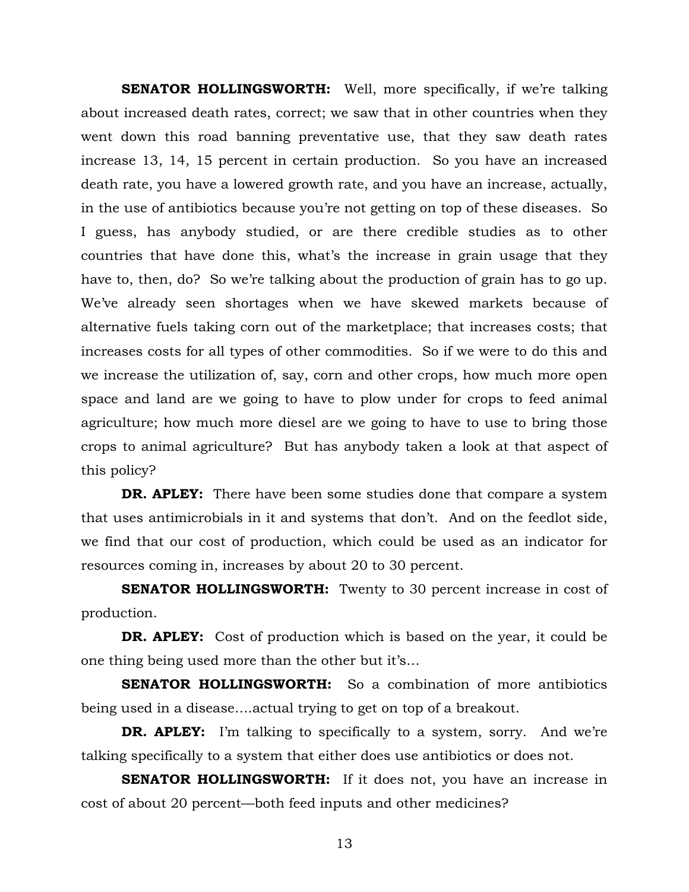**SENATOR HOLLINGSWORTH:** Well, more specifically, if we're talking about increased death rates, correct; we saw that in other countries when they went down this road banning preventative use, that they saw death rates increase 13, 14, 15 percent in certain production. So you have an increased death rate, you have a lowered growth rate, and you have an increase, actually, in the use of antibiotics because you're not getting on top of these diseases. So I guess, has anybody studied, or are there credible studies as to other countries that have done this, what's the increase in grain usage that they have to, then, do? So we're talking about the production of grain has to go up. We've already seen shortages when we have skewed markets because of alternative fuels taking corn out of the marketplace; that increases costs; that increases costs for all types of other commodities. So if we were to do this and we increase the utilization of, say, corn and other crops, how much more open space and land are we going to have to plow under for crops to feed animal agriculture; how much more diesel are we going to have to use to bring those crops to animal agriculture? But has anybody taken a look at that aspect of this policy?

**DR. APLEY:** There have been some studies done that compare a system that uses antimicrobials in it and systems that don't. And on the feedlot side, we find that our cost of production, which could be used as an indicator for resources coming in, increases by about 20 to 30 percent.

**SENATOR HOLLINGSWORTH:** Twenty to 30 percent increase in cost of production.

**DR. APLEY:** Cost of production which is based on the year, it could be one thing being used more than the other but it's…

**SENATOR HOLLINGSWORTH:** So a combination of more antibiotics being used in a disease….actual trying to get on top of a breakout.

**DR. APLEY:** I'm talking to specifically to a system, sorry. And we're talking specifically to a system that either does use antibiotics or does not.

**SENATOR HOLLINGSWORTH:** If it does not, you have an increase in cost of about 20 percent—both feed inputs and other medicines?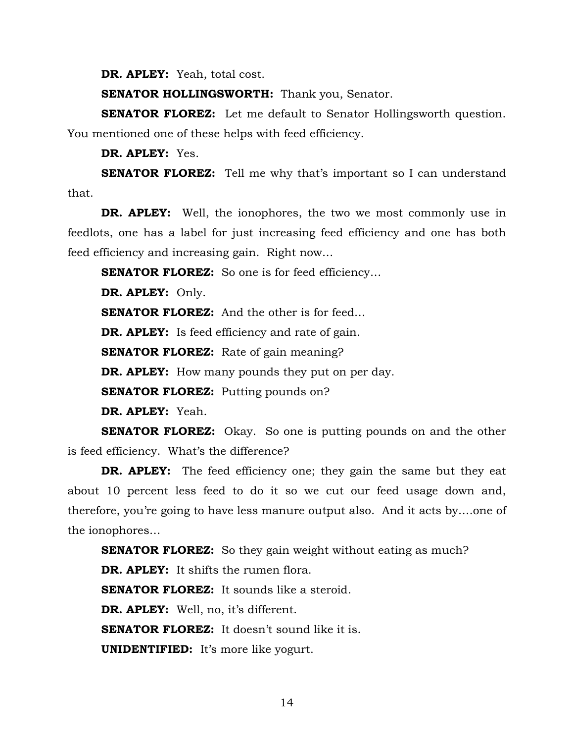**DR. APLEY:** Yeah, total cost.

**SENATOR HOLLINGSWORTH:** Thank you, Senator.

**SENATOR FLOREZ:** Let me default to Senator Hollingsworth question. You mentioned one of these helps with feed efficiency.

**DR. APLEY:** Yes.

**SENATOR FLOREZ:** Tell me why that's important so I can understand that.

**DR. APLEY:** Well, the ionophores, the two we most commonly use in feedlots, one has a label for just increasing feed efficiency and one has both feed efficiency and increasing gain. Right now…

**SENATOR FLOREZ:** So one is for feed efficiency…

**DR. APLEY:** Only.

**SENATOR FLOREZ:** And the other is for feed…

**DR. APLEY:** Is feed efficiency and rate of gain.

**SENATOR FLOREZ:** Rate of gain meaning?

**DR. APLEY:** How many pounds they put on per day.

**SENATOR FLOREZ:** Putting pounds on?

**DR. APLEY:** Yeah.

**SENATOR FLOREZ:** Okay. So one is putting pounds on and the other is feed efficiency. What's the difference?

**DR. APLEY:** The feed efficiency one; they gain the same but they eat about 10 percent less feed to do it so we cut our feed usage down and, therefore, you're going to have less manure output also. And it acts by….one of the ionophores…

**SENATOR FLOREZ:** So they gain weight without eating as much?

**DR. APLEY:** It shifts the rumen flora.

**SENATOR FLOREZ:** It sounds like a steroid.

**DR. APLEY:** Well, no, it's different.

**SENATOR FLOREZ:** It doesn't sound like it is.

**UNIDENTIFIED:** It's more like yogurt.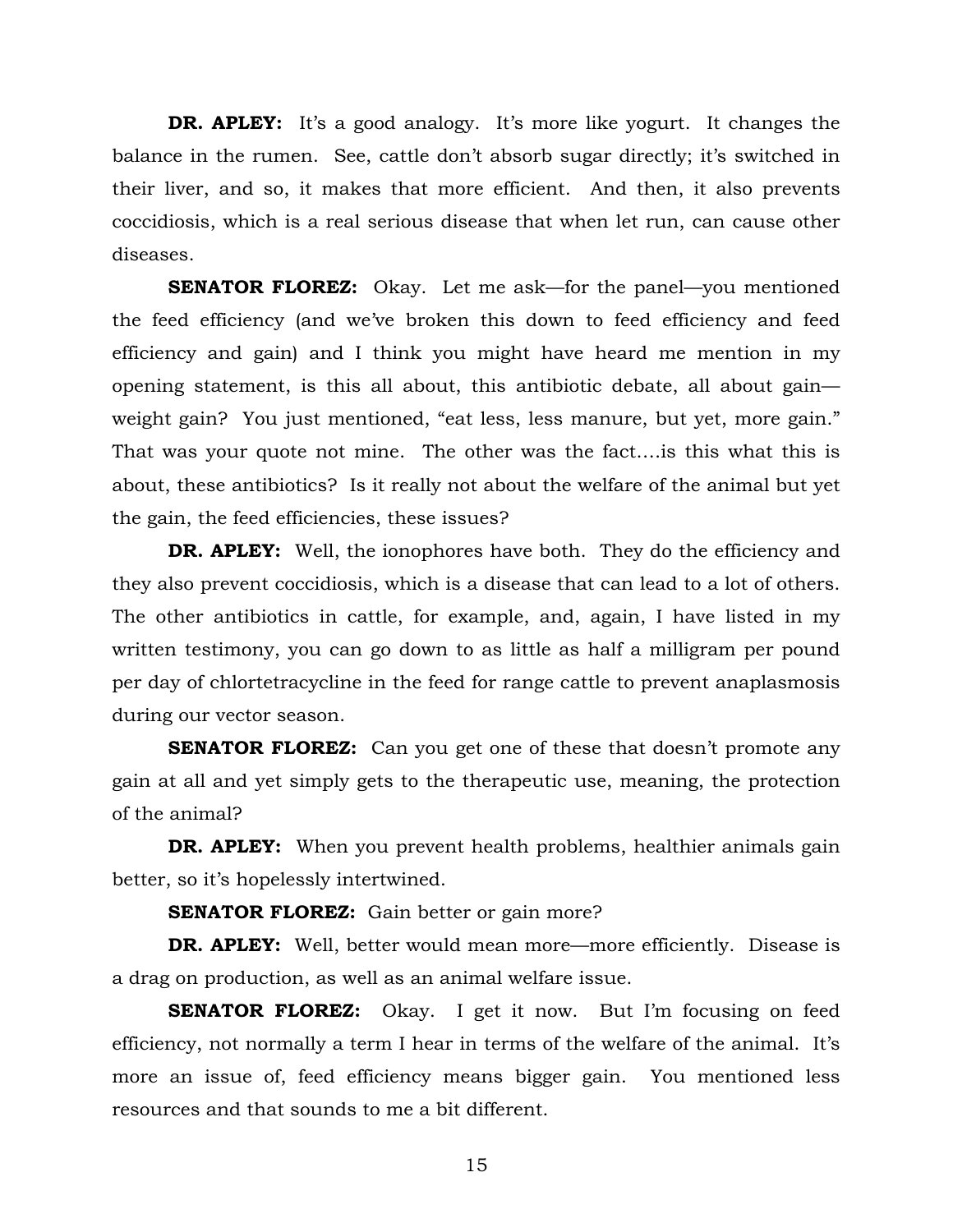**DR. APLEY:** It's a good analogy. It's more like yogurt. It changes the balance in the rumen. See, cattle don't absorb sugar directly; it's switched in their liver, and so, it makes that more efficient. And then, it also prevents coccidiosis, which is a real serious disease that when let run, can cause other diseases.

**SENATOR FLOREZ:** Okay. Let me ask—for the panel—you mentioned the feed efficiency (and we've broken this down to feed efficiency and feed efficiency and gain) and I think you might have heard me mention in my opening statement, is this all about, this antibiotic debate, all about gain—weight gain? You just mentioned, "eat less, less manure, but yet, more gain." That was your quote not mine. The other was the fact….is this what this is about, these antibiotics? Is it really not about the welfare of the animal but yet the gain, the feed efficiencies, these issues?

**DR. APLEY:** Well, the ionophores have both. They do the efficiency and they also prevent coccidiosis, which is a disease that can lead to a lot of others. The other antibiotics in cattle, for example, and, again, I have listed in my written testimony, you can go down to as little as half a milligram per pound per day of chlortetracycline in the feed for range cattle to prevent anaplasmosis during our vector season.

**SENATOR FLOREZ:** Can you get one of these that doesn't promote any gain at all and yet simply gets to the therapeutic use, meaning, the protection of the animal?

**DR. APLEY:** When you prevent health problems, healthier animals gain better, so it's hopelessly intertwined.

**SENATOR FLOREZ:** Gain better or gain more?

**DR. APLEY:** Well, better would mean more—more efficiently. Disease is a drag on production, as well as an animal welfare issue.

**SENATOR FLOREZ:** Okay. I get it now. But I'm focusing on feed efficiency, not normally a term I hear in terms of the welfare of the animal. It's more an issue of, feed efficiency means bigger gain. You mentioned less resources and that sounds to me a bit different.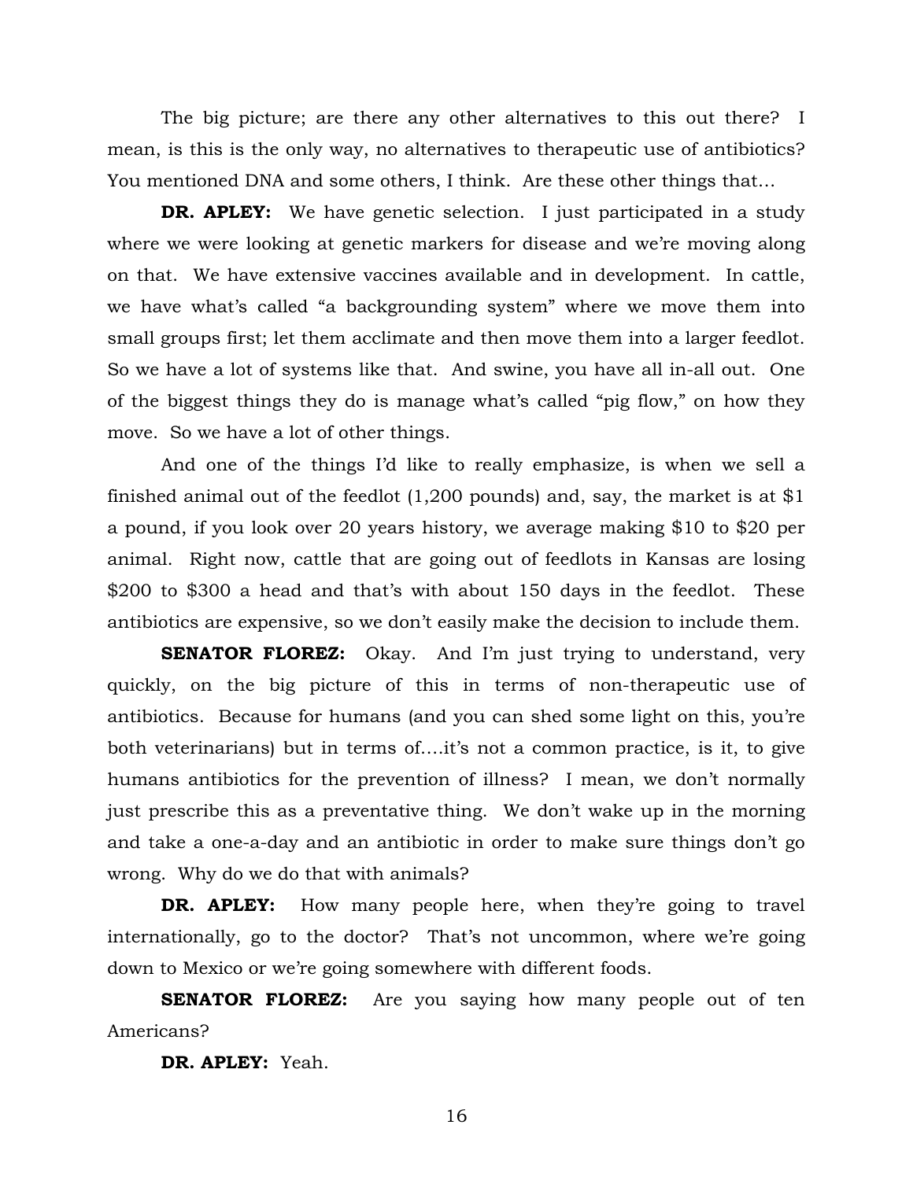The big picture; are there any other alternatives to this out there? I mean, is this is the only way, no alternatives to therapeutic use of antibiotics? You mentioned DNA and some others, I think. Are these other things that…

**DR. APLEY:** We have genetic selection. I just participated in a study where we were looking at genetic markers for disease and we're moving along on that. We have extensive vaccines available and in development. In cattle, we have what's called "a backgrounding system" where we move them into small groups first; let them acclimate and then move them into a larger feedlot. So we have a lot of systems like that. And swine, you have all in-all out. One of the biggest things they do is manage what's called "pig flow," on how they move. So we have a lot of other things.

And one of the things I'd like to really emphasize, is when we sell a finished animal out of the feedlot (1,200 pounds) and, say, the market is at $1 a pound, if you look over 20 years history, we average making $10 to $20 per animal. Right now, cattle that are going out of feedlots in Kansas are losing $200 to $300 a head and that's with about 150 days in the feedlot. These antibiotics are expensive, so we don't easily make the decision to include them.

**SENATOR FLOREZ:** Okay. And I'm just trying to understand, very quickly, on the big picture of this in terms of non-therapeutic use of antibiotics. Because for humans (and you can shed some light on this, you're both veterinarians) but in terms of….it's not a common practice, is it, to give humans antibiotics for the prevention of illness? I mean, we don't normally just prescribe this as a preventative thing. We don't wake up in the morning and take a one-a-day and an antibiotic in order to make sure things don't go wrong. Why do we do that with animals?

**DR. APLEY:** How many people here, when they're going to travel internationally, go to the doctor? That's not uncommon, where we're going down to Mexico or we're going somewhere with different foods.

**SENATOR FLOREZ:** Are you saying how many people out of ten Americans?

**DR. APLEY:** Yeah.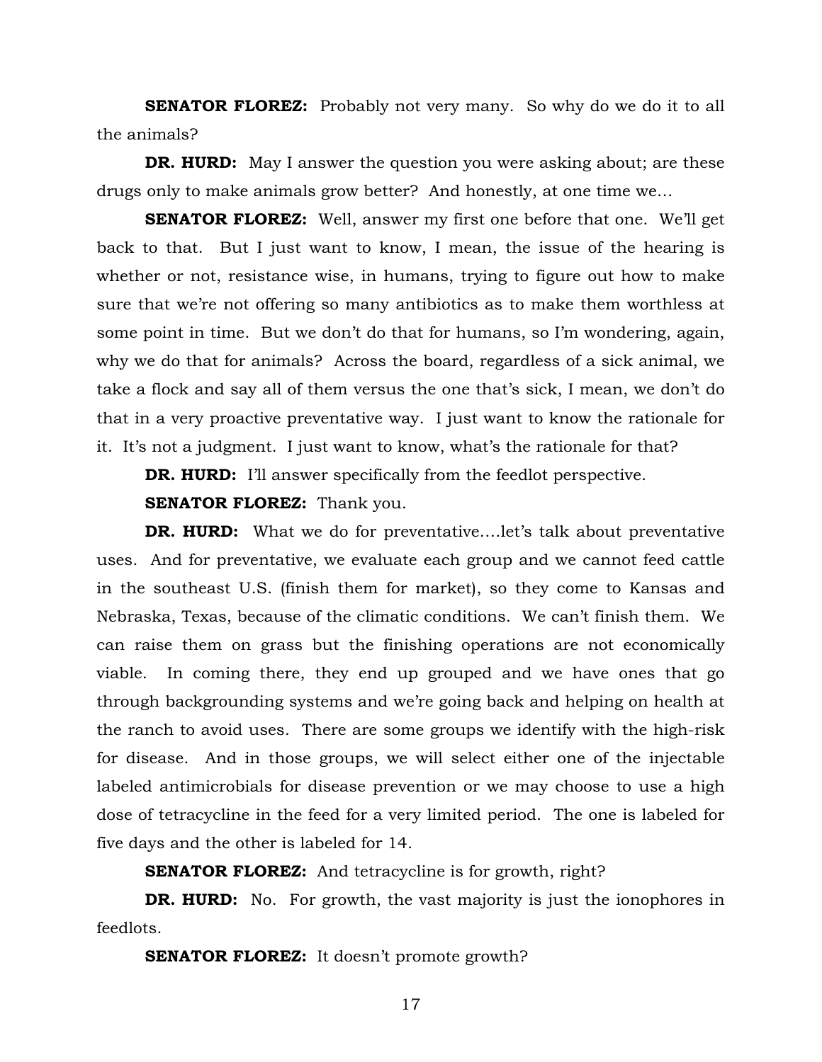**SENATOR FLOREZ:** Probably not very many. So why do we do it to all the animals?

**DR. HURD:** May I answer the question you were asking about; are these drugs only to make animals grow better? And honestly, at one time we…

**SENATOR FLOREZ:** Well, answer my first one before that one. We'll get back to that. But I just want to know, I mean, the issue of the hearing is whether or not, resistance wise, in humans, trying to figure out how to make sure that we're not offering so many antibiotics as to make them worthless at some point in time. But we don't do that for humans, so I'm wondering, again, why we do that for animals? Across the board, regardless of a sick animal, we take a flock and say all of them versus the one that's sick, I mean, we don't do that in a very proactive preventative way. I just want to know the rationale for it. It's not a judgment. I just want to know, what's the rationale for that?

**DR. HURD:** I'll answer specifically from the feedlot perspective.

**SENATOR FLOREZ:** Thank you.

**DR. HURD:** What we do for preventative….let's talk about preventative uses. And for preventative, we evaluate each group and we cannot feed cattle in the southeast U.S. (finish them for market), so they come to Kansas and Nebraska, Texas, because of the climatic conditions. We can't finish them. We can raise them on grass but the finishing operations are not economically viable. In coming there, they end up grouped and we have ones that go through backgrounding systems and we're going back and helping on health at the ranch to avoid uses. There are some groups we identify with the high-risk for disease. And in those groups, we will select either one of the injectable labeled antimicrobials for disease prevention or we may choose to use a high dose of tetracycline in the feed for a very limited period. The one is labeled for five days and the other is labeled for 14.

**SENATOR FLOREZ:** And tetracycline is for growth, right?

**DR. HURD:** No. For growth, the vast majority is just the ionophores in feedlots.

**SENATOR FLOREZ:** It doesn't promote growth?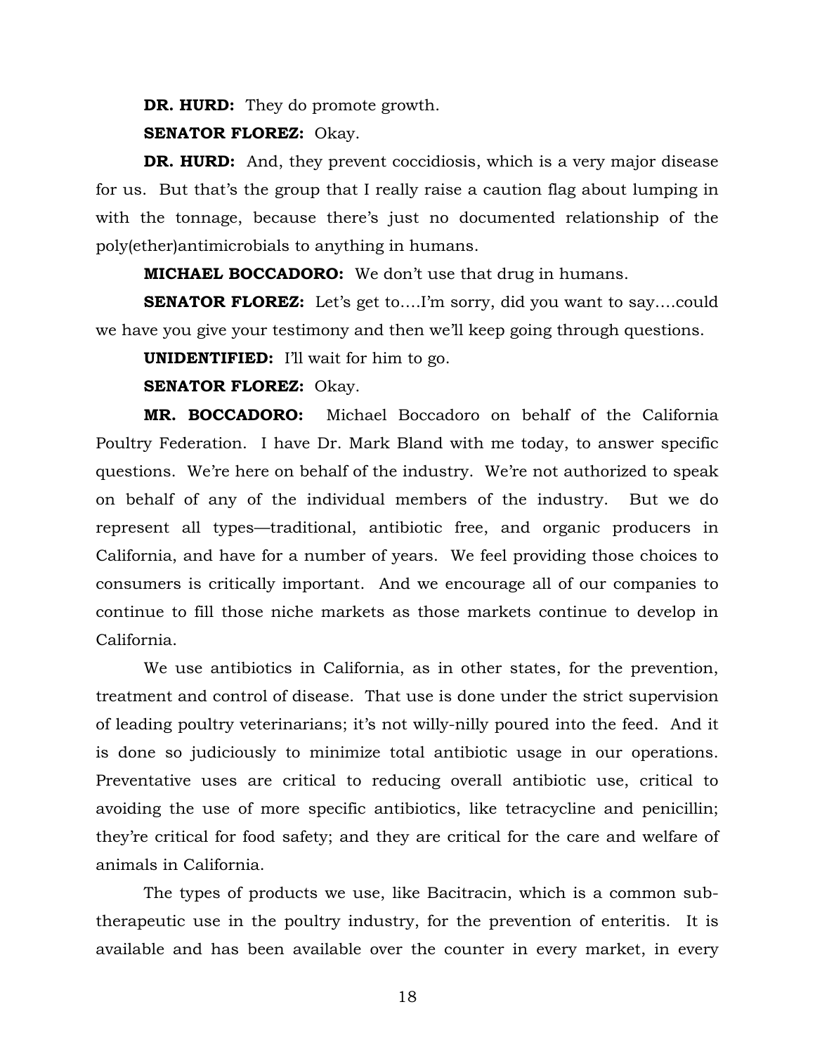**DR. HURD:** They do promote growth.

**SENATOR FLOREZ:** Okay.

**DR. HURD:** And, they prevent coccidiosis, which is a very major disease for us. But that's the group that I really raise a caution flag about lumping in with the tonnage, because there's just no documented relationship of the poly(ether)antimicrobials to anything in humans.

**MICHAEL BOCCADORO:** We don't use that drug in humans.

**SENATOR FLOREZ:** Let's get to….I'm sorry, did you want to say….could we have you give your testimony and then we'll keep going through questions.

**UNIDENTIFIED:** I'll wait for him to go.

**SENATOR FLOREZ:** Okay.

**MR. BOCCADORO:** Michael Boccadoro on behalf of the California Poultry Federation. I have Dr. Mark Bland with me today, to answer specific questions. We're here on behalf of the industry. We're not authorized to speak on behalf of any of the individual members of the industry. But we do represent all types—traditional, antibiotic free, and organic producers in California, and have for a number of years. We feel providing those choices to consumers is critically important. And we encourage all of our companies to continue to fill those niche markets as those markets continue to develop in California.

We use antibiotics in California, as in other states, for the prevention, treatment and control of disease. That use is done under the strict supervision of leading poultry veterinarians; it's not willy-nilly poured into the feed. And it is done so judiciously to minimize total antibiotic usage in our operations. Preventative uses are critical to reducing overall antibiotic use, critical to avoiding the use of more specific antibiotics, like tetracycline and penicillin; they're critical for food safety; and they are critical for the care and welfare of animals in California.

The types of products we use, like Bacitracin, which is a common sub-therapeutic use in the poultry industry, for the prevention of enteritis. It is available and has been available over the counter in every market, in every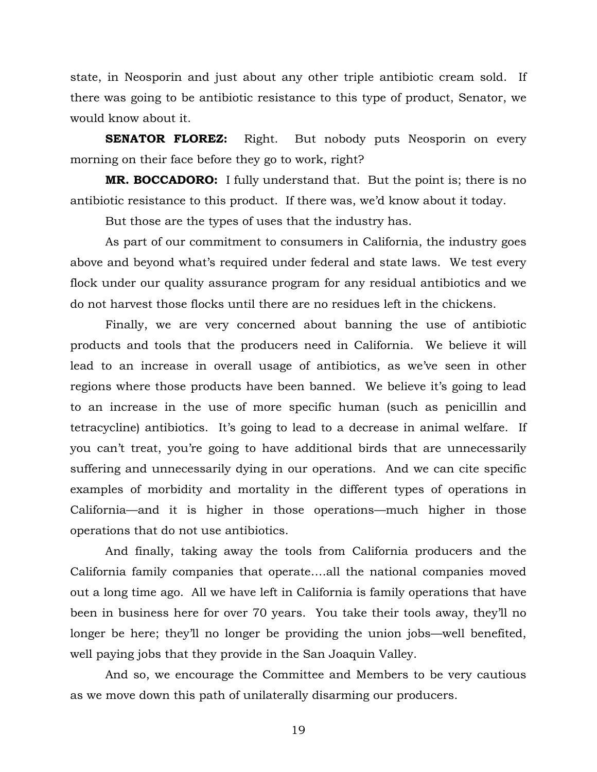state, in Neosporin and just about any other triple antibiotic cream sold. If there was going to be antibiotic resistance to this type of product, Senator, we would know about it.

**SENATOR FLOREZ:** Right. But nobody puts Neosporin on every morning on their face before they go to work, right?

**MR. BOCCADORO:** I fully understand that. But the point is; there is no antibiotic resistance to this product. If there was, we'd know about it today.

But those are the types of uses that the industry has.

As part of our commitment to consumers in California, the industry goes above and beyond what's required under federal and state laws. We test every flock under our quality assurance program for any residual antibiotics and we do not harvest those flocks until there are no residues left in the chickens.

Finally, we are very concerned about banning the use of antibiotic products and tools that the producers need in California. We believe it will lead to an increase in overall usage of antibiotics, as we've seen in other regions where those products have been banned. We believe it's going to lead to an increase in the use of more specific human (such as penicillin and tetracycline) antibiotics. It's going to lead to a decrease in animal welfare. If you can't treat, you're going to have additional birds that are unnecessarily suffering and unnecessarily dying in our operations. And we can cite specific examples of morbidity and mortality in the different types of operations in California—and it is higher in those operations—much higher in those operations that do not use antibiotics.

And finally, taking away the tools from California producers and the California family companies that operate….all the national companies moved out a long time ago. All we have left in California is family operations that have been in business here for over 70 years. You take their tools away, they'll no longer be here; they'll no longer be providing the union jobs—well benefited, well paying jobs that they provide in the San Joaquin Valley.

And so, we encourage the Committee and Members to be very cautious as we move down this path of unilaterally disarming our producers.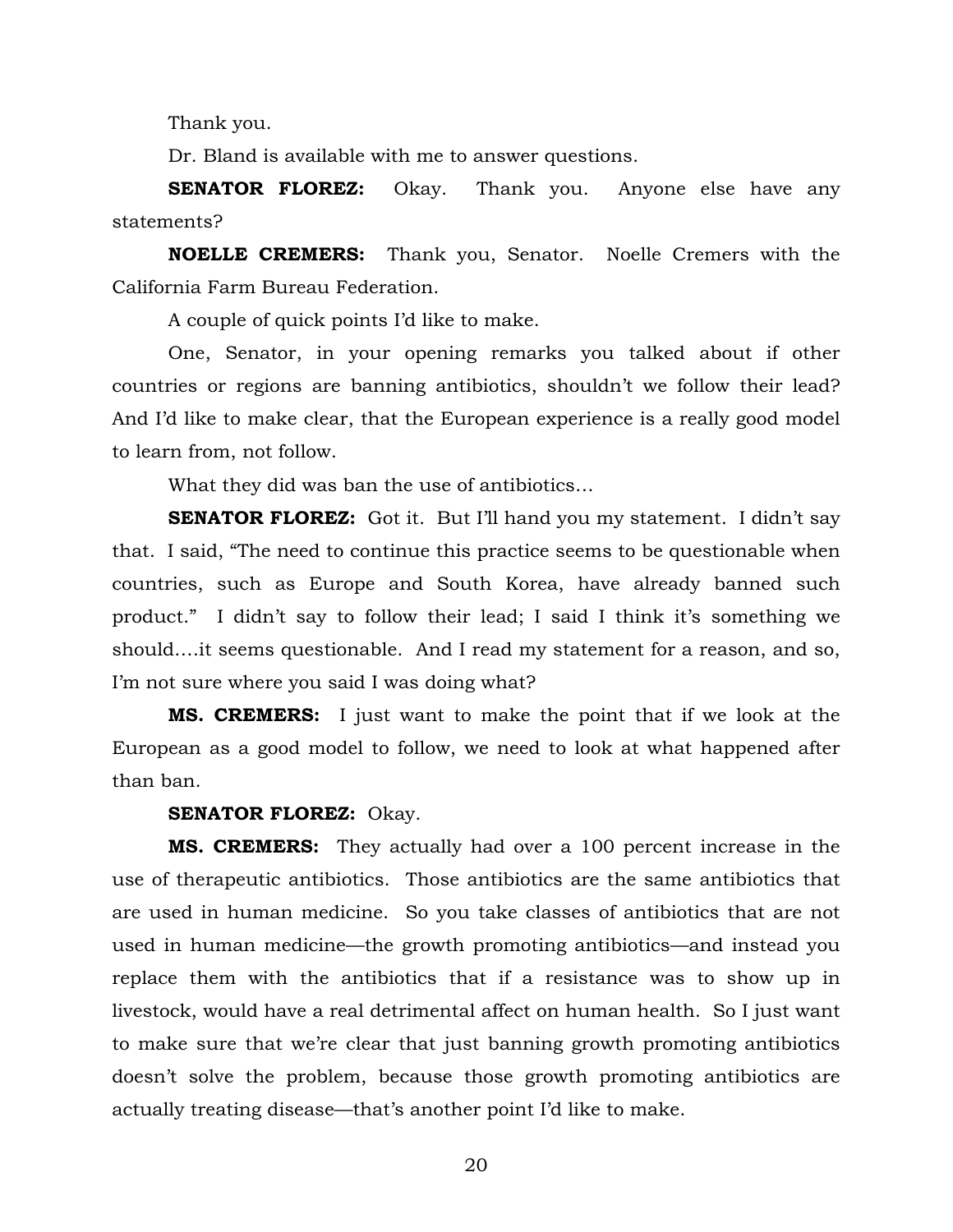Thank you.

Dr. Bland is available with me to answer questions.

**SENATOR FLOREZ:** Okay. Thank you. Anyone else have any statements?

**NOELLE CREMERS:** Thank you, Senator. Noelle Cremers with the California Farm Bureau Federation.

A couple of quick points I'd like to make.

One, Senator, in your opening remarks you talked about if other countries or regions are banning antibiotics, shouldn't we follow their lead? And I'd like to make clear, that the European experience is a really good model to learn from, not follow.

What they did was ban the use of antibiotics…

**SENATOR FLOREZ:** Got it. But I'll hand you my statement. I didn't say that. I said, "The need to continue this practice seems to be questionable when countries, such as Europe and South Korea, have already banned such product." I didn't say to follow their lead; I said I think it's something we should….it seems questionable. And I read my statement for a reason, and so, I'm not sure where you said I was doing what?

**MS. CREMERS:** I just want to make the point that if we look at the European as a good model to follow, we need to look at what happened after than ban.

**SENATOR FLOREZ:** Okay.

**MS. CREMERS:** They actually had over a 100 percent increase in the use of therapeutic antibiotics. Those antibiotics are the same antibiotics that are used in human medicine. So you take classes of antibiotics that are not used in human medicine—the growth promoting antibiotics—and instead you replace them with the antibiotics that if a resistance was to show up in livestock, would have a real detrimental affect on human health. So I just want to make sure that we're clear that just banning growth promoting antibiotics doesn't solve the problem, because those growth promoting antibiotics are actually treating disease—that's another point I'd like to make.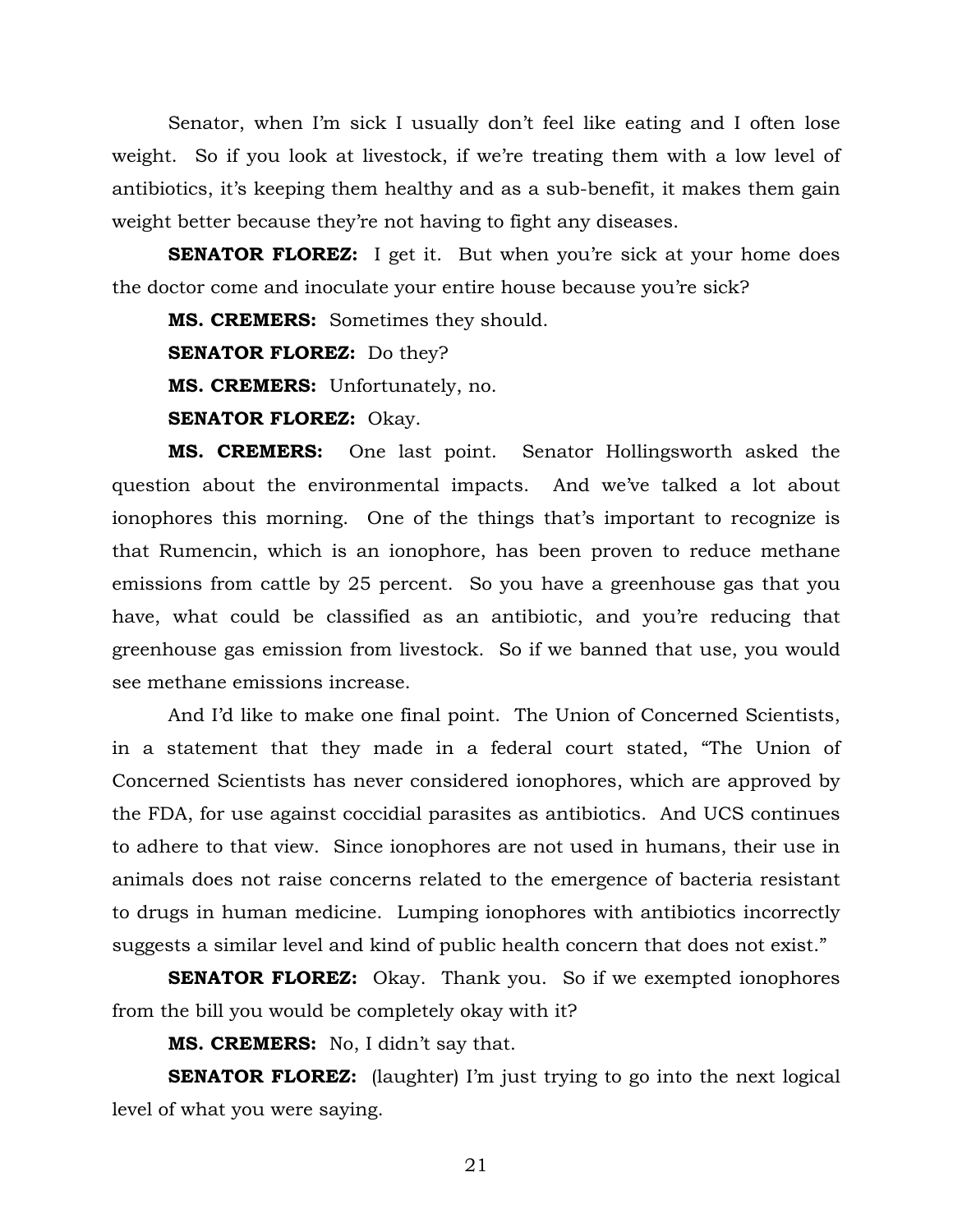Senator, when I'm sick I usually don't feel like eating and I often lose weight. So if you look at livestock, if we're treating them with a low level of antibiotics, it's keeping them healthy and as a sub-benefit, it makes them gain weight better because they're not having to fight any diseases.

**SENATOR FLOREZ:** I get it. But when you're sick at your home does the doctor come and inoculate your entire house because you're sick?

**MS. CREMERS:** Sometimes they should.

**SENATOR FLOREZ:** Do they?

**MS. CREMERS:** Unfortunately, no.

**SENATOR FLOREZ:** Okay.

**MS. CREMERS:** One last point. Senator Hollingsworth asked the question about the environmental impacts. And we've talked a lot about ionophores this morning. One of the things that's important to recognize is that Rumencin, which is an ionophore, has been proven to reduce methane emissions from cattle by 25 percent. So you have a greenhouse gas that you have, what could be classified as an antibiotic, and you're reducing that greenhouse gas emission from livestock. So if we banned that use, you would see methane emissions increase.

And I'd like to make one final point. The Union of Concerned Scientists, in a statement that they made in a federal court stated, "The Union of Concerned Scientists has never considered ionophores, which are approved by the FDA, for use against coccidial parasites as antibiotics. And UCS continues to adhere to that view. Since ionophores are not used in humans, their use in animals does not raise concerns related to the emergence of bacteria resistant to drugs in human medicine. Lumping ionophores with antibiotics incorrectly suggests a similar level and kind of public health concern that does not exist."

**SENATOR FLOREZ:** Okay. Thank you. So if we exempted ionophores from the bill you would be completely okay with it?

**MS. CREMERS:** No, I didn't say that.

**SENATOR FLOREZ:** (laughter) I'm just trying to go into the next logical level of what you were saying.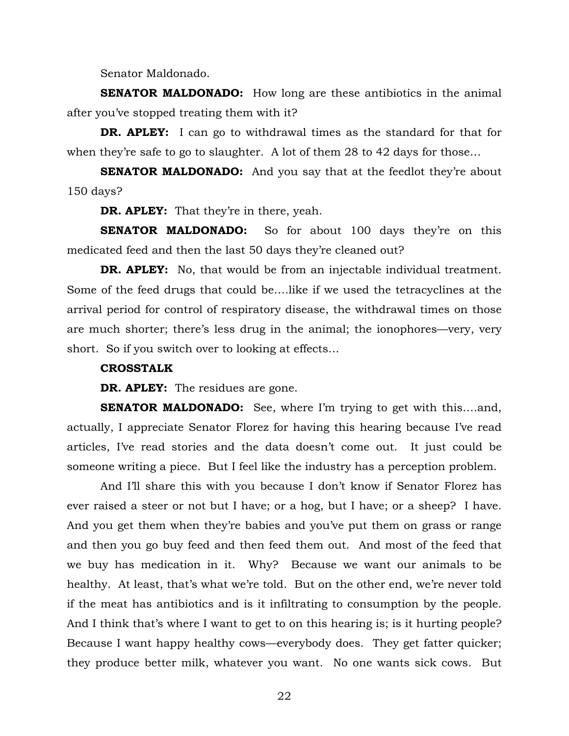Senator Maldonado.

**SENATOR MALDONADO:** How long are these antibiotics in the animal after you've stopped treating them with it?

**DR. APLEY:** I can go to withdrawal times as the standard for that for when they're safe to go to slaughter. A lot of them 28 to 42 days for those…

**SENATOR MALDONADO:** And you say that at the feedlot they're about 150 days?

**DR. APLEY:** That they're in there, yeah.

**SENATOR MALDONADO:** So for about 100 days they're on this medicated feed and then the last 50 days they're cleaned out?

**DR. APLEY:** No, that would be from an injectable individual treatment. Some of the feed drugs that could be….like if we used the tetracyclines at the arrival period for control of respiratory disease, the withdrawal times on those are much shorter; there's less drug in the animal; the ionophores—very, very short. So if you switch over to looking at effects…

**CROSSTALK**

**DR. APLEY:** The residues are gone.

**SENATOR MALDONADO:** See, where I'm trying to get with this….and, actually, I appreciate Senator Florez for having this hearing because I've read articles, I've read stories and the data doesn't come out. It just could be someone writing a piece. But I feel like the industry has a perception problem.

And I'll share this with you because I don't know if Senator Florez has ever raised a steer or not but I have; or a hog, but I have; or a sheep? I have. And you get them when they're babies and you've put them on grass or range and then you go buy feed and then feed them out. And most of the feed that we buy has medication in it. Why? Because we want our animals to be healthy. At least, that's what we're told. But on the other end, we're never told if the meat has antibiotics and is it infiltrating to consumption by the people. And I think that's where I want to get to on this hearing is; is it hurting people? Because I want happy healthy cows—everybody does. They get fatter quicker; they produce better milk, whatever you want. No one wants sick cows. But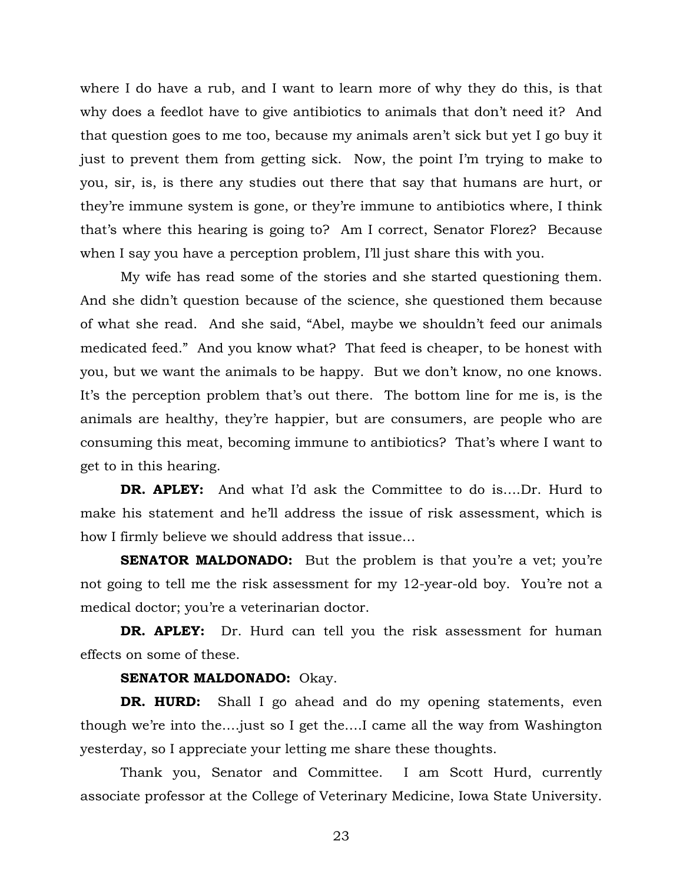where I do have a rub, and I want to learn more of why they do this, is that why does a feedlot have to give antibiotics to animals that don't need it? And that question goes to me too, because my animals aren't sick but yet I go buy it just to prevent them from getting sick. Now, the point I'm trying to make to you, sir, is, is there any studies out there that say that humans are hurt, or they're immune system is gone, or they're immune to antibiotics where, I think that's where this hearing is going to? Am I correct, Senator Florez? Because when I say you have a perception problem, I'll just share this with you.

My wife has read some of the stories and she started questioning them. And she didn't question because of the science, she questioned them because of what she read. And she said, "Abel, maybe we shouldn't feed our animals medicated feed." And you know what? That feed is cheaper, to be honest with you, but we want the animals to be happy. But we don't know, no one knows. It's the perception problem that's out there. The bottom line for me is, is the animals are healthy, they're happier, but are consumers, are people who are consuming this meat, becoming immune to antibiotics? That's where I want to get to in this hearing.

**DR. APLEY:** And what I'd ask the Committee to do is….Dr. Hurd to make his statement and he'll address the issue of risk assessment, which is how I firmly believe we should address that issue…

**SENATOR MALDONADO:** But the problem is that you're a vet; you're not going to tell me the risk assessment for my 12-year-old boy. You're not a medical doctor; you're a veterinarian doctor.

**DR. APLEY:** Dr. Hurd can tell you the risk assessment for human effects on some of these.

**SENATOR MALDONADO:** Okay.

**DR. HURD:** Shall I go ahead and do my opening statements, even though we're into the….just so I get the….I came all the way from Washington yesterday, so I appreciate your letting me share these thoughts.

Thank you, Senator and Committee. I am Scott Hurd, currently associate professor at the College of Veterinary Medicine, Iowa State University.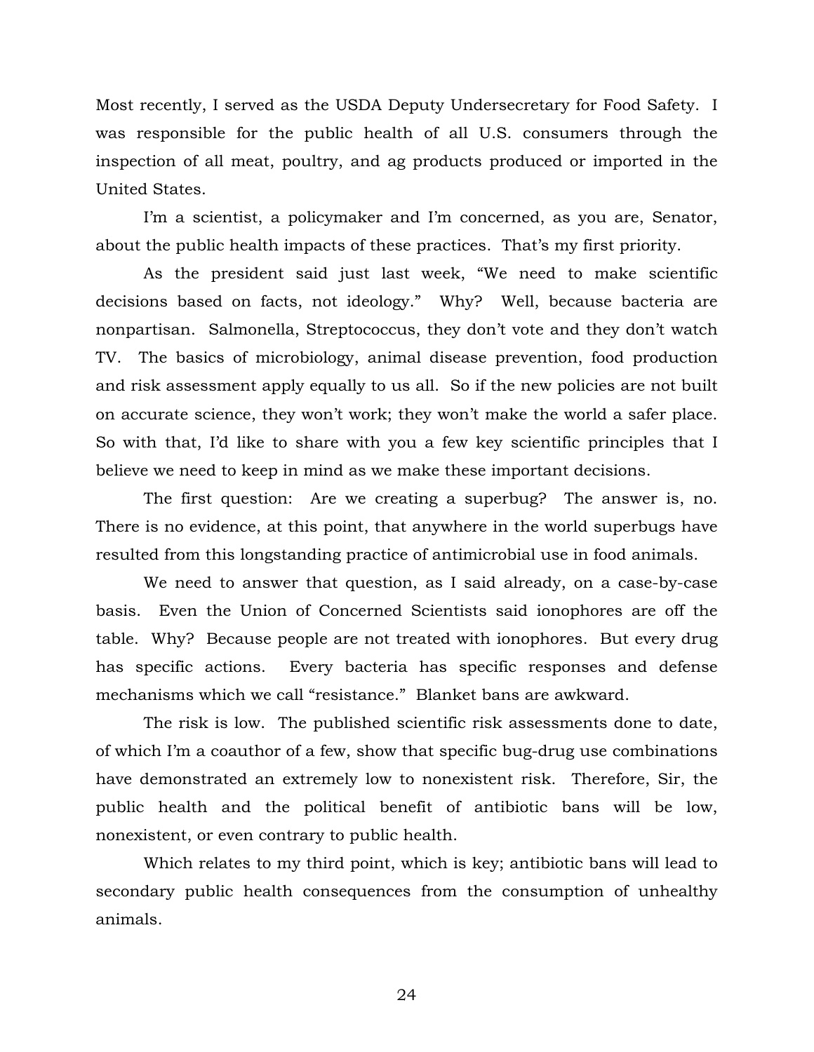Most recently, I served as the USDA Deputy Undersecretary for Food Safety. I was responsible for the public health of all U.S. consumers through the inspection of all meat, poultry, and ag products produced or imported in the United States.

I'm a scientist, a policymaker and I'm concerned, as you are, Senator, about the public health impacts of these practices. That's my first priority.

As the president said just last week, "We need to make scientific decisions based on facts, not ideology." Why? Well, because bacteria are nonpartisan. Salmonella, Streptococcus, they don't vote and they don't watch TV. The basics of microbiology, animal disease prevention, food production and risk assessment apply equally to us all. So if the new policies are not built on accurate science, they won't work; they won't make the world a safer place. So with that, I'd like to share with you a few key scientific principles that I believe we need to keep in mind as we make these important decisions.

The first question: Are we creating a superbug? The answer is, no. There is no evidence, at this point, that anywhere in the world superbugs have resulted from this longstanding practice of antimicrobial use in food animals.

We need to answer that question, as I said already, on a case-by-case basis. Even the Union of Concerned Scientists said ionophores are off the table. Why? Because people are not treated with ionophores. But every drug has specific actions. Every bacteria has specific responses and defense mechanisms which we call "resistance." Blanket bans are awkward.

The risk is low. The published scientific risk assessments done to date, of which I'm a coauthor of a few, show that specific bug-drug use combinations have demonstrated an extremely low to nonexistent risk. Therefore, Sir, the public health and the political benefit of antibiotic bans will be low, nonexistent, or even contrary to public health.

Which relates to my third point, which is key; antibiotic bans will lead to secondary public health consequences from the consumption of unhealthy animals.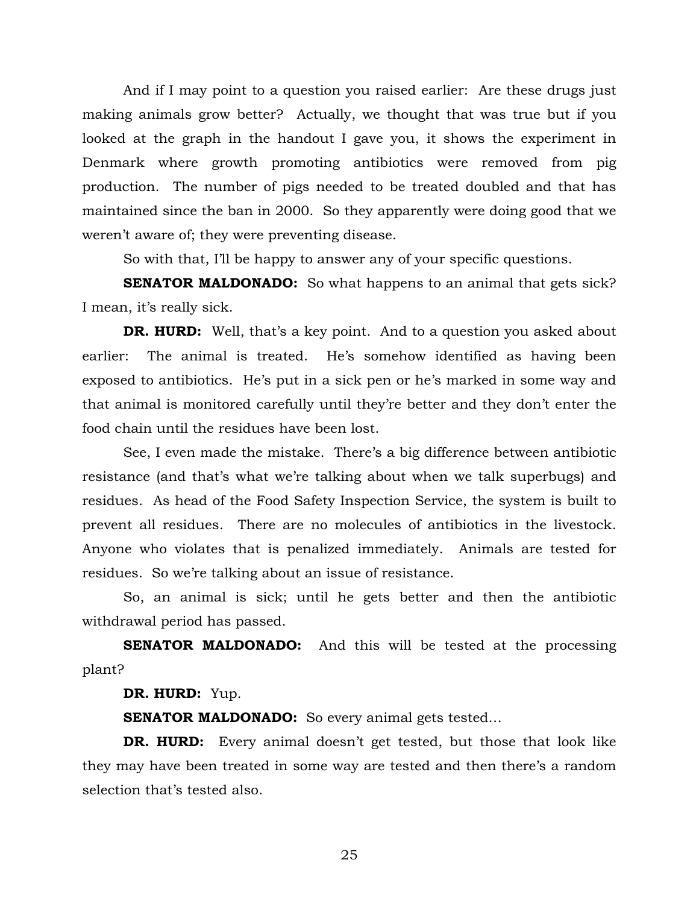And if I may point to a question you raised earlier: Are these drugs just making animals grow better? Actually, we thought that was true but if you looked at the graph in the handout I gave you, it shows the experiment in Denmark where growth promoting antibiotics were removed from pig production. The number of pigs needed to be treated doubled and that has maintained since the ban in 2000. So they apparently were doing good that we weren't aware of; they were preventing disease.

So with that, I'll be happy to answer any of your specific questions.

**SENATOR MALDONADO:** So what happens to an animal that gets sick? I mean, it's really sick.

**DR. HURD:** Well, that's a key point. And to a question you asked about earlier: The animal is treated. He's somehow identified as having been exposed to antibiotics. He's put in a sick pen or he's marked in some way and that animal is monitored carefully until they're better and they don't enter the food chain until the residues have been lost.

See, I even made the mistake. There's a big difference between antibiotic resistance (and that's what we're talking about when we talk superbugs) and residues. As head of the Food Safety Inspection Service, the system is built to prevent all residues. There are no molecules of antibiotics in the livestock. Anyone who violates that is penalized immediately. Animals are tested for residues. So we're talking about an issue of resistance.

So, an animal is sick; until he gets better and then the antibiotic withdrawal period has passed.

**SENATOR MALDONADO:** And this will be tested at the processing plant?

**DR. HURD:** Yup.

**SENATOR MALDONADO:** So every animal gets tested…

**DR. HURD:** Every animal doesn't get tested, but those that look like they may have been treated in some way are tested and then there's a random selection that's tested also.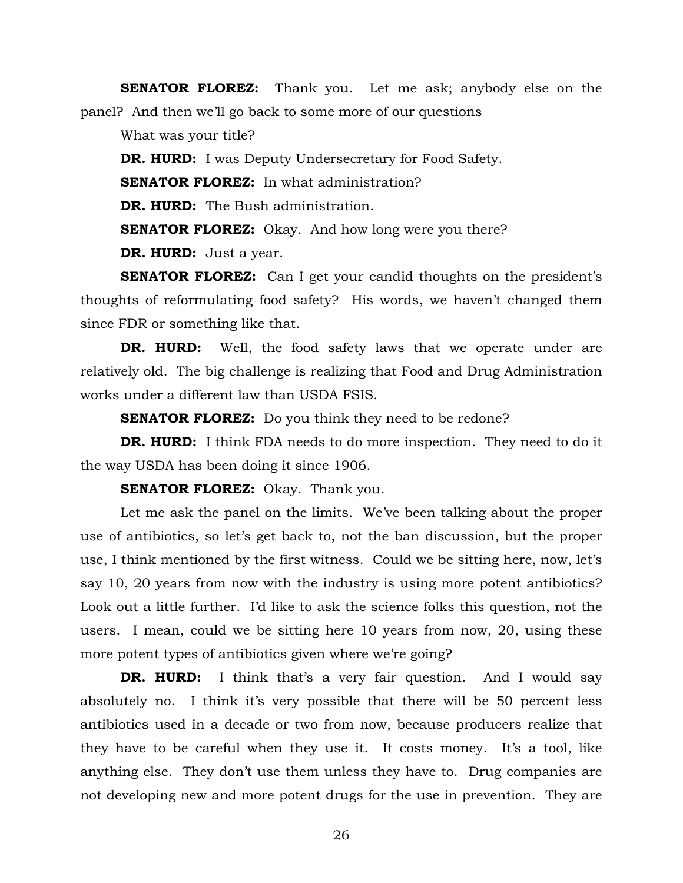**SENATOR FLOREZ:** Thank you. Let me ask; anybody else on the panel? And then we'll go back to some more of our questions

What was your title?

**DR. HURD:** I was Deputy Undersecretary for Food Safety.

**SENATOR FLOREZ:** In what administration?

**DR. HURD:** The Bush administration.

**SENATOR FLOREZ:** Okay. And how long were you there?

**DR. HURD:** Just a year.

**SENATOR FLOREZ:** Can I get your candid thoughts on the president's thoughts of reformulating food safety? His words, we haven't changed them since FDR or something like that.

**DR. HURD:** Well, the food safety laws that we operate under are relatively old. The big challenge is realizing that Food and Drug Administration works under a different law than USDA FSIS.

**SENATOR FLOREZ:** Do you think they need to be redone?

**DR. HURD:** I think FDA needs to do more inspection. They need to do it the way USDA has been doing it since 1906.

**SENATOR FLOREZ:** Okay. Thank you.

Let me ask the panel on the limits. We've been talking about the proper use of antibiotics, so let's get back to, not the ban discussion, but the proper use, I think mentioned by the first witness. Could we be sitting here, now, let's say 10, 20 years from now with the industry is using more potent antibiotics? Look out a little further. I'd like to ask the science folks this question, not the users. I mean, could we be sitting here 10 years from now, 20, using these more potent types of antibiotics given where we're going?

**DR. HURD:** I think that's a very fair question. And I would say absolutely no. I think it's very possible that there will be 50 percent less antibiotics used in a decade or two from now, because producers realize that they have to be careful when they use it. It costs money. It's a tool, like anything else. They don't use them unless they have to. Drug companies are not developing new and more potent drugs for the use in prevention. They are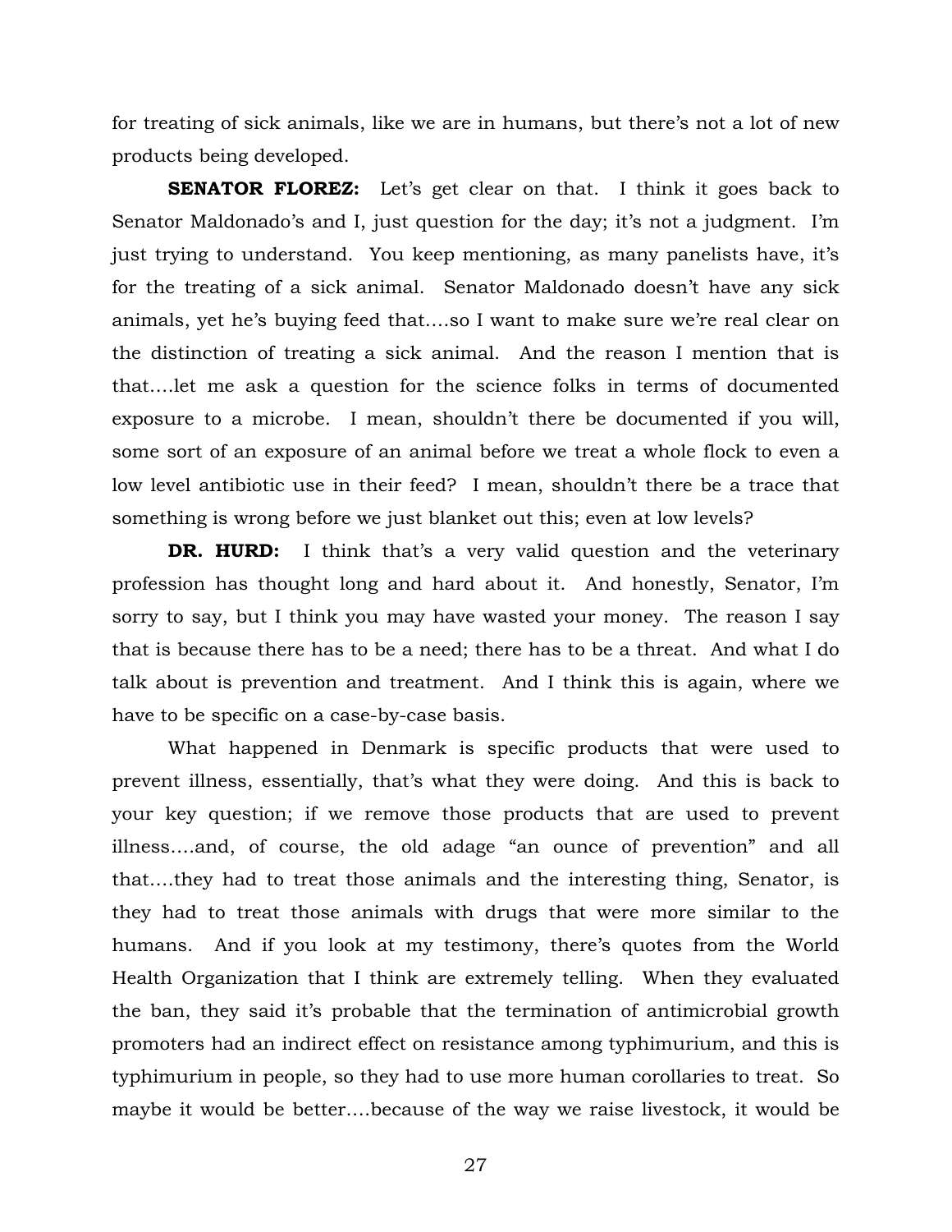for treating of sick animals, like we are in humans, but there's not a lot of new products being developed.

**SENATOR FLOREZ:** Let's get clear on that. I think it goes back to Senator Maldonado's and I, just question for the day; it's not a judgment. I'm just trying to understand. You keep mentioning, as many panelists have, it's for the treating of a sick animal. Senator Maldonado doesn't have any sick animals, yet he's buying feed that….so I want to make sure we're real clear on the distinction of treating a sick animal. And the reason I mention that is that….let me ask a question for the science folks in terms of documented exposure to a microbe. I mean, shouldn't there be documented if you will, some sort of an exposure of an animal before we treat a whole flock to even a low level antibiotic use in their feed? I mean, shouldn't there be a trace that something is wrong before we just blanket out this; even at low levels?

**DR. HURD:** I think that's a very valid question and the veterinary profession has thought long and hard about it. And honestly, Senator, I'm sorry to say, but I think you may have wasted your money. The reason I say that is because there has to be a need; there has to be a threat. And what I do talk about is prevention and treatment. And I think this is again, where we have to be specific on a case-by-case basis.

What happened in Denmark is specific products that were used to prevent illness, essentially, that's what they were doing. And this is back to your key question; if we remove those products that are used to prevent illness….and, of course, the old adage "an ounce of prevention" and all that….they had to treat those animals and the interesting thing, Senator, is they had to treat those animals with drugs that were more similar to the humans. And if you look at my testimony, there's quotes from the World Health Organization that I think are extremely telling. When they evaluated the ban, they said it's probable that the termination of antimicrobial growth promoters had an indirect effect on resistance among typhimurium, and this is typhimurium in people, so they had to use more human corollaries to treat. So maybe it would be better….because of the way we raise livestock, it would be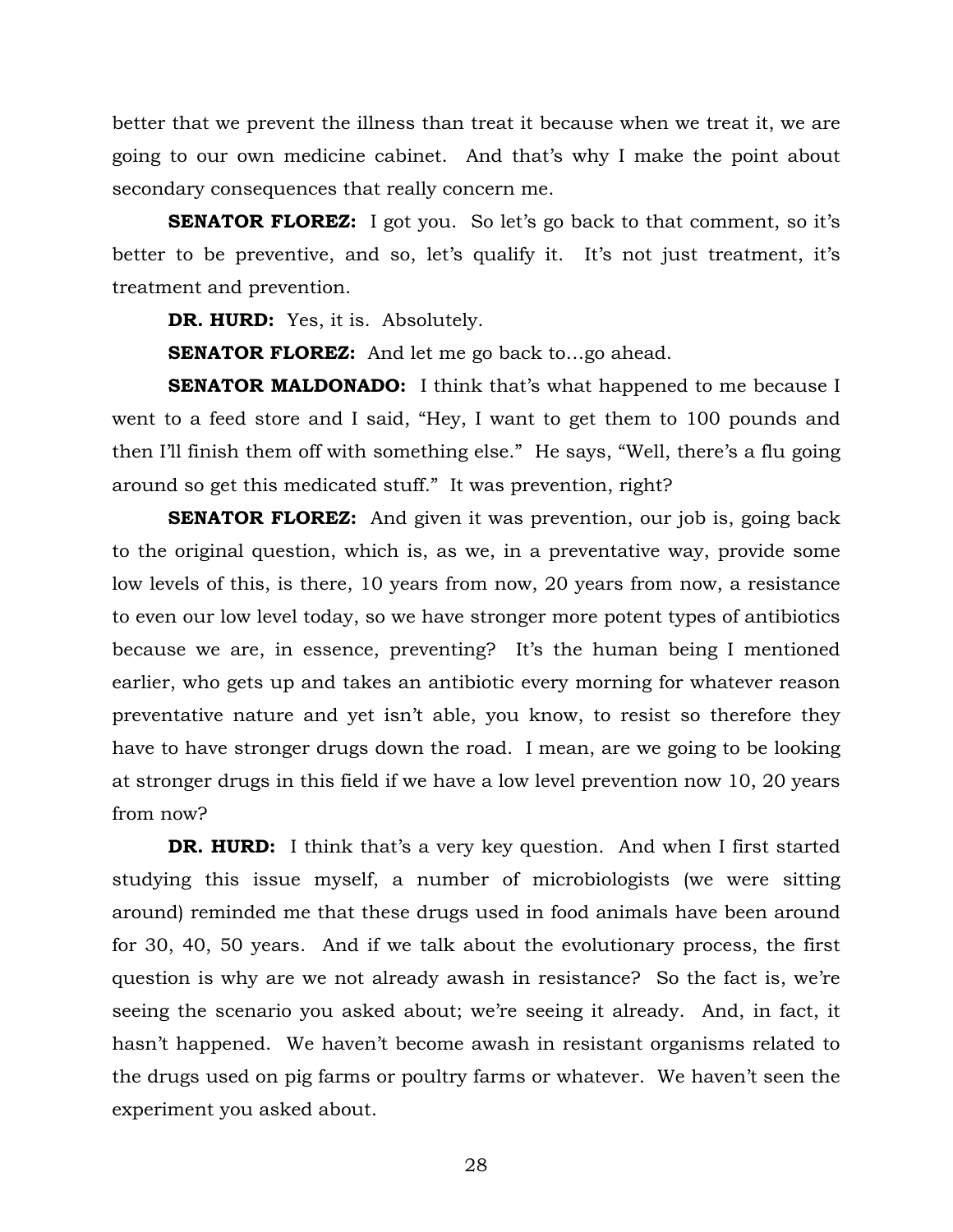better that we prevent the illness than treat it because when we treat it, we are going to our own medicine cabinet. And that's why I make the point about secondary consequences that really concern me.

**SENATOR FLOREZ:** I got you. So let's go back to that comment, so it's better to be preventive, and so, let's qualify it. It's not just treatment, it's treatment and prevention.

**DR. HURD:** Yes, it is. Absolutely.

**SENATOR FLOREZ:** And let me go back to…go ahead.

**SENATOR MALDONADO:** I think that's what happened to me because I went to a feed store and I said, "Hey, I want to get them to 100 pounds and then I'll finish them off with something else." He says, "Well, there's a flu going around so get this medicated stuff." It was prevention, right?

**SENATOR FLOREZ:** And given it was prevention, our job is, going back to the original question, which is, as we, in a preventative way, provide some low levels of this, is there, 10 years from now, 20 years from now, a resistance to even our low level today, so we have stronger more potent types of antibiotics because we are, in essence, preventing? It's the human being I mentioned earlier, who gets up and takes an antibiotic every morning for whatever reason preventative nature and yet isn't able, you know, to resist so therefore they have to have stronger drugs down the road. I mean, are we going to be looking at stronger drugs in this field if we have a low level prevention now 10, 20 years from now?

**DR. HURD:** I think that's a very key question. And when I first started studying this issue myself, a number of microbiologists (we were sitting around) reminded me that these drugs used in food animals have been around for 30, 40, 50 years. And if we talk about the evolutionary process, the first question is why are we not already awash in resistance? So the fact is, we're seeing the scenario you asked about; we're seeing it already. And, in fact, it hasn't happened. We haven't become awash in resistant organisms related to the drugs used on pig farms or poultry farms or whatever. We haven't seen the experiment you asked about.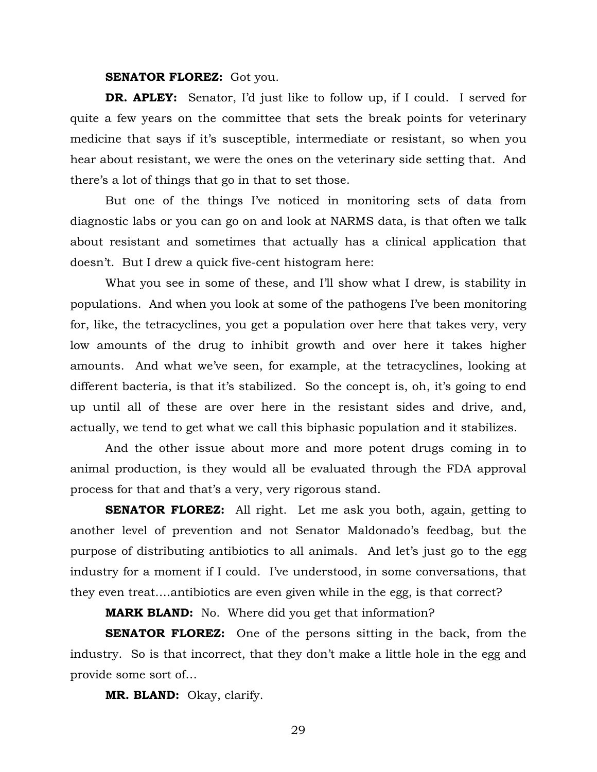**SENATOR FLOREZ:** Got you.

**DR. APLEY:** Senator, I'd just like to follow up, if I could. I served for quite a few years on the committee that sets the break points for veterinary medicine that says if it's susceptible, intermediate or resistant, so when you hear about resistant, we were the ones on the veterinary side setting that. And there's a lot of things that go in that to set those.

But one of the things I've noticed in monitoring sets of data from diagnostic labs or you can go on and look at NARMS data, is that often we talk about resistant and sometimes that actually has a clinical application that doesn't. But I drew a quick five-cent histogram here:

What you see in some of these, and I'll show what I drew, is stability in populations. And when you look at some of the pathogens I've been monitoring for, like, the tetracyclines, you get a population over here that takes very, very low amounts of the drug to inhibit growth and over here it takes higher amounts. And what we've seen, for example, at the tetracyclines, looking at different bacteria, is that it's stabilized. So the concept is, oh, it's going to end up until all of these are over here in the resistant sides and drive, and, actually, we tend to get what we call this biphasic population and it stabilizes.

And the other issue about more and more potent drugs coming in to animal production, is they would all be evaluated through the FDA approval process for that and that's a very, very rigorous stand.

**SENATOR FLOREZ:** All right. Let me ask you both, again, getting to another level of prevention and not Senator Maldonado's feedbag, but the purpose of distributing antibiotics to all animals. And let's just go to the egg industry for a moment if I could. I've understood, in some conversations, that they even treat….antibiotics are even given while in the egg, is that correct?

**MARK BLAND:** No. Where did you get that information?

**SENATOR FLOREZ:** One of the persons sitting in the back, from the industry. So is that incorrect, that they don't make a little hole in the egg and provide some sort of…

**MR. BLAND:** Okay, clarify.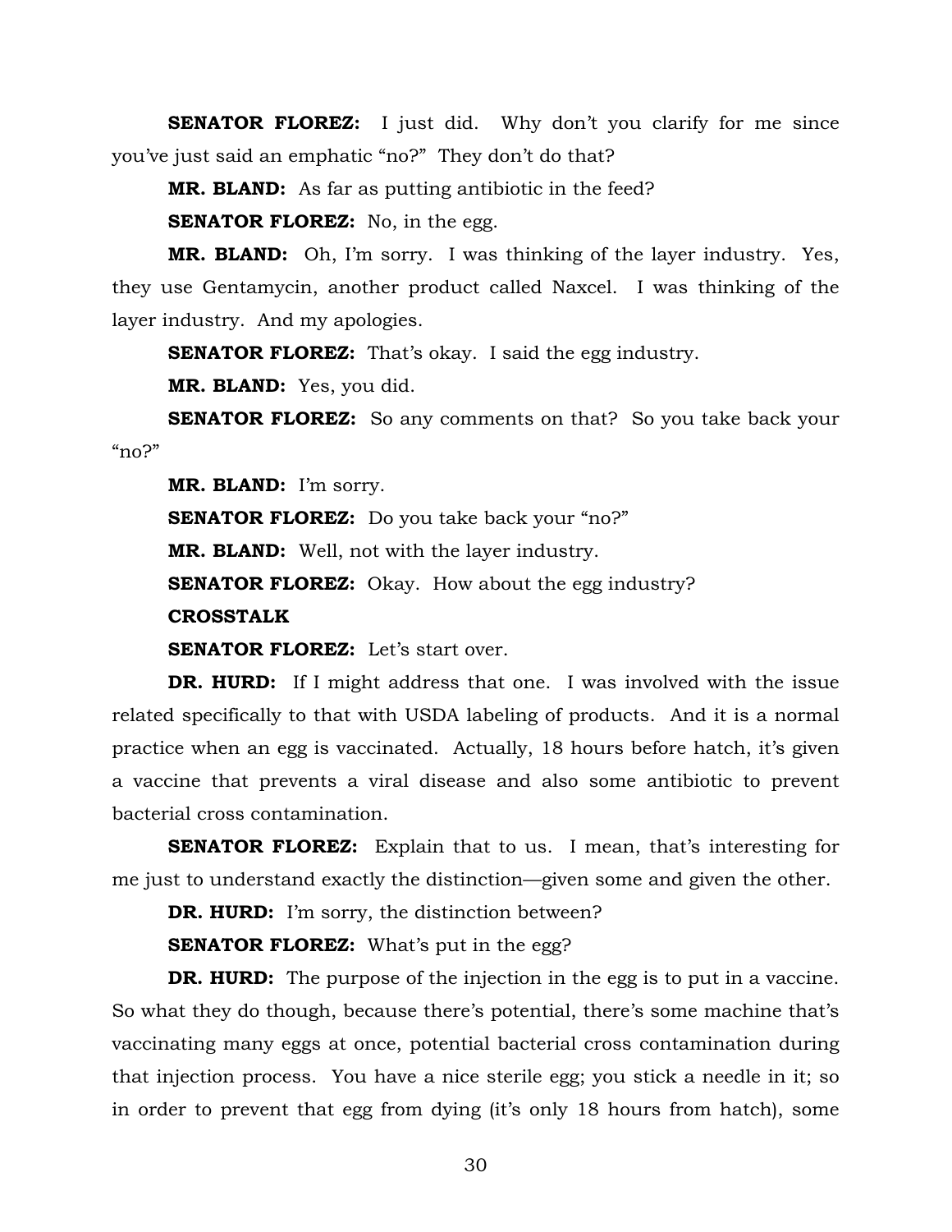**SENATOR FLOREZ:** I just did. Why don't you clarify for me since you've just said an emphatic "no?" They don't do that?

**MR. BLAND:** As far as putting antibiotic in the feed?

**SENATOR FLOREZ:** No, in the egg.

**MR. BLAND:** Oh, I'm sorry. I was thinking of the layer industry. Yes, they use Gentamycin, another product called Naxcel. I was thinking of the layer industry. And my apologies.

**SENATOR FLOREZ:** That's okay. I said the egg industry.

**MR. BLAND:** Yes, you did.

**SENATOR FLOREZ:** So any comments on that? So you take back your "no?"

**MR. BLAND:** I'm sorry.

**SENATOR FLOREZ:** Do you take back your "no?"

**MR. BLAND:** Well, not with the layer industry.

**SENATOR FLOREZ:** Okay. How about the egg industry?

**CROSSTALK**

**SENATOR FLOREZ:** Let's start over.

**DR. HURD:** If I might address that one. I was involved with the issue related specifically to that with USDA labeling of products. And it is a normal practice when an egg is vaccinated. Actually, 18 hours before hatch, it's given a vaccine that prevents a viral disease and also some antibiotic to prevent bacterial cross contamination.

**SENATOR FLOREZ:** Explain that to us. I mean, that's interesting for me just to understand exactly the distinction—given some and given the other.

**DR. HURD:** I'm sorry, the distinction between?

**SENATOR FLOREZ:** What's put in the egg?

**DR. HURD:** The purpose of the injection in the egg is to put in a vaccine. So what they do though, because there's potential, there's some machine that's vaccinating many eggs at once, potential bacterial cross contamination during that injection process. You have a nice sterile egg; you stick a needle in it; so in order to prevent that egg from dying (it's only 18 hours from hatch), some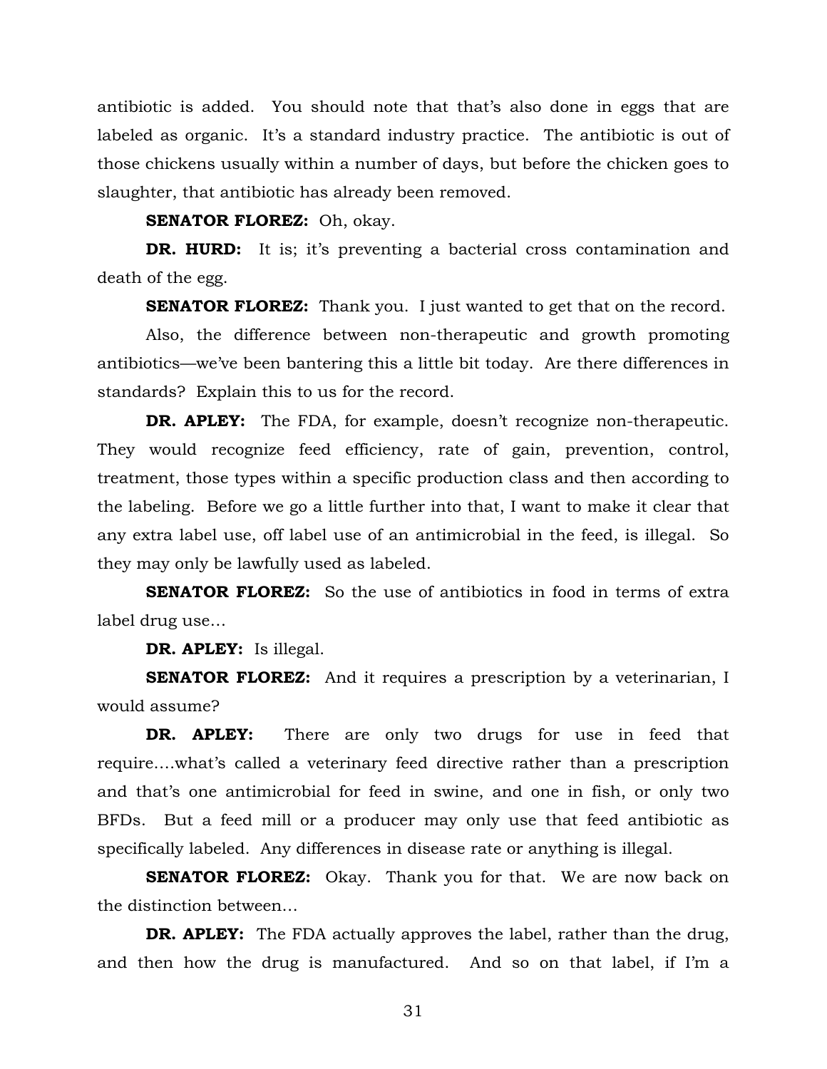antibiotic is added. You should note that that's also done in eggs that are labeled as organic. It's a standard industry practice. The antibiotic is out of those chickens usually within a number of days, but before the chicken goes to slaughter, that antibiotic has already been removed.

**SENATOR FLOREZ:** Oh, okay.

**DR. HURD:** It is; it's preventing a bacterial cross contamination and death of the egg.

**SENATOR FLOREZ:** Thank you. I just wanted to get that on the record.

Also, the difference between non-therapeutic and growth promoting antibiotics—we've been bantering this a little bit today. Are there differences in standards? Explain this to us for the record.

**DR. APLEY:** The FDA, for example, doesn't recognize non-therapeutic. They would recognize feed efficiency, rate of gain, prevention, control, treatment, those types within a specific production class and then according to the labeling. Before we go a little further into that, I want to make it clear that any extra label use, off label use of an antimicrobial in the feed, is illegal. So they may only be lawfully used as labeled.

**SENATOR FLOREZ:** So the use of antibiotics in food in terms of extra label drug use…

**DR. APLEY:** Is illegal.

**SENATOR FLOREZ:** And it requires a prescription by a veterinarian, I would assume?

**DR. APLEY:** There are only two drugs for use in feed that require….what's called a veterinary feed directive rather than a prescription and that's one antimicrobial for feed in swine, and one in fish, or only two BFDs. But a feed mill or a producer may only use that feed antibiotic as specifically labeled. Any differences in disease rate or anything is illegal.

**SENATOR FLOREZ:** Okay. Thank you for that. We are now back on the distinction between…

**DR. APLEY:** The FDA actually approves the label, rather than the drug, and then how the drug is manufactured. And so on that label, if I'm a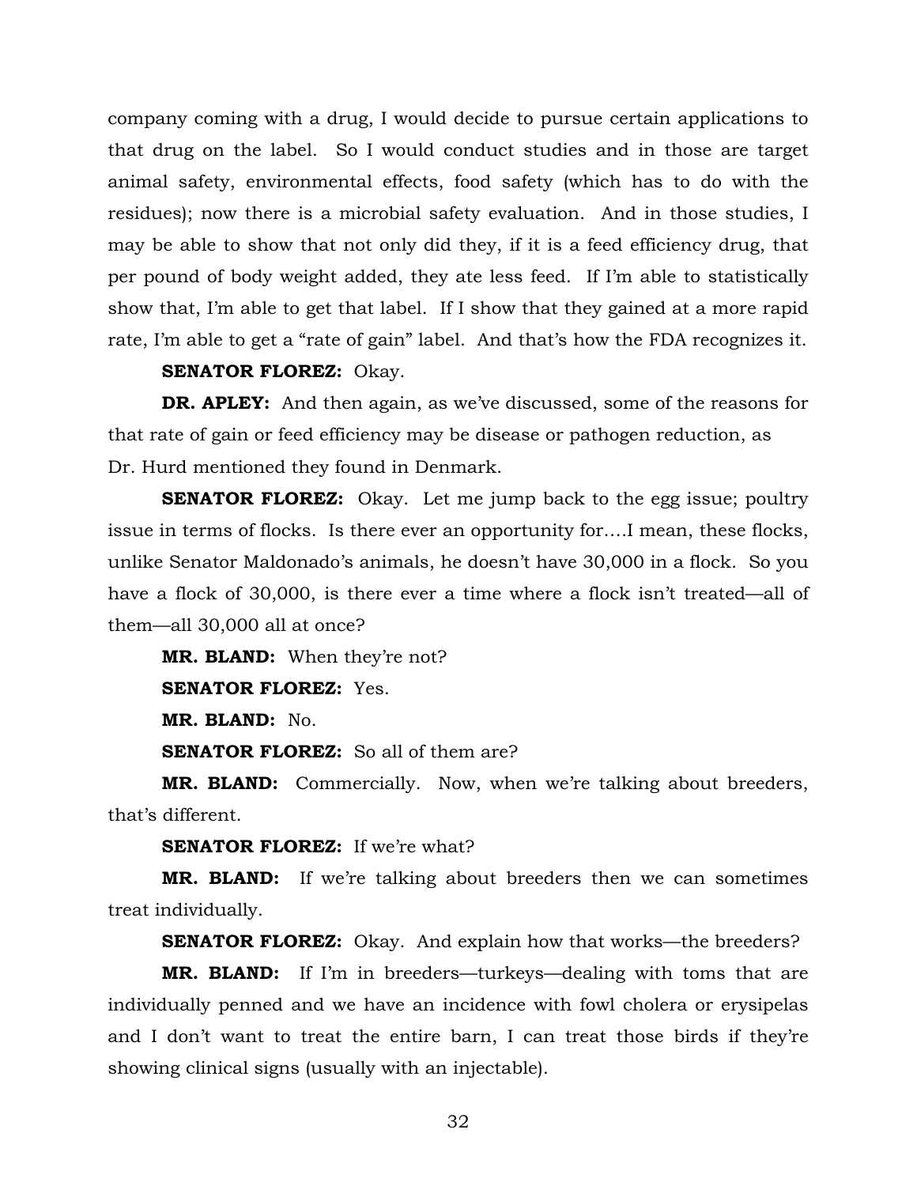company coming with a drug, I would decide to pursue certain applications to that drug on the label. So I would conduct studies and in those are target animal safety, environmental effects, food safety (which has to do with the residues); now there is a microbial safety evaluation. And in those studies, I may be able to show that not only did they, if it is a feed efficiency drug, that per pound of body weight added, they ate less feed. If I'm able to statistically show that, I'm able to get that label. If I show that they gained at a more rapid rate, I'm able to get a "rate of gain" label. And that's how the FDA recognizes it.

**SENATOR FLOREZ:** Okay.

**DR. APLEY:** And then again, as we've discussed, some of the reasons for that rate of gain or feed efficiency may be disease or pathogen reduction, as Dr. Hurd mentioned they found in Denmark.

**SENATOR FLOREZ:** Okay. Let me jump back to the egg issue; poultry issue in terms of flocks. Is there ever an opportunity for….I mean, these flocks, unlike Senator Maldonado's animals, he doesn't have 30,000 in a flock. So you have a flock of 30,000, is there ever a time where a flock isn't treated—all of them—all 30,000 all at once?

**MR. BLAND:** When they're not?

**SENATOR FLOREZ:** Yes.

**MR. BLAND:** No.

**SENATOR FLOREZ:** So all of them are?

**MR. BLAND:** Commercially. Now, when we're talking about breeders, that's different.

**SENATOR FLOREZ:** If we're what?

**MR. BLAND:** If we're talking about breeders then we can sometimes treat individually.

**SENATOR FLOREZ:** Okay. And explain how that works—the breeders?

**MR. BLAND:** If I'm in breeders—turkeys—dealing with toms that are individually penned and we have an incidence with fowl cholera or erysipelas and I don't want to treat the entire barn, I can treat those birds if they're showing clinical signs (usually with an injectable).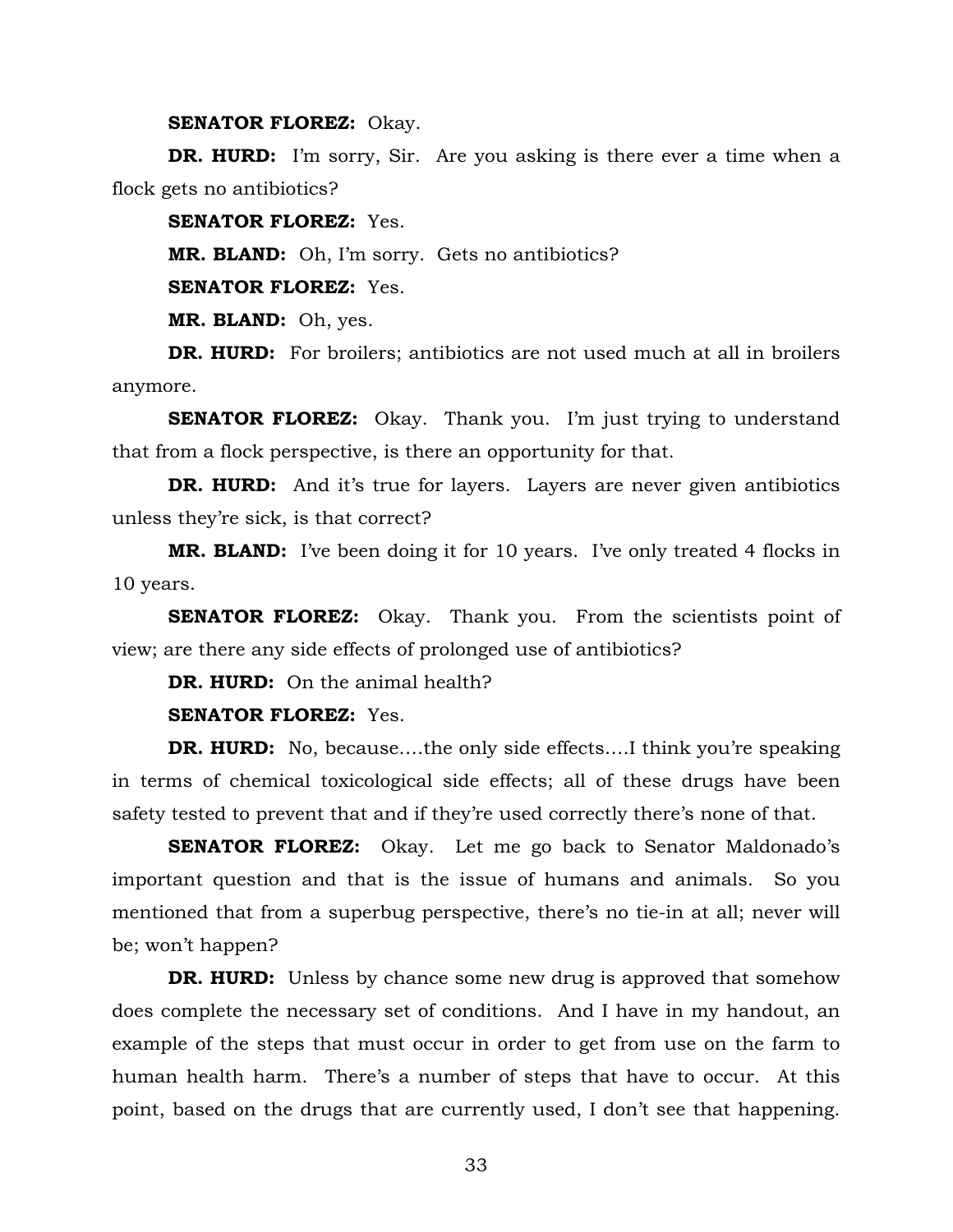**SENATOR FLOREZ:** Okay.

**DR. HURD:** I'm sorry, Sir. Are you asking is there ever a time when a flock gets no antibiotics?

**SENATOR FLOREZ:** Yes.

**MR. BLAND:** Oh, I'm sorry. Gets no antibiotics?

**SENATOR FLOREZ:** Yes.

**MR. BLAND:** Oh, yes.

**DR. HURD:** For broilers; antibiotics are not used much at all in broilers anymore.

**SENATOR FLOREZ:** Okay. Thank you. I'm just trying to understand that from a flock perspective, is there an opportunity for that.

**DR. HURD:** And it's true for layers. Layers are never given antibiotics unless they're sick, is that correct?

**MR. BLAND:** I've been doing it for 10 years. I've only treated 4 flocks in 10 years.

**SENATOR FLOREZ:** Okay. Thank you. From the scientists point of view; are there any side effects of prolonged use of antibiotics?

**DR. HURD:** On the animal health?

**SENATOR FLOREZ:** Yes.

**DR. HURD:** No, because….the only side effects….I think you're speaking in terms of chemical toxicological side effects; all of these drugs have been safety tested to prevent that and if they're used correctly there's none of that.

**SENATOR FLOREZ:** Okay. Let me go back to Senator Maldonado's important question and that is the issue of humans and animals. So you mentioned that from a superbug perspective, there's no tie-in at all; never will be; won't happen?

**DR. HURD:** Unless by chance some new drug is approved that somehow does complete the necessary set of conditions. And I have in my handout, an example of the steps that must occur in order to get from use on the farm to human health harm. There's a number of steps that have to occur. At this point, based on the drugs that are currently used, I don't see that happening.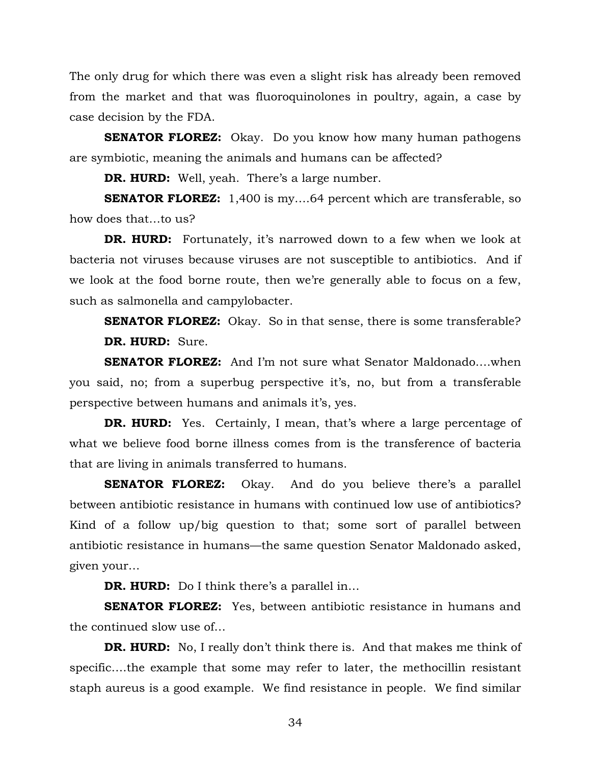The only drug for which there was even a slight risk has already been removed from the market and that was fluoroquinolones in poultry, again, a case by case decision by the FDA.

**SENATOR FLOREZ:** Okay. Do you know how many human pathogens are symbiotic, meaning the animals and humans can be affected?

**DR. HURD:** Well, yeah. There's a large number.

**SENATOR FLOREZ:** 1,400 is my….64 percent which are transferable, so how does that…to us?

**DR. HURD:** Fortunately, it's narrowed down to a few when we look at bacteria not viruses because viruses are not susceptible to antibiotics. And if we look at the food borne route, then we're generally able to focus on a few, such as salmonella and campylobacter.

**SENATOR FLOREZ:** Okay. So in that sense, there is some transferable?

**DR. HURD:** Sure.

**SENATOR FLOREZ:** And I'm not sure what Senator Maldonado….when you said, no; from a superbug perspective it's, no, but from a transferable perspective between humans and animals it's, yes.

**DR. HURD:** Yes. Certainly, I mean, that's where a large percentage of what we believe food borne illness comes from is the transference of bacteria that are living in animals transferred to humans.

**SENATOR FLOREZ:** Okay. And do you believe there's a parallel between antibiotic resistance in humans with continued low use of antibiotics? Kind of a follow up/big question to that; some sort of parallel between antibiotic resistance in humans—the same question Senator Maldonado asked, given your…

**DR. HURD:** Do I think there's a parallel in…

**SENATOR FLOREZ:** Yes, between antibiotic resistance in humans and the continued slow use of…

**DR. HURD:** No, I really don't think there is. And that makes me think of specific….the example that some may refer to later, the methocillin resistant staph aureus is a good example. We find resistance in people. We find similar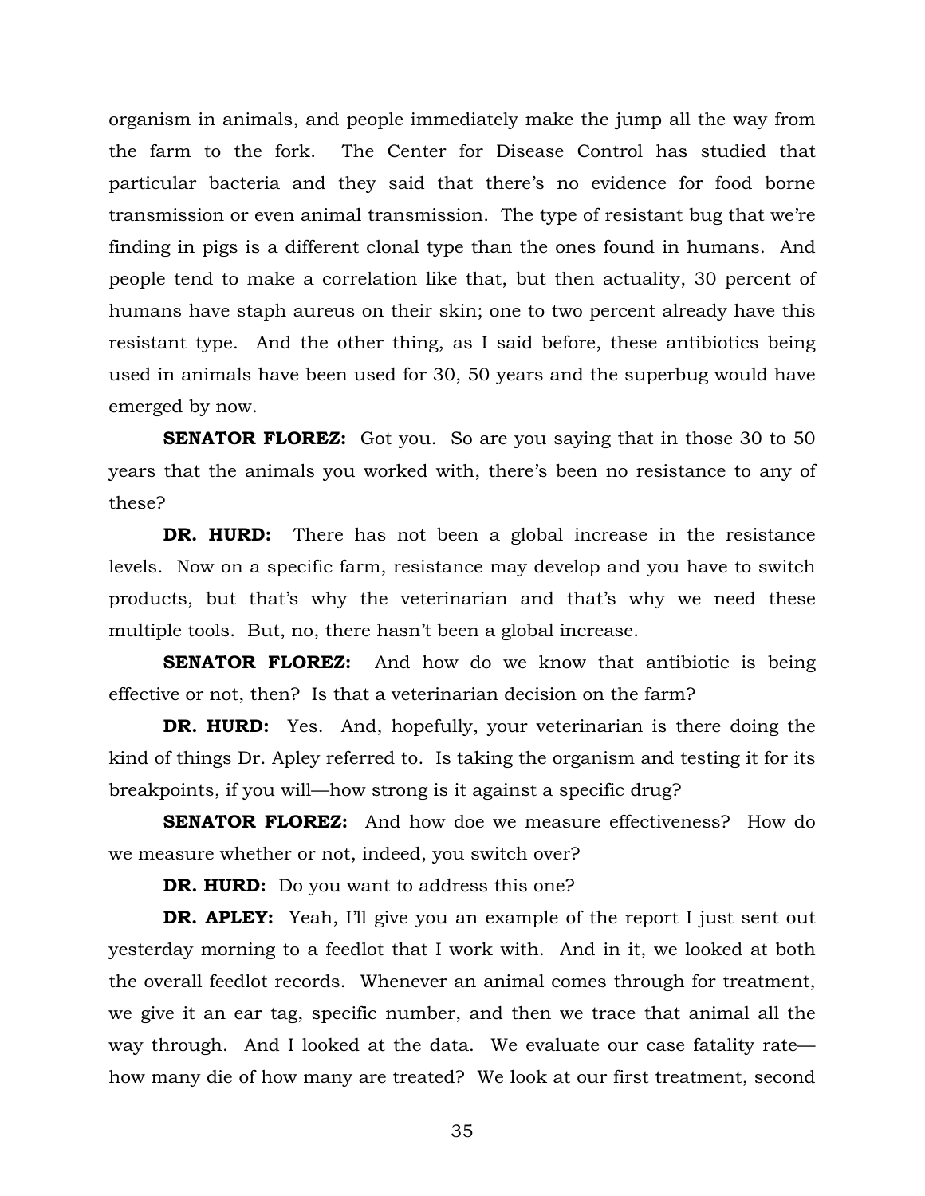organism in animals, and people immediately make the jump all the way from the farm to the fork. The Center for Disease Control has studied that particular bacteria and they said that there's no evidence for food borne transmission or even animal transmission. The type of resistant bug that we're finding in pigs is a different clonal type than the ones found in humans. And people tend to make a correlation like that, but then actuality, 30 percent of humans have staph aureus on their skin; one to two percent already have this resistant type. And the other thing, as I said before, these antibiotics being used in animals have been used for 30, 50 years and the superbug would have emerged by now.

**SENATOR FLOREZ:** Got you. So are you saying that in those 30 to 50 years that the animals you worked with, there's been no resistance to any of these?

**DR. HURD:** There has not been a global increase in the resistance levels. Now on a specific farm, resistance may develop and you have to switch products, but that's why the veterinarian and that's why we need these multiple tools. But, no, there hasn't been a global increase.

**SENATOR FLOREZ:** And how do we know that antibiotic is being effective or not, then? Is that a veterinarian decision on the farm?

**DR. HURD:** Yes. And, hopefully, your veterinarian is there doing the kind of things Dr. Apley referred to. Is taking the organism and testing it for its breakpoints, if you will—how strong is it against a specific drug?

**SENATOR FLOREZ:** And how doe we measure effectiveness? How do we measure whether or not, indeed, you switch over?

**DR. HURD:** Do you want to address this one?

**DR. APLEY:** Yeah, I'll give you an example of the report I just sent out yesterday morning to a feedlot that I work with. And in it, we looked at both the overall feedlot records. Whenever an animal comes through for treatment, we give it an ear tag, specific number, and then we trace that animal all the way through. And I looked at the data. We evaluate our case fatality rate—how many die of how many are treated? We look at our first treatment, second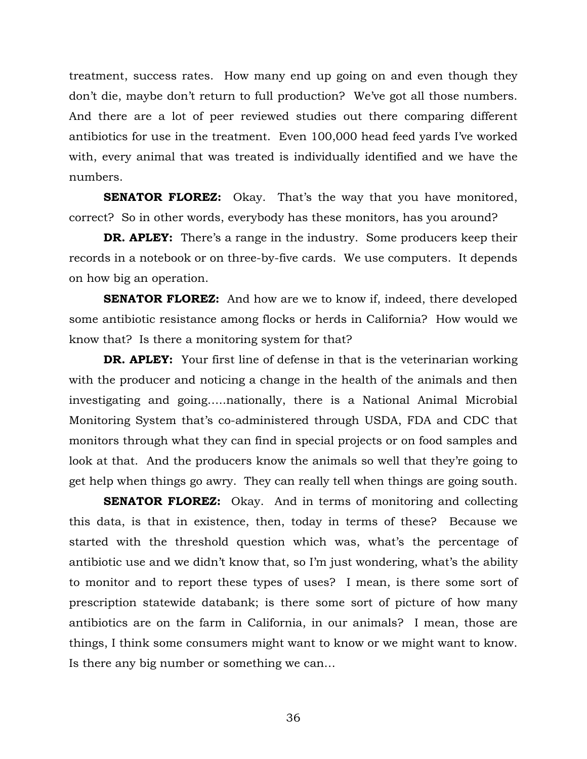treatment, success rates. How many end up going on and even though they don't die, maybe don't return to full production? We've got all those numbers. And there are a lot of peer reviewed studies out there comparing different antibiotics for use in the treatment. Even 100,000 head feed yards I've worked with, every animal that was treated is individually identified and we have the numbers.

**SENATOR FLOREZ:** Okay. That's the way that you have monitored, correct? So in other words, everybody has these monitors, has you around?

**DR. APLEY:** There's a range in the industry. Some producers keep their records in a notebook or on three-by-five cards. We use computers. It depends on how big an operation.

**SENATOR FLOREZ:** And how are we to know if, indeed, there developed some antibiotic resistance among flocks or herds in California? How would we know that? Is there a monitoring system for that?

**DR. APLEY:** Your first line of defense in that is the veterinarian working with the producer and noticing a change in the health of the animals and then investigating and going.....nationally, there is a National Animal Microbial Monitoring System that's co-administered through USDA, FDA and CDC that monitors through what they can find in special projects or on food samples and look at that. And the producers know the animals so well that they're going to get help when things go awry. They can really tell when things are going south.

**SENATOR FLOREZ:** Okay. And in terms of monitoring and collecting this data, is that in existence, then, today in terms of these? Because we started with the threshold question which was, what's the percentage of antibiotic use and we didn't know that, so I'm just wondering, what's the ability to monitor and to report these types of uses? I mean, is there some sort of prescription statewide databank; is there some sort of picture of how many antibiotics are on the farm in California, in our animals? I mean, those are things, I think some consumers might want to know or we might want to know. Is there any big number or something we can…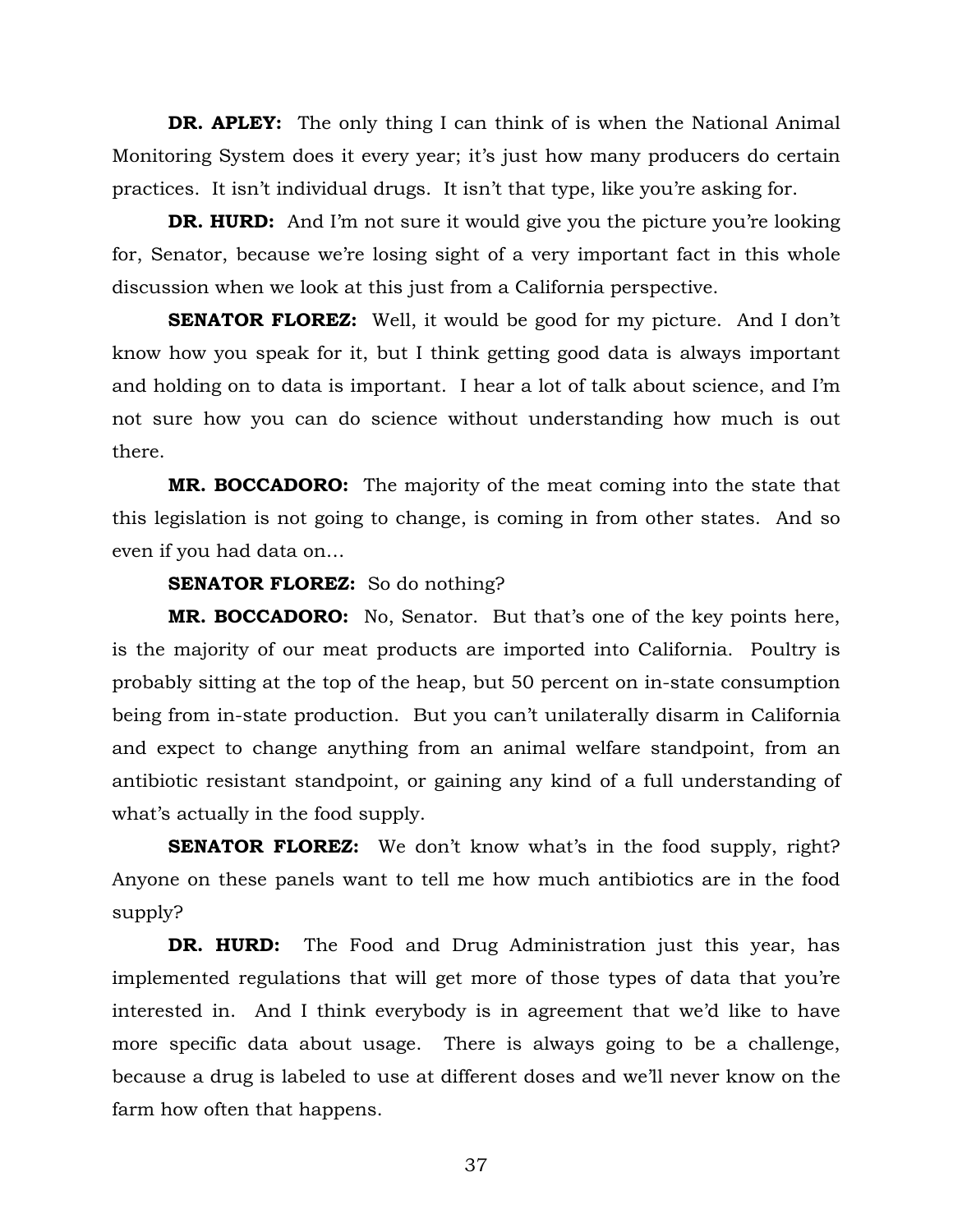**DR. APLEY:** The only thing I can think of is when the National Animal Monitoring System does it every year; it's just how many producers do certain practices. It isn't individual drugs. It isn't that type, like you're asking for.

**DR. HURD:** And I'm not sure it would give you the picture you're looking for, Senator, because we're losing sight of a very important fact in this whole discussion when we look at this just from a California perspective.

**SENATOR FLOREZ:** Well, it would be good for my picture. And I don't know how you speak for it, but I think getting good data is always important and holding on to data is important. I hear a lot of talk about science, and I'm not sure how you can do science without understanding how much is out there.

**MR. BOCCADORO:** The majority of the meat coming into the state that this legislation is not going to change, is coming in from other states. And so even if you had data on…

**SENATOR FLOREZ:** So do nothing?

**MR. BOCCADORO:** No, Senator. But that's one of the key points here, is the majority of our meat products are imported into California. Poultry is probably sitting at the top of the heap, but 50 percent on in-state consumption being from in-state production. But you can't unilaterally disarm in California and expect to change anything from an animal welfare standpoint, from an antibiotic resistant standpoint, or gaining any kind of a full understanding of what's actually in the food supply.

**SENATOR FLOREZ:** We don't know what's in the food supply, right? Anyone on these panels want to tell me how much antibiotics are in the food supply?

**DR. HURD:** The Food and Drug Administration just this year, has implemented regulations that will get more of those types of data that you're interested in. And I think everybody is in agreement that we'd like to have more specific data about usage. There is always going to be a challenge, because a drug is labeled to use at different doses and we'll never know on the farm how often that happens.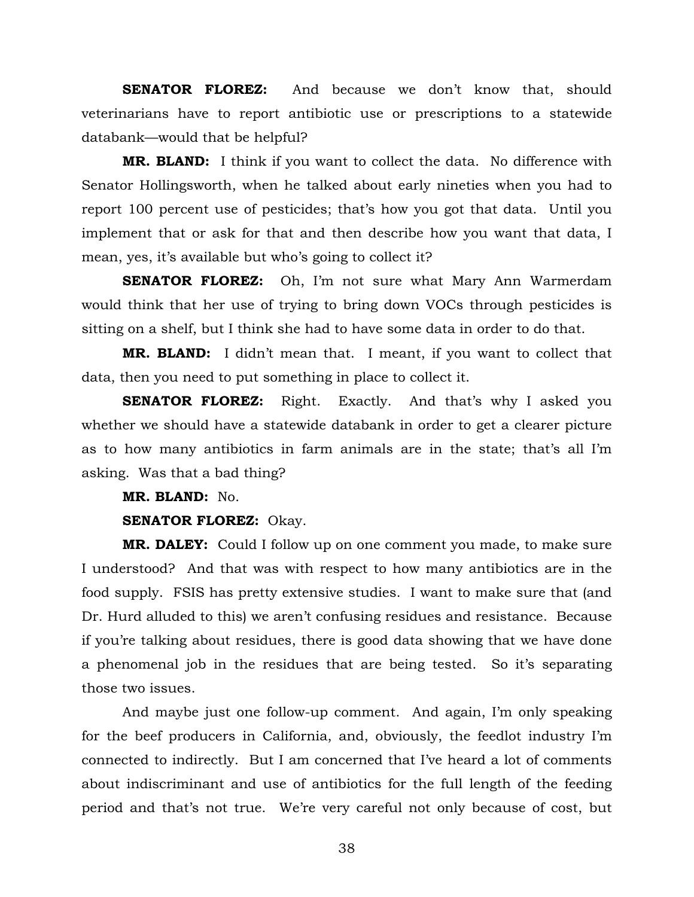**SENATOR FLOREZ:** And because we don't know that, should veterinarians have to report antibiotic use or prescriptions to a statewide databank—would that be helpful?

**MR. BLAND:** I think if you want to collect the data. No difference with Senator Hollingsworth, when he talked about early nineties when you had to report 100 percent use of pesticides; that's how you got that data. Until you implement that or ask for that and then describe how you want that data, I mean, yes, it's available but who's going to collect it?

**SENATOR FLOREZ:** Oh, I'm not sure what Mary Ann Warmerdam would think that her use of trying to bring down VOCs through pesticides is sitting on a shelf, but I think she had to have some data in order to do that.

**MR. BLAND:** I didn't mean that. I meant, if you want to collect that data, then you need to put something in place to collect it.

**SENATOR FLOREZ:** Right. Exactly. And that's why I asked you whether we should have a statewide databank in order to get a clearer picture as to how many antibiotics in farm animals are in the state; that's all I'm asking. Was that a bad thing?

**MR. BLAND:** No.

**SENATOR FLOREZ:** Okay.

**MR. DALEY:** Could I follow up on one comment you made, to make sure I understood? And that was with respect to how many antibiotics are in the food supply. FSIS has pretty extensive studies. I want to make sure that (and Dr. Hurd alluded to this) we aren't confusing residues and resistance. Because if you're talking about residues, there is good data showing that we have done a phenomenal job in the residues that are being tested. So it's separating those two issues.

And maybe just one follow-up comment. And again, I'm only speaking for the beef producers in California, and, obviously, the feedlot industry I'm connected to indirectly. But I am concerned that I've heard a lot of comments about indiscriminant and use of antibiotics for the full length of the feeding period and that's not true. We're very careful not only because of cost, but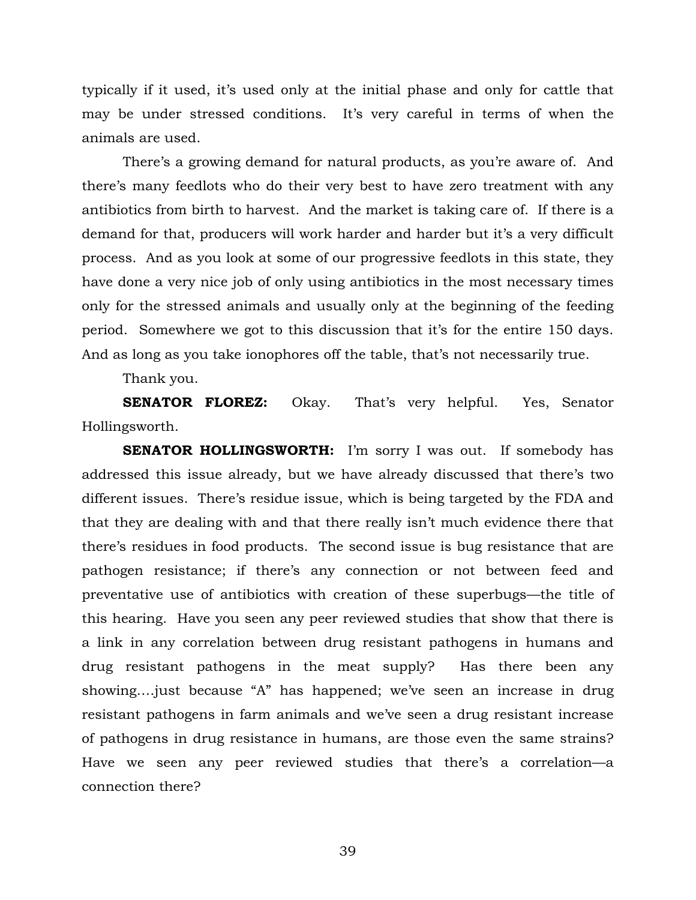typically if it used, it's used only at the initial phase and only for cattle that may be under stressed conditions. It's very careful in terms of when the animals are used.

There's a growing demand for natural products, as you're aware of. And there's many feedlots who do their very best to have zero treatment with any antibiotics from birth to harvest. And the market is taking care of. If there is a demand for that, producers will work harder and harder but it's a very difficult process. And as you look at some of our progressive feedlots in this state, they have done a very nice job of only using antibiotics in the most necessary times only for the stressed animals and usually only at the beginning of the feeding period. Somewhere we got to this discussion that it's for the entire 150 days. And as long as you take ionophores off the table, that's not necessarily true.

Thank you.

**SENATOR FLOREZ:** Okay. That's very helpful. Yes, Senator Hollingsworth.

**SENATOR HOLLINGSWORTH:** I'm sorry I was out. If somebody has addressed this issue already, but we have already discussed that there's two different issues. There's residue issue, which is being targeted by the FDA and that they are dealing with and that there really isn't much evidence there that there's residues in food products. The second issue is bug resistance that are pathogen resistance; if there's any connection or not between feed and preventative use of antibiotics with creation of these superbugs—the title of this hearing. Have you seen any peer reviewed studies that show that there is a link in any correlation between drug resistant pathogens in humans and drug resistant pathogens in the meat supply? Has there been any showing….just because "A" has happened; we've seen an increase in drug resistant pathogens in farm animals and we've seen a drug resistant increase of pathogens in drug resistance in humans, are those even the same strains? Have we seen any peer reviewed studies that there's a correlation—a connection there?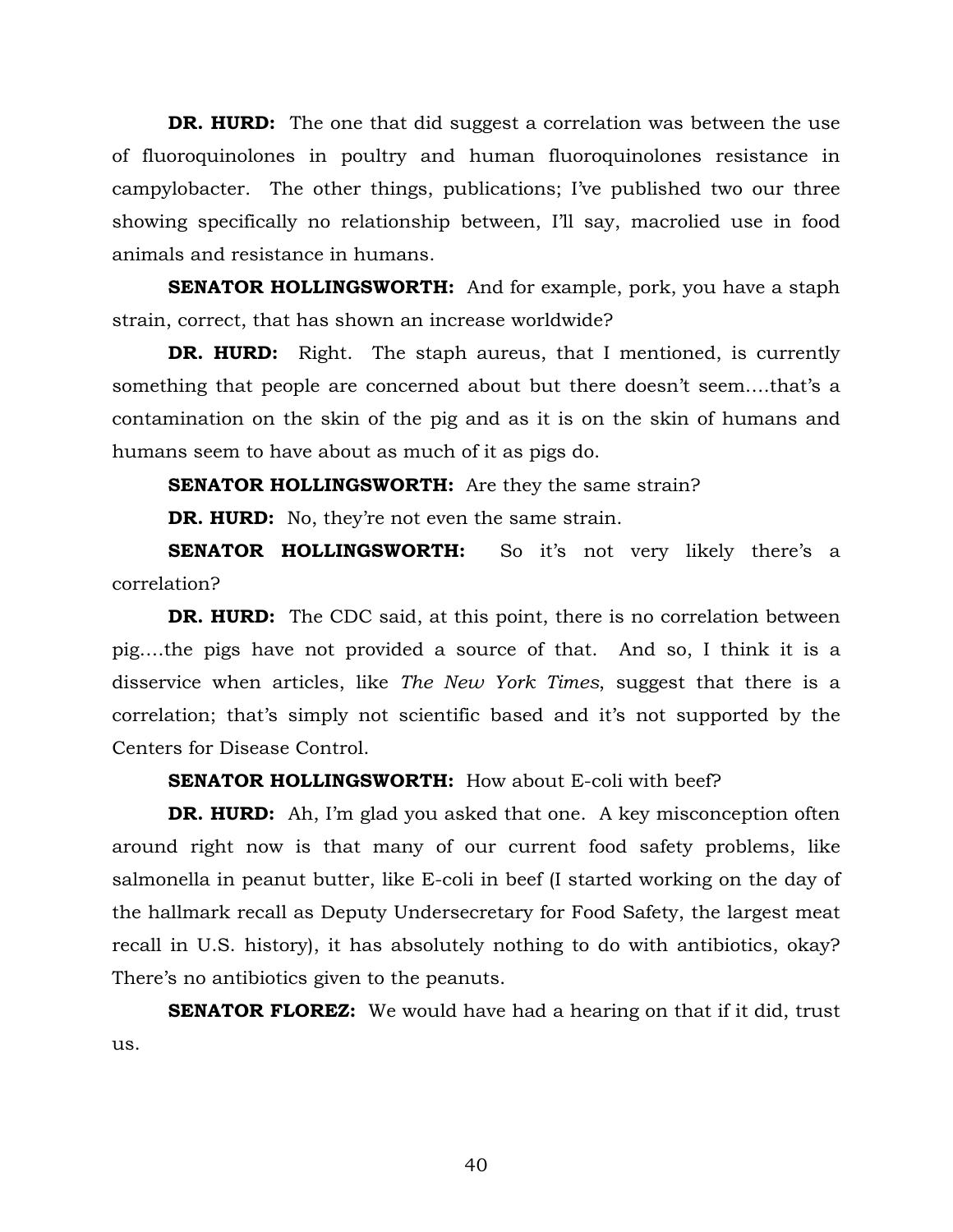**DR. HURD:** The one that did suggest a correlation was between the use of fluoroquinolones in poultry and human fluoroquinolones resistance in campylobacter. The other things, publications; I've published two our three showing specifically no relationship between, I'll say, macrolied use in food animals and resistance in humans.

**SENATOR HOLLINGSWORTH:** And for example, pork, you have a staph strain, correct, that has shown an increase worldwide?

**DR. HURD:** Right. The staph aureus, that I mentioned, is currently something that people are concerned about but there doesn't seem....that's a contamination on the skin of the pig and as it is on the skin of humans and humans seem to have about as much of it as pigs do.

**SENATOR HOLLINGSWORTH:** Are they the same strain?

**DR. HURD:** No, they're not even the same strain.

**SENATOR HOLLINGSWORTH:** So it's not very likely there's a correlation?

**DR. HURD:** The CDC said, at this point, there is no correlation between pig....the pigs have not provided a source of that. And so, I think it is a disservice when articles, like *The New York Times*, suggest that there is a correlation; that's simply not scientific based and it's not supported by the Centers for Disease Control.

**SENATOR HOLLINGSWORTH:** How about E-coli with beef?

**DR. HURD:** Ah, I'm glad you asked that one. A key misconception often around right now is that many of our current food safety problems, like salmonella in peanut butter, like E-coli in beef (I started working on the day of the hallmark recall as Deputy Undersecretary for Food Safety, the largest meat recall in U.S. history), it has absolutely nothing to do with antibiotics, okay? There's no antibiotics given to the peanuts.

**SENATOR FLOREZ:** We would have had a hearing on that if it did, trust us.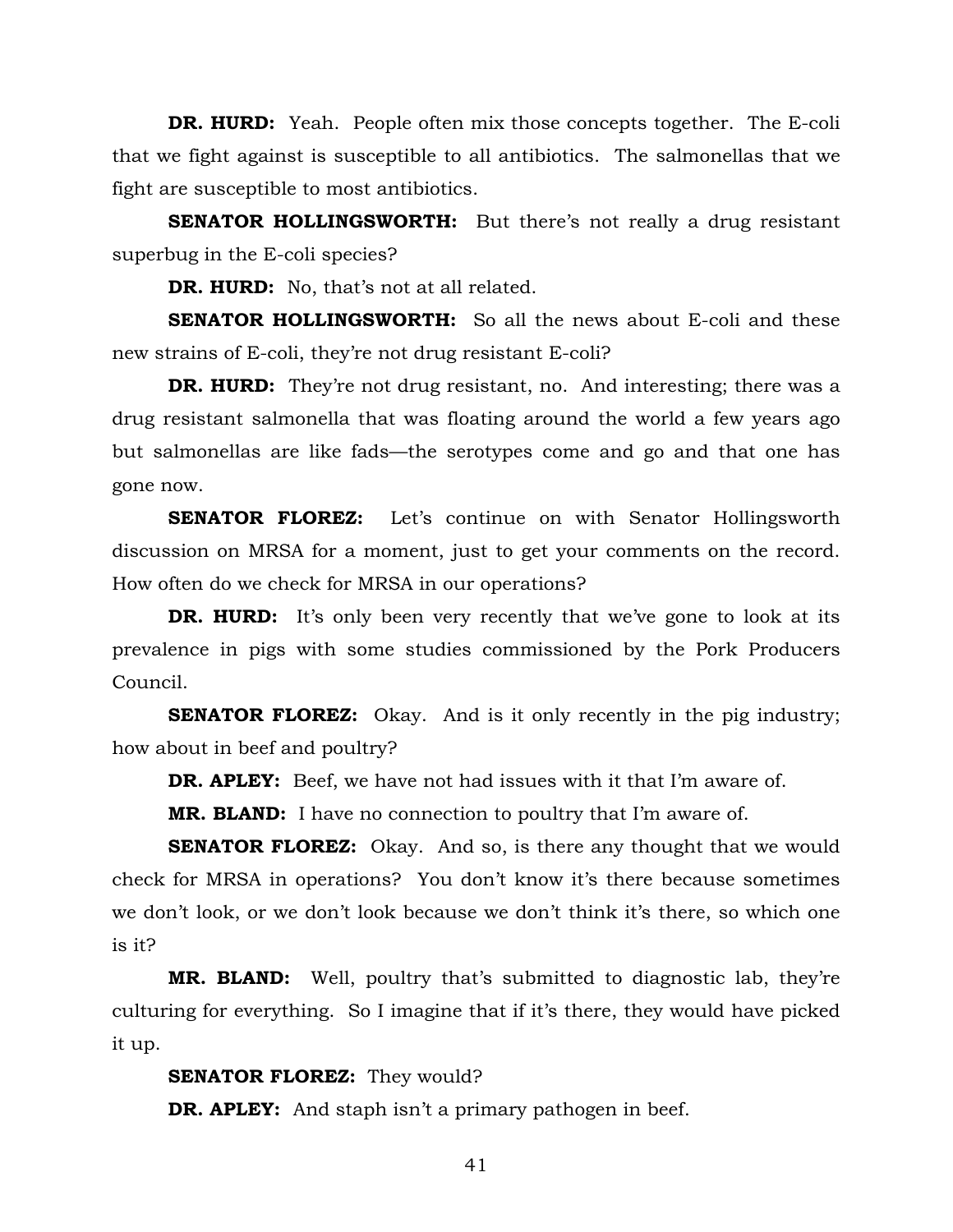**DR. HURD:** Yeah. People often mix those concepts together. The E-coli that we fight against is susceptible to all antibiotics. The salmonellas that we fight are susceptible to most antibiotics.

**SENATOR HOLLINGSWORTH:** But there's not really a drug resistant superbug in the E-coli species?

**DR. HURD:** No, that's not at all related.

**SENATOR HOLLINGSWORTH:** So all the news about E-coli and these new strains of E-coli, they're not drug resistant E-coli?

**DR. HURD:** They're not drug resistant, no. And interesting; there was a drug resistant salmonella that was floating around the world a few years ago but salmonellas are like fads—the serotypes come and go and that one has gone now.

**SENATOR FLOREZ:** Let's continue on with Senator Hollingsworth discussion on MRSA for a moment, just to get your comments on the record. How often do we check for MRSA in our operations?

**DR. HURD:** It's only been very recently that we've gone to look at its prevalence in pigs with some studies commissioned by the Pork Producers Council.

**SENATOR FLOREZ:** Okay. And is it only recently in the pig industry; how about in beef and poultry?

**DR. APLEY:** Beef, we have not had issues with it that I'm aware of.

**MR. BLAND:** I have no connection to poultry that I'm aware of.

**SENATOR FLOREZ:** Okay. And so, is there any thought that we would check for MRSA in operations? You don't know it's there because sometimes we don't look, or we don't look because we don't think it's there, so which one is it?

**MR. BLAND:** Well, poultry that's submitted to diagnostic lab, they're culturing for everything. So I imagine that if it's there, they would have picked it up.

**SENATOR FLOREZ:** They would?

**DR. APLEY:** And staph isn't a primary pathogen in beef.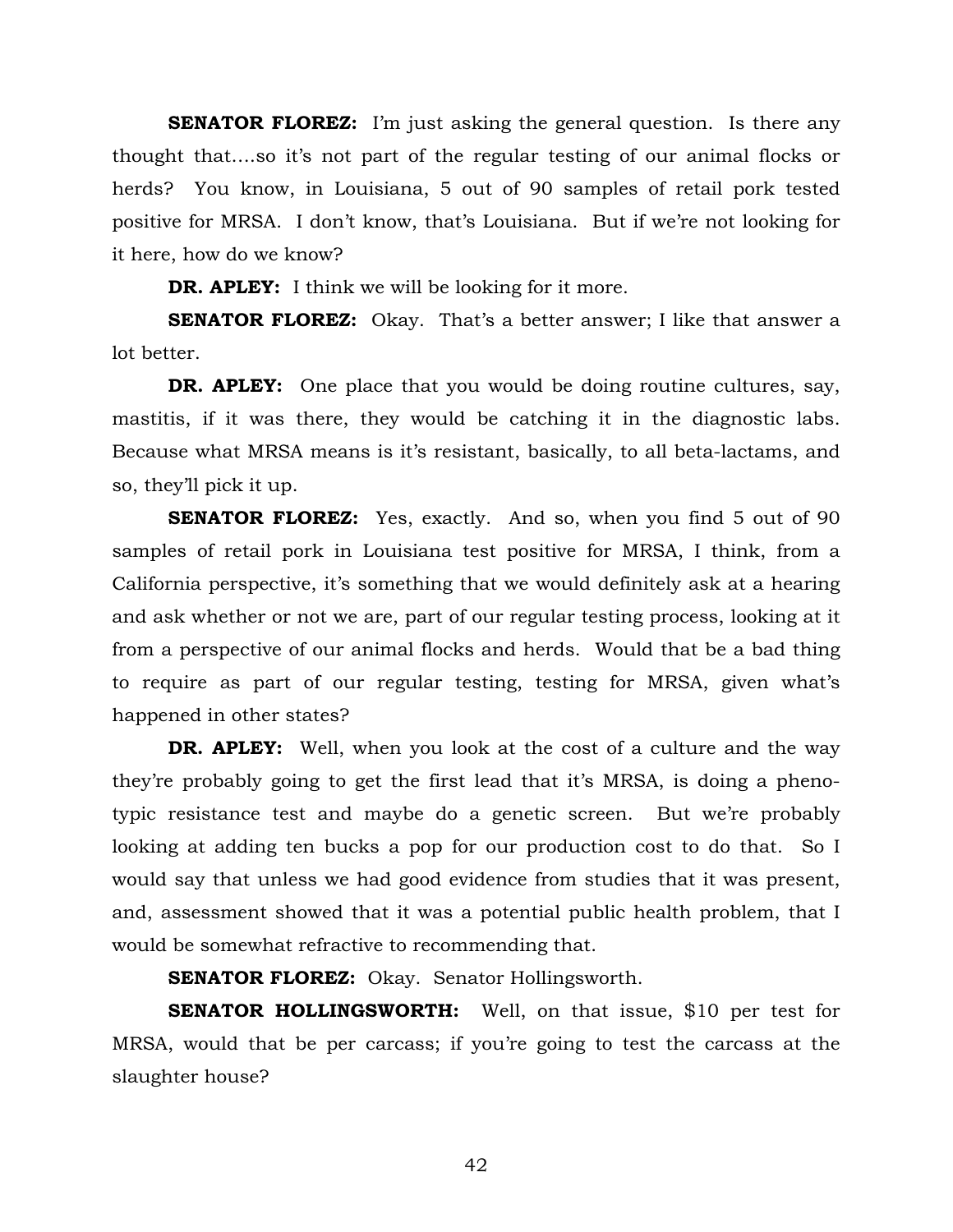**SENATOR FLOREZ:** I'm just asking the general question. Is there any thought that....so it's not part of the regular testing of our animal flocks or herds? You know, in Louisiana, 5 out of 90 samples of retail pork tested positive for MRSA. I don't know, that's Louisiana. But if we're not looking for it here, how do we know?

**DR. APLEY:** I think we will be looking for it more.

**SENATOR FLOREZ:** Okay. That's a better answer; I like that answer a lot better.

**DR. APLEY:** One place that you would be doing routine cultures, say, mastitis, if it was there, they would be catching it in the diagnostic labs. Because what MRSA means is it's resistant, basically, to all beta-lactams, and so, they'll pick it up.

**SENATOR FLOREZ:** Yes, exactly. And so, when you find 5 out of 90 samples of retail pork in Louisiana test positive for MRSA, I think, from a California perspective, it's something that we would definitely ask at a hearing and ask whether or not we are, part of our regular testing process, looking at it from a perspective of our animal flocks and herds. Would that be a bad thing to require as part of our regular testing, testing for MRSA, given what's happened in other states?

**DR. APLEY:** Well, when you look at the cost of a culture and the way they're probably going to get the first lead that it's MRSA, is doing a phenotypic resistance test and maybe do a genetic screen. But we're probably looking at adding ten bucks a pop for our production cost to do that. So I would say that unless we had good evidence from studies that it was present, and, assessment showed that it was a potential public health problem, that I would be somewhat refractive to recommending that.

**SENATOR FLOREZ:** Okay. Senator Hollingsworth.

**SENATOR HOLLINGSWORTH:** Well, on that issue, $10 per test for MRSA, would that be per carcass; if you're going to test the carcass at the slaughter house?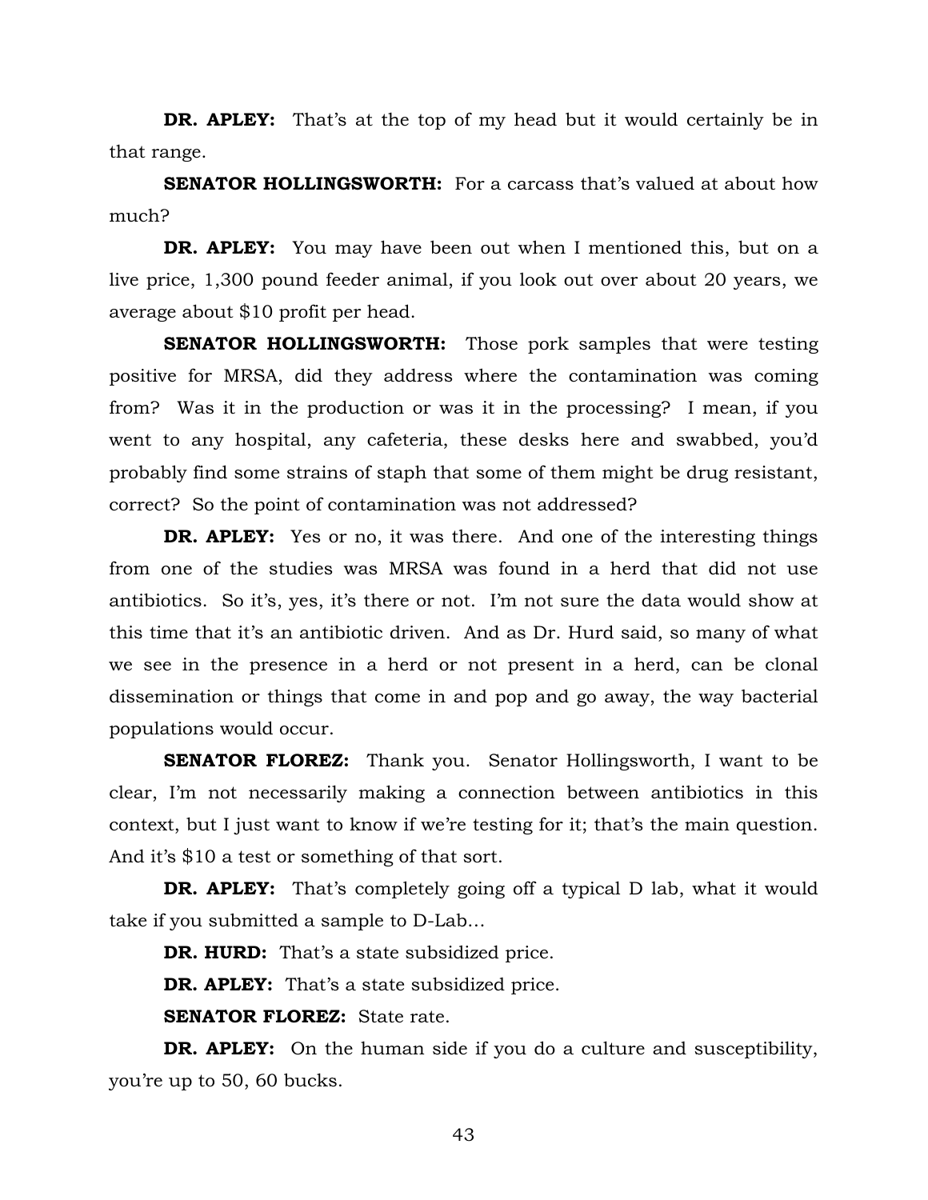**DR. APLEY:** That's at the top of my head but it would certainly be in that range.

**SENATOR HOLLINGSWORTH:** For a carcass that's valued at about how much?

**DR. APLEY:** You may have been out when I mentioned this, but on a live price, 1,300 pound feeder animal, if you look out over about 20 years, we average about $10 profit per head.

**SENATOR HOLLINGSWORTH:** Those pork samples that were testing positive for MRSA, did they address where the contamination was coming from? Was it in the production or was it in the processing? I mean, if you went to any hospital, any cafeteria, these desks here and swabbed, you'd probably find some strains of staph that some of them might be drug resistant, correct? So the point of contamination was not addressed?

**DR. APLEY:** Yes or no, it was there. And one of the interesting things from one of the studies was MRSA was found in a herd that did not use antibiotics. So it's, yes, it's there or not. I'm not sure the data would show at this time that it's an antibiotic driven. And as Dr. Hurd said, so many of what we see in the presence in a herd or not present in a herd, can be clonal dissemination or things that come in and pop and go away, the way bacterial populations would occur.

**SENATOR FLOREZ:** Thank you. Senator Hollingsworth, I want to be clear, I'm not necessarily making a connection between antibiotics in this context, but I just want to know if we're testing for it; that's the main question. And it's $10 a test or something of that sort.

**DR. APLEY:** That's completely going off a typical D lab, what it would take if you submitted a sample to D-Lab…

**DR. HURD:** That's a state subsidized price.

**DR. APLEY:** That's a state subsidized price.

**SENATOR FLOREZ:** State rate.

**DR. APLEY:** On the human side if you do a culture and susceptibility, you're up to 50, 60 bucks.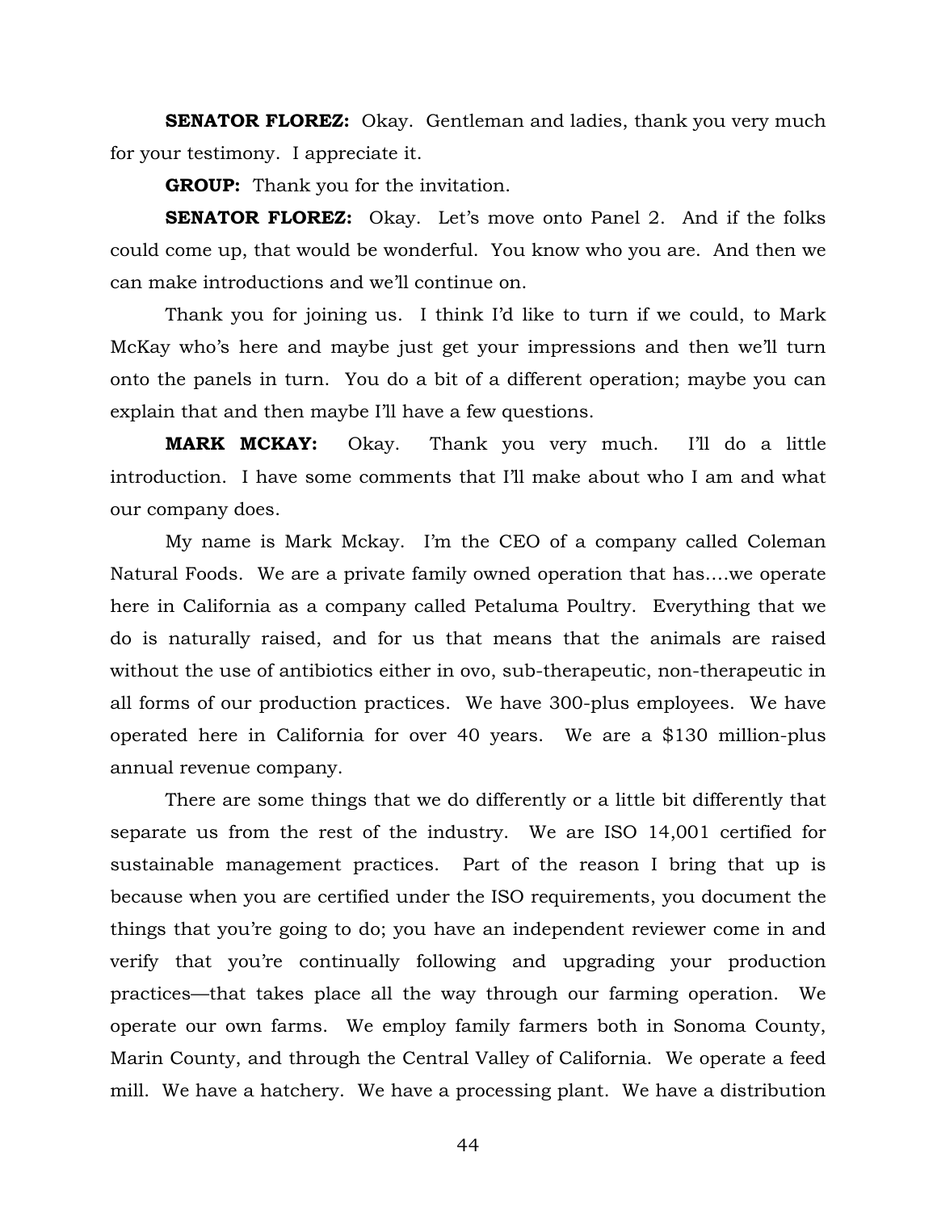**SENATOR FLOREZ:** Okay. Gentleman and ladies, thank you very much for your testimony. I appreciate it.

**GROUP:** Thank you for the invitation.

**SENATOR FLOREZ:** Okay. Let's move onto Panel 2. And if the folks could come up, that would be wonderful. You know who you are. And then we can make introductions and we'll continue on.

Thank you for joining us. I think I'd like to turn if we could, to Mark McKay who's here and maybe just get your impressions and then we'll turn onto the panels in turn. You do a bit of a different operation; maybe you can explain that and then maybe I'll have a few questions.

**MARK MCKAY:** Okay. Thank you very much. I'll do a little introduction. I have some comments that I'll make about who I am and what our company does.

My name is Mark Mckay. I'm the CEO of a company called Coleman Natural Foods. We are a private family owned operation that has….we operate here in California as a company called Petaluma Poultry. Everything that we do is naturally raised, and for us that means that the animals are raised without the use of antibiotics either in ovo, sub-therapeutic, non-therapeutic in all forms of our production practices. We have 300-plus employees. We have operated here in California for over 40 years. We are a $130 million-plus annual revenue company.

There are some things that we do differently or a little bit differently that separate us from the rest of the industry. We are ISO 14,001 certified for sustainable management practices. Part of the reason I bring that up is because when you are certified under the ISO requirements, you document the things that you're going to do; you have an independent reviewer come in and verify that you're continually following and upgrading your production practices—that takes place all the way through our farming operation. We operate our own farms. We employ family farmers both in Sonoma County, Marin County, and through the Central Valley of California. We operate a feed mill. We have a hatchery. We have a processing plant. We have a distribution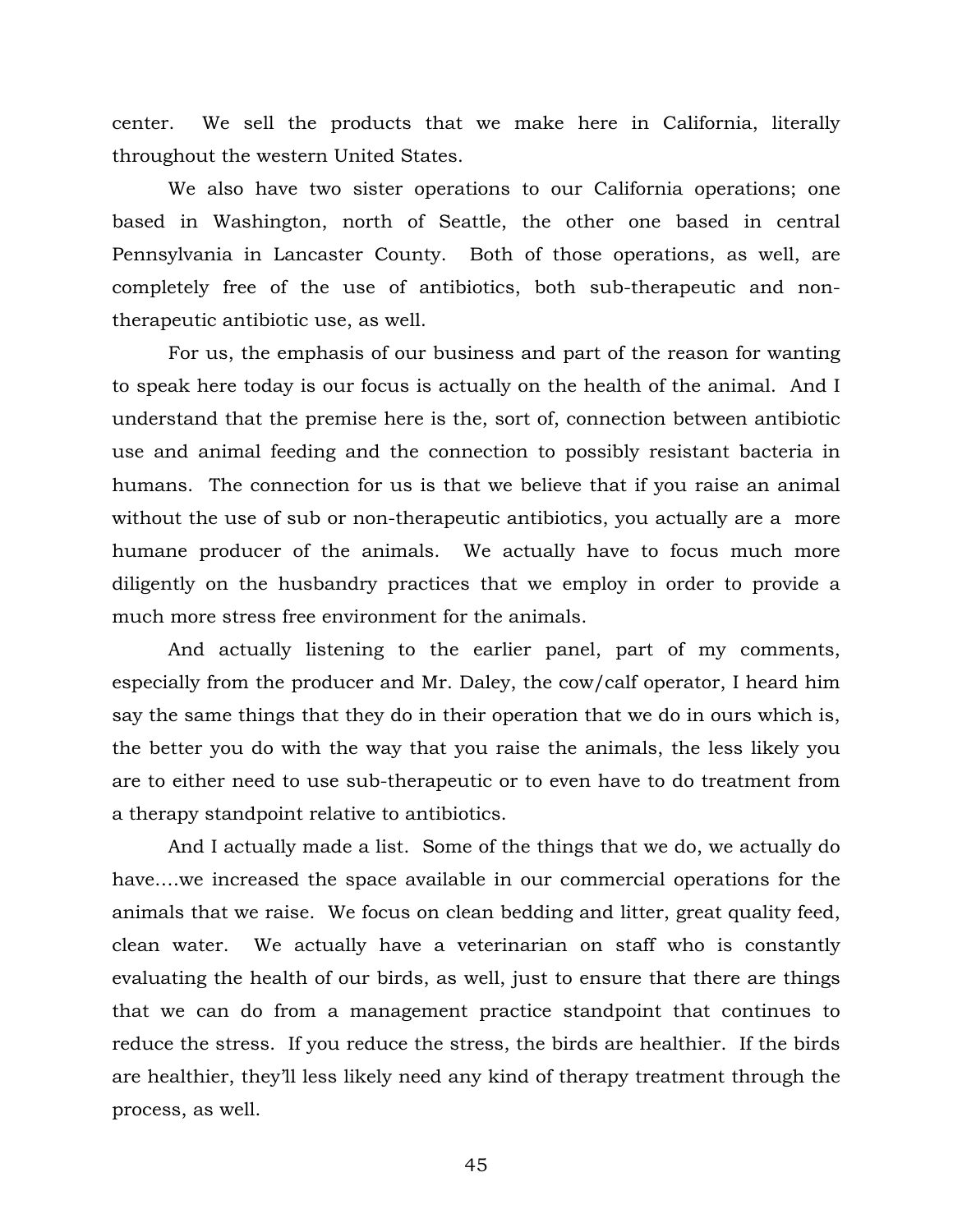center. We sell the products that we make here in California, literally throughout the western United States.

We also have two sister operations to our California operations; one based in Washington, north of Seattle, the other one based in central Pennsylvania in Lancaster County. Both of those operations, as well, are completely free of the use of antibiotics, both sub-therapeutic and non-therapeutic antibiotic use, as well.

For us, the emphasis of our business and part of the reason for wanting to speak here today is our focus is actually on the health of the animal. And I understand that the premise here is the, sort of, connection between antibiotic use and animal feeding and the connection to possibly resistant bacteria in humans. The connection for us is that we believe that if you raise an animal without the use of sub or non-therapeutic antibiotics, you actually are a more humane producer of the animals. We actually have to focus much more diligently on the husbandry practices that we employ in order to provide a much more stress free environment for the animals.

And actually listening to the earlier panel, part of my comments, especially from the producer and Mr. Daley, the cow/calf operator, I heard him say the same things that they do in their operation that we do in ours which is, the better you do with the way that you raise the animals, the less likely you are to either need to use sub-therapeutic or to even have to do treatment from a therapy standpoint relative to antibiotics.

And I actually made a list. Some of the things that we do, we actually do have….we increased the space available in our commercial operations for the animals that we raise. We focus on clean bedding and litter, great quality feed, clean water. We actually have a veterinarian on staff who is constantly evaluating the health of our birds, as well, just to ensure that there are things that we can do from a management practice standpoint that continues to reduce the stress. If you reduce the stress, the birds are healthier. If the birds are healthier, they'll less likely need any kind of therapy treatment through the process, as well.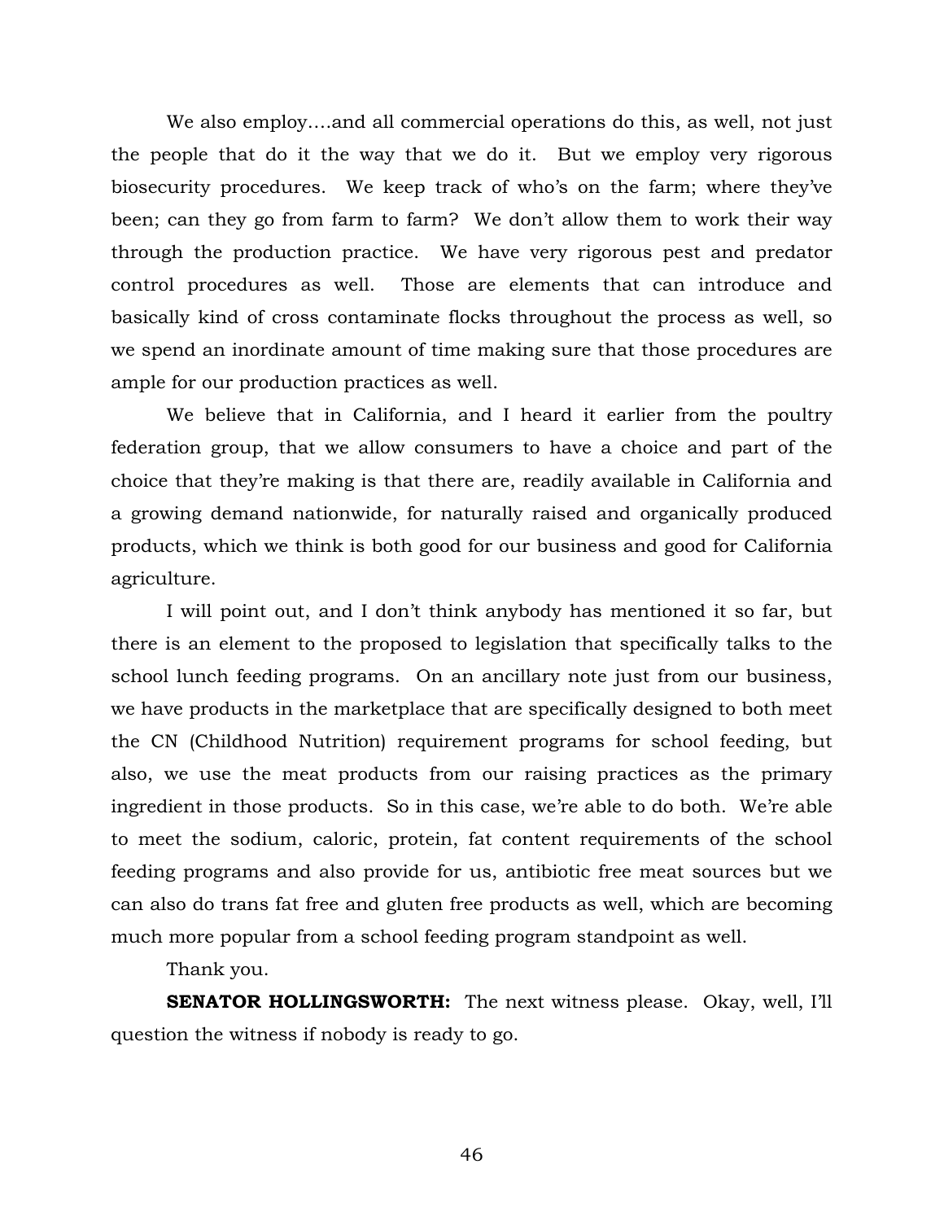We also employ….and all commercial operations do this, as well, not just the people that do it the way that we do it. But we employ very rigorous biosecurity procedures. We keep track of who's on the farm; where they've been; can they go from farm to farm? We don't allow them to work their way through the production practice. We have very rigorous pest and predator control procedures as well. Those are elements that can introduce and basically kind of cross contaminate flocks throughout the process as well, so we spend an inordinate amount of time making sure that those procedures are ample for our production practices as well.

We believe that in California, and I heard it earlier from the poultry federation group, that we allow consumers to have a choice and part of the choice that they're making is that there are, readily available in California and a growing demand nationwide, for naturally raised and organically produced products, which we think is both good for our business and good for California agriculture.

I will point out, and I don't think anybody has mentioned it so far, but there is an element to the proposed to legislation that specifically talks to the school lunch feeding programs. On an ancillary note just from our business, we have products in the marketplace that are specifically designed to both meet the CN (Childhood Nutrition) requirement programs for school feeding, but also, we use the meat products from our raising practices as the primary ingredient in those products. So in this case, we're able to do both. We're able to meet the sodium, caloric, protein, fat content requirements of the school feeding programs and also provide for us, antibiotic free meat sources but we can also do trans fat free and gluten free products as well, which are becoming much more popular from a school feeding program standpoint as well.

Thank you.

**SENATOR HOLLINGSWORTH:** The next witness please. Okay, well, I'll question the witness if nobody is ready to go.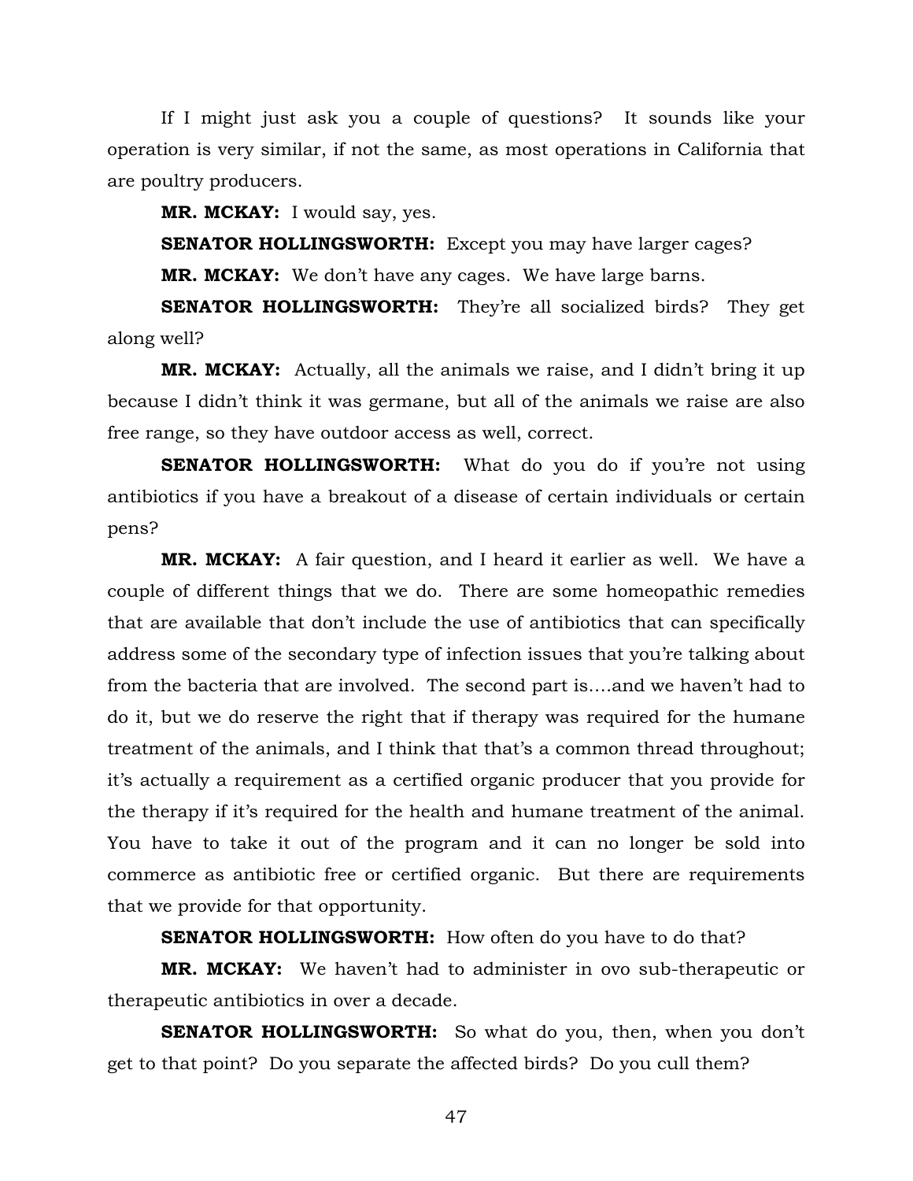If I might just ask you a couple of questions? It sounds like your operation is very similar, if not the same, as most operations in California that are poultry producers.

**MR. MCKAY:** I would say, yes.

**SENATOR HOLLINGSWORTH:** Except you may have larger cages?

**MR. MCKAY:** We don't have any cages. We have large barns.

**SENATOR HOLLINGSWORTH:** They're all socialized birds? They get along well?

**MR. MCKAY:** Actually, all the animals we raise, and I didn't bring it up because I didn't think it was germane, but all of the animals we raise are also free range, so they have outdoor access as well, correct.

**SENATOR HOLLINGSWORTH:** What do you do if you're not using antibiotics if you have a breakout of a disease of certain individuals or certain pens?

**MR. MCKAY:** A fair question, and I heard it earlier as well. We have a couple of different things that we do. There are some homeopathic remedies that are available that don't include the use of antibiotics that can specifically address some of the secondary type of infection issues that you're talking about from the bacteria that are involved. The second part is….and we haven't had to do it, but we do reserve the right that if therapy was required for the humane treatment of the animals, and I think that that's a common thread throughout; it's actually a requirement as a certified organic producer that you provide for the therapy if it's required for the health and humane treatment of the animal. You have to take it out of the program and it can no longer be sold into commerce as antibiotic free or certified organic. But there are requirements that we provide for that opportunity.

**SENATOR HOLLINGSWORTH:** How often do you have to do that?

**MR. MCKAY:** We haven't had to administer in ovo sub-therapeutic or therapeutic antibiotics in over a decade.

**SENATOR HOLLINGSWORTH:** So what do you, then, when you don't get to that point? Do you separate the affected birds? Do you cull them?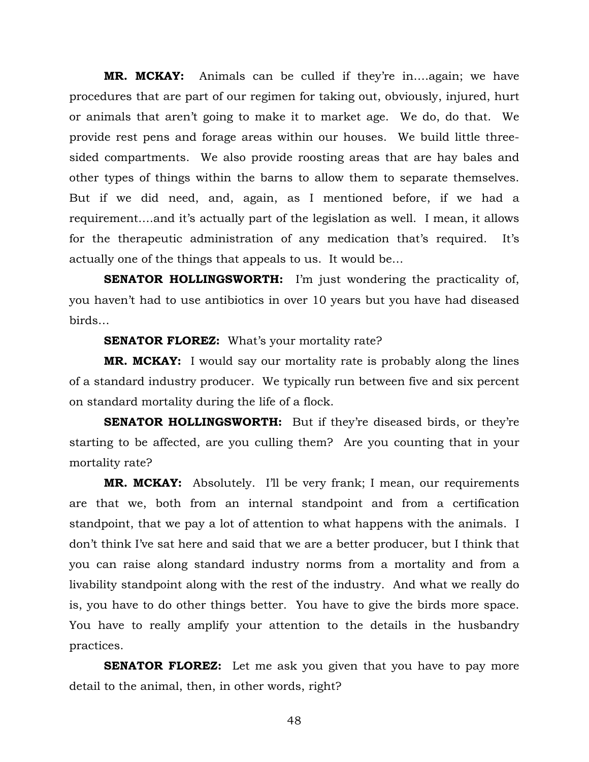**MR. MCKAY:** Animals can be culled if they're in….again; we have procedures that are part of our regimen for taking out, obviously, injured, hurt or animals that aren't going to make it to market age. We do, do that. We provide rest pens and forage areas within our houses. We build little three-sided compartments. We also provide roosting areas that are hay bales and other types of things within the barns to allow them to separate themselves. But if we did need, and, again, as I mentioned before, if we had a requirement….and it's actually part of the legislation as well. I mean, it allows for the therapeutic administration of any medication that's required. It's actually one of the things that appeals to us. It would be…

**SENATOR HOLLINGSWORTH:** I'm just wondering the practicality of, you haven't had to use antibiotics in over 10 years but you have had diseased birds…

**SENATOR FLOREZ:** What's your mortality rate?

**MR. MCKAY:** I would say our mortality rate is probably along the lines of a standard industry producer. We typically run between five and six percent on standard mortality during the life of a flock.

**SENATOR HOLLINGSWORTH:** But if they're diseased birds, or they're starting to be affected, are you culling them? Are you counting that in your mortality rate?

**MR. MCKAY:** Absolutely. I'll be very frank; I mean, our requirements are that we, both from an internal standpoint and from a certification standpoint, that we pay a lot of attention to what happens with the animals. I don't think I've sat here and said that we are a better producer, but I think that you can raise along standard industry norms from a mortality and from a livability standpoint along with the rest of the industry. And what we really do is, you have to do other things better. You have to give the birds more space. You have to really amplify your attention to the details in the husbandry practices.

**SENATOR FLOREZ:** Let me ask you given that you have to pay more detail to the animal, then, in other words, right?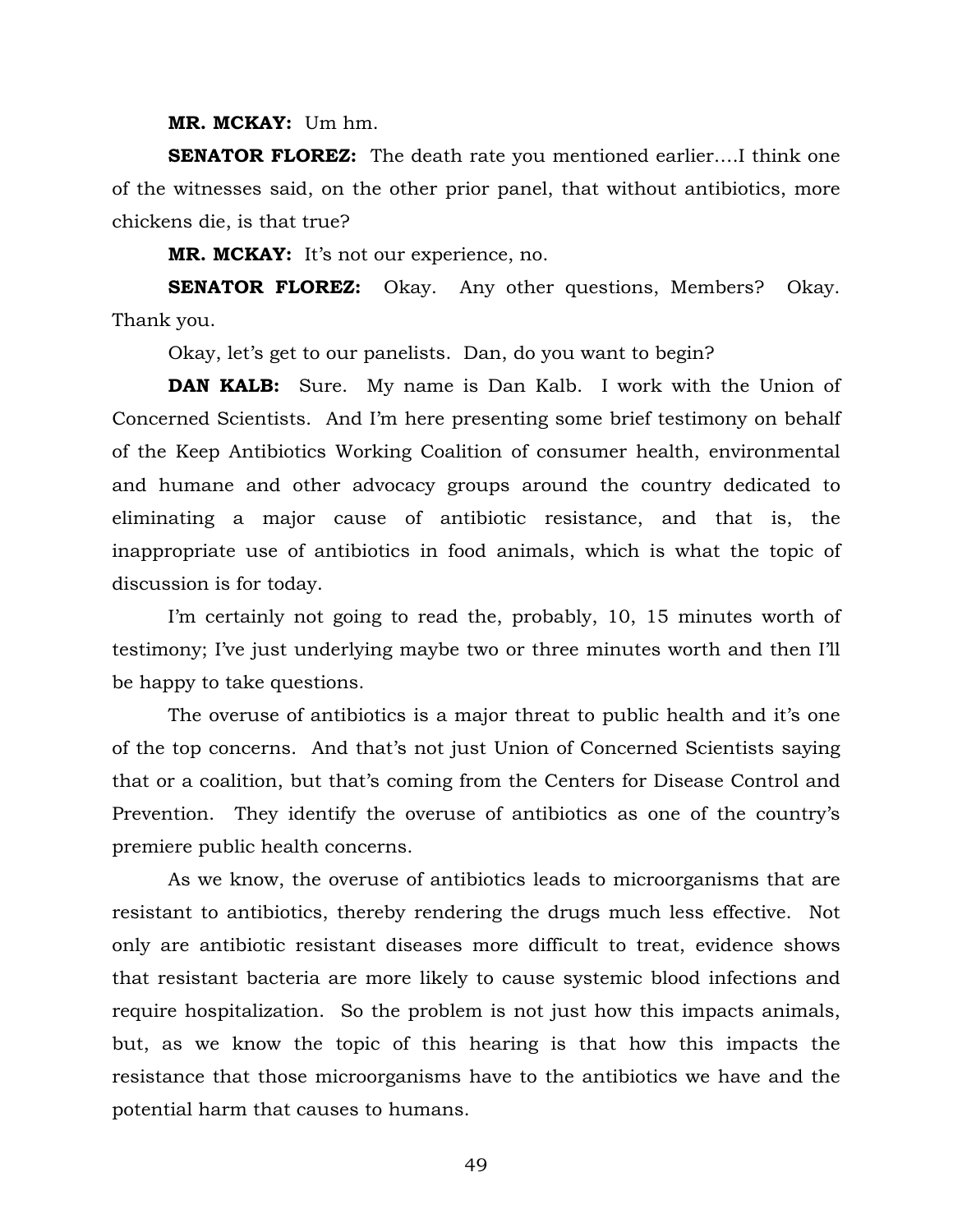**MR. MCKAY:** Um hm.

**SENATOR FLOREZ:** The death rate you mentioned earlier….I think one of the witnesses said, on the other prior panel, that without antibiotics, more chickens die, is that true?

**MR. MCKAY:** It's not our experience, no.

**SENATOR FLOREZ:** Okay. Any other questions, Members? Okay. Thank you.

Okay, let's get to our panelists. Dan, do you want to begin?

**DAN KALB:** Sure. My name is Dan Kalb. I work with the Union of Concerned Scientists. And I'm here presenting some brief testimony on behalf of the Keep Antibiotics Working Coalition of consumer health, environmental and humane and other advocacy groups around the country dedicated to eliminating a major cause of antibiotic resistance, and that is, the inappropriate use of antibiotics in food animals, which is what the topic of discussion is for today.

I'm certainly not going to read the, probably, 10, 15 minutes worth of testimony; I've just underlying maybe two or three minutes worth and then I'll be happy to take questions.

The overuse of antibiotics is a major threat to public health and it's one of the top concerns. And that's not just Union of Concerned Scientists saying that or a coalition, but that's coming from the Centers for Disease Control and Prevention. They identify the overuse of antibiotics as one of the country's premiere public health concerns.

As we know, the overuse of antibiotics leads to microorganisms that are resistant to antibiotics, thereby rendering the drugs much less effective. Not only are antibiotic resistant diseases more difficult to treat, evidence shows that resistant bacteria are more likely to cause systemic blood infections and require hospitalization. So the problem is not just how this impacts animals, but, as we know the topic of this hearing is that how this impacts the resistance that those microorganisms have to the antibiotics we have and the potential harm that causes to humans.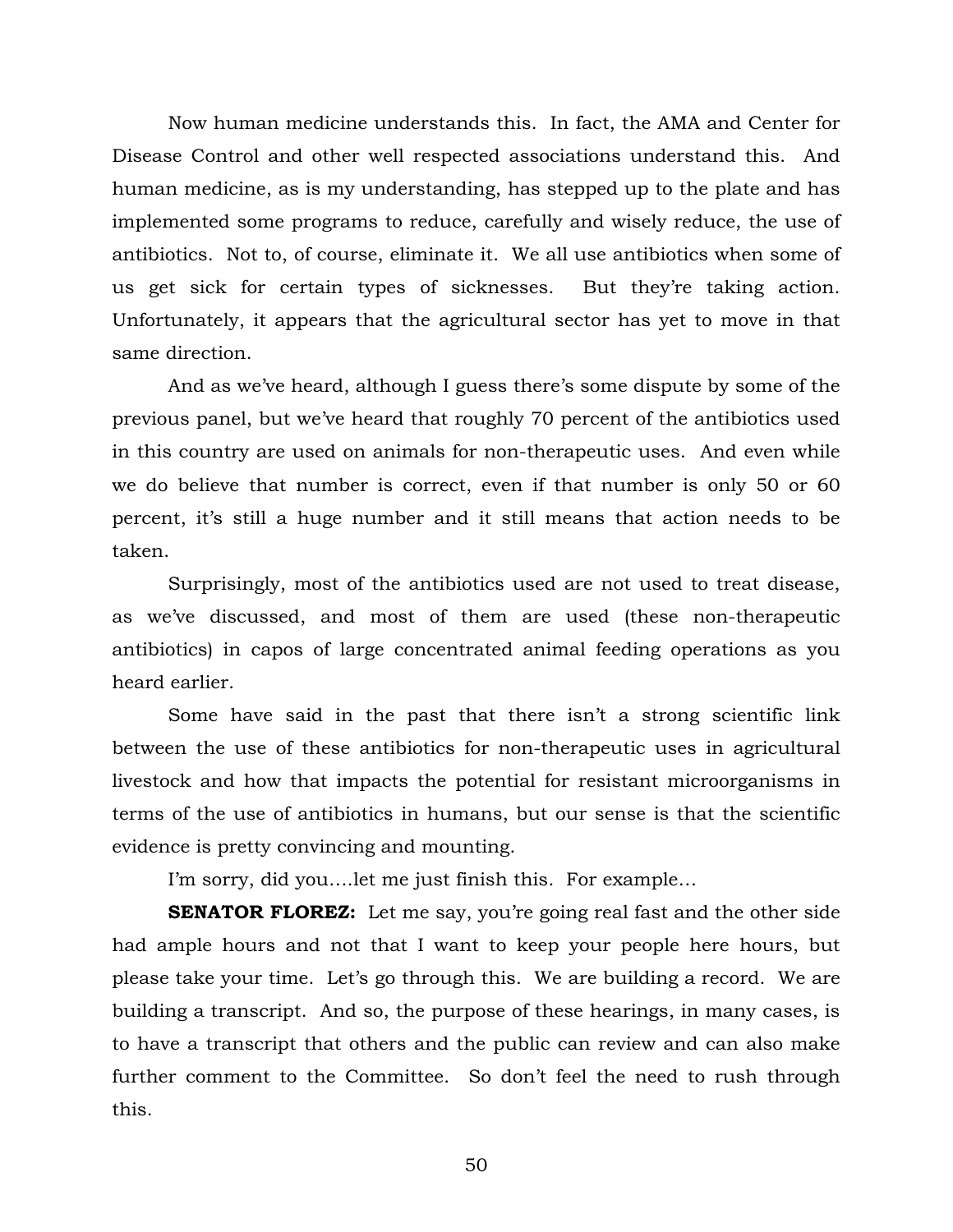Now human medicine understands this. In fact, the AMA and Center for Disease Control and other well respected associations understand this. And human medicine, as is my understanding, has stepped up to the plate and has implemented some programs to reduce, carefully and wisely reduce, the use of antibiotics. Not to, of course, eliminate it. We all use antibiotics when some of us get sick for certain types of sicknesses. But they're taking action. Unfortunately, it appears that the agricultural sector has yet to move in that same direction.

And as we've heard, although I guess there's some dispute by some of the previous panel, but we've heard that roughly 70 percent of the antibiotics used in this country are used on animals for non-therapeutic uses. And even while we do believe that number is correct, even if that number is only 50 or 60 percent, it's still a huge number and it still means that action needs to be taken.

Surprisingly, most of the antibiotics used are not used to treat disease, as we've discussed, and most of them are used (these non-therapeutic antibiotics) in capos of large concentrated animal feeding operations as you heard earlier.

Some have said in the past that there isn't a strong scientific link between the use of these antibiotics for non-therapeutic uses in agricultural livestock and how that impacts the potential for resistant microorganisms in terms of the use of antibiotics in humans, but our sense is that the scientific evidence is pretty convincing and mounting.

I'm sorry, did you….let me just finish this. For example…

**SENATOR FLOREZ:** Let me say, you're going real fast and the other side had ample hours and not that I want to keep your people here hours, but please take your time. Let's go through this. We are building a record. We are building a transcript. And so, the purpose of these hearings, in many cases, is to have a transcript that others and the public can review and can also make further comment to the Committee. So don't feel the need to rush through this.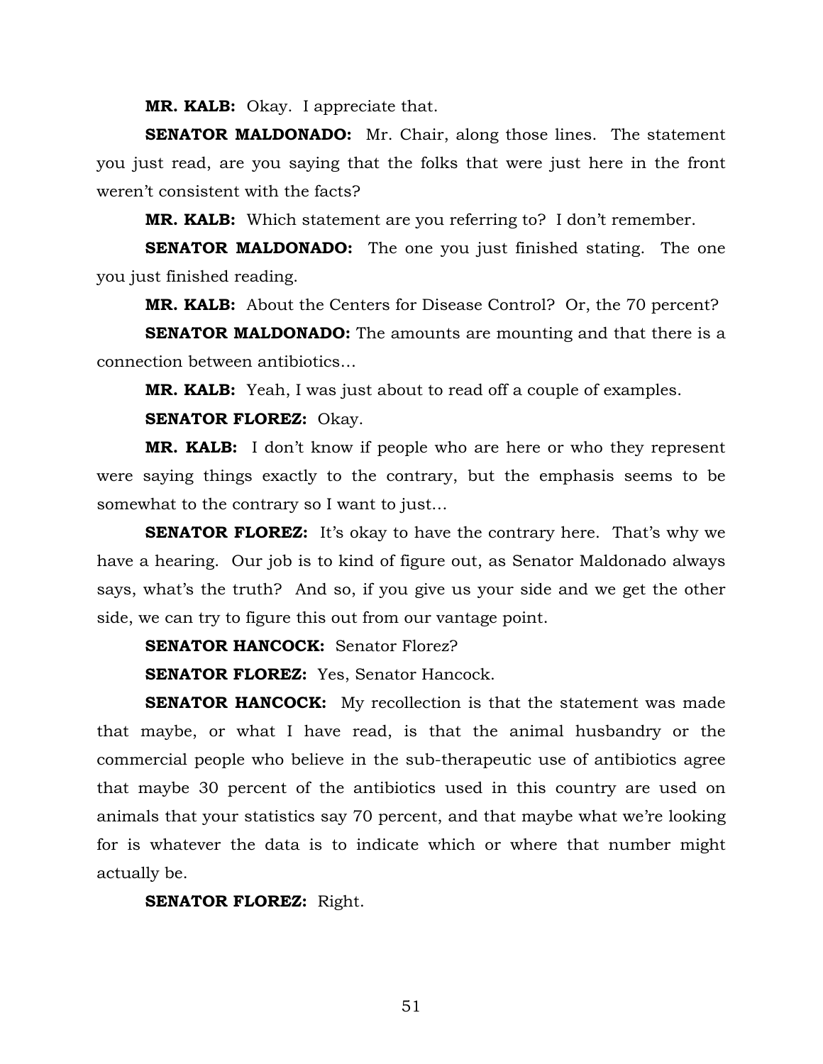**MR. KALB:** Okay. I appreciate that.

**SENATOR MALDONADO:** Mr. Chair, along those lines. The statement you just read, are you saying that the folks that were just here in the front weren't consistent with the facts?

**MR. KALB:** Which statement are you referring to? I don't remember.

**SENATOR MALDONADO:** The one you just finished stating. The one you just finished reading.

**MR. KALB:** About the Centers for Disease Control? Or, the 70 percent?

**SENATOR MALDONADO:** The amounts are mounting and that there is a connection between antibiotics…

**MR. KALB:** Yeah, I was just about to read off a couple of examples.

**SENATOR FLOREZ:** Okay.

**MR. KALB:** I don't know if people who are here or who they represent were saying things exactly to the contrary, but the emphasis seems to be somewhat to the contrary so I want to just…

**SENATOR FLOREZ:** It's okay to have the contrary here. That's why we have a hearing. Our job is to kind of figure out, as Senator Maldonado always says, what's the truth? And so, if you give us your side and we get the other side, we can try to figure this out from our vantage point.

**SENATOR HANCOCK:** Senator Florez?

**SENATOR FLOREZ:** Yes, Senator Hancock.

**SENATOR HANCOCK:** My recollection is that the statement was made that maybe, or what I have read, is that the animal husbandry or the commercial people who believe in the sub-therapeutic use of antibiotics agree that maybe 30 percent of the antibiotics used in this country are used on animals that your statistics say 70 percent, and that maybe what we're looking for is whatever the data is to indicate which or where that number might actually be.

**SENATOR FLOREZ:** Right.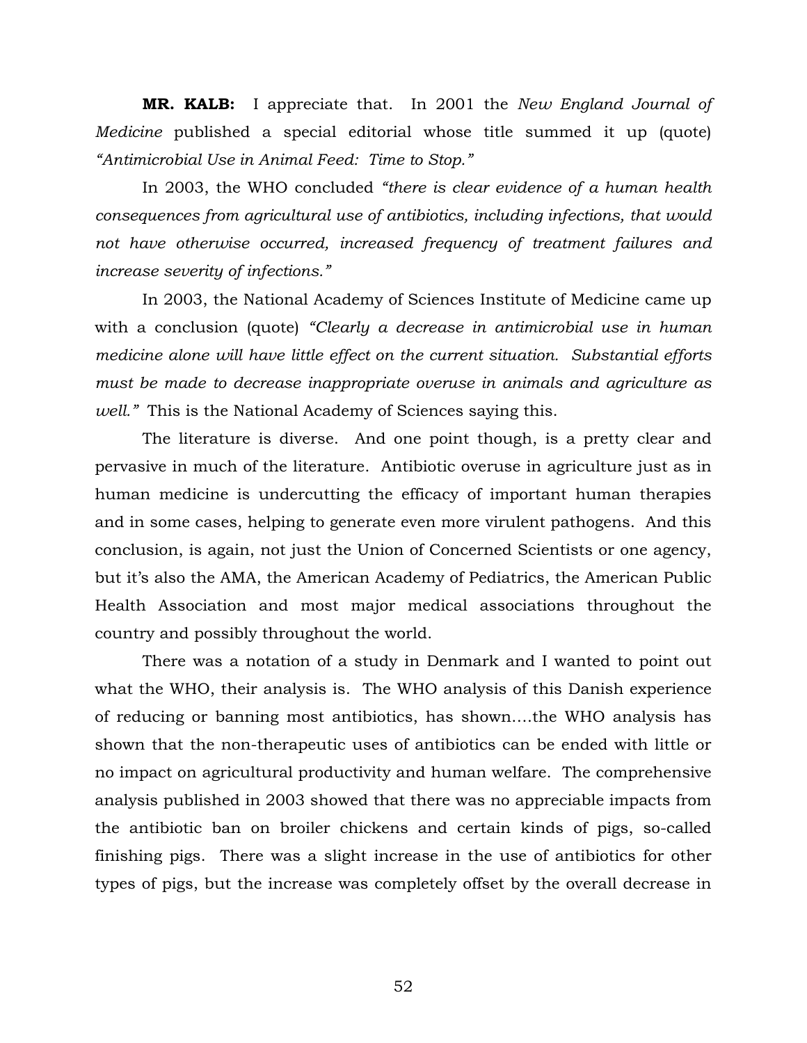**MR. KALB:** I appreciate that. In 2001 the *New England Journal of Medicine* published a special editorial whose title summed it up (quote) *"Antimicrobial Use in Animal Feed: Time to Stop."*

In 2003, the WHO concluded *"there is clear evidence of a human health consequences from agricultural use of antibiotics, including infections, that would not have otherwise occurred, increased frequency of treatment failures and increase severity of infections."*

In 2003, the National Academy of Sciences Institute of Medicine came up with a conclusion (quote) *"Clearly a decrease in antimicrobial use in human medicine alone will have little effect on the current situation. Substantial efforts must be made to decrease inappropriate overuse in animals and agriculture as well."* This is the National Academy of Sciences saying this.

The literature is diverse. And one point though, is a pretty clear and pervasive in much of the literature. Antibiotic overuse in agriculture just as in human medicine is undercutting the efficacy of important human therapies and in some cases, helping to generate even more virulent pathogens. And this conclusion, is again, not just the Union of Concerned Scientists or one agency, but it's also the AMA, the American Academy of Pediatrics, the American Public Health Association and most major medical associations throughout the country and possibly throughout the world.

There was a notation of a study in Denmark and I wanted to point out what the WHO, their analysis is. The WHO analysis of this Danish experience of reducing or banning most antibiotics, has shown….the WHO analysis has shown that the non-therapeutic uses of antibiotics can be ended with little or no impact on agricultural productivity and human welfare. The comprehensive analysis published in 2003 showed that there was no appreciable impacts from the antibiotic ban on broiler chickens and certain kinds of pigs, so-called finishing pigs. There was a slight increase in the use of antibiotics for other types of pigs, but the increase was completely offset by the overall decrease in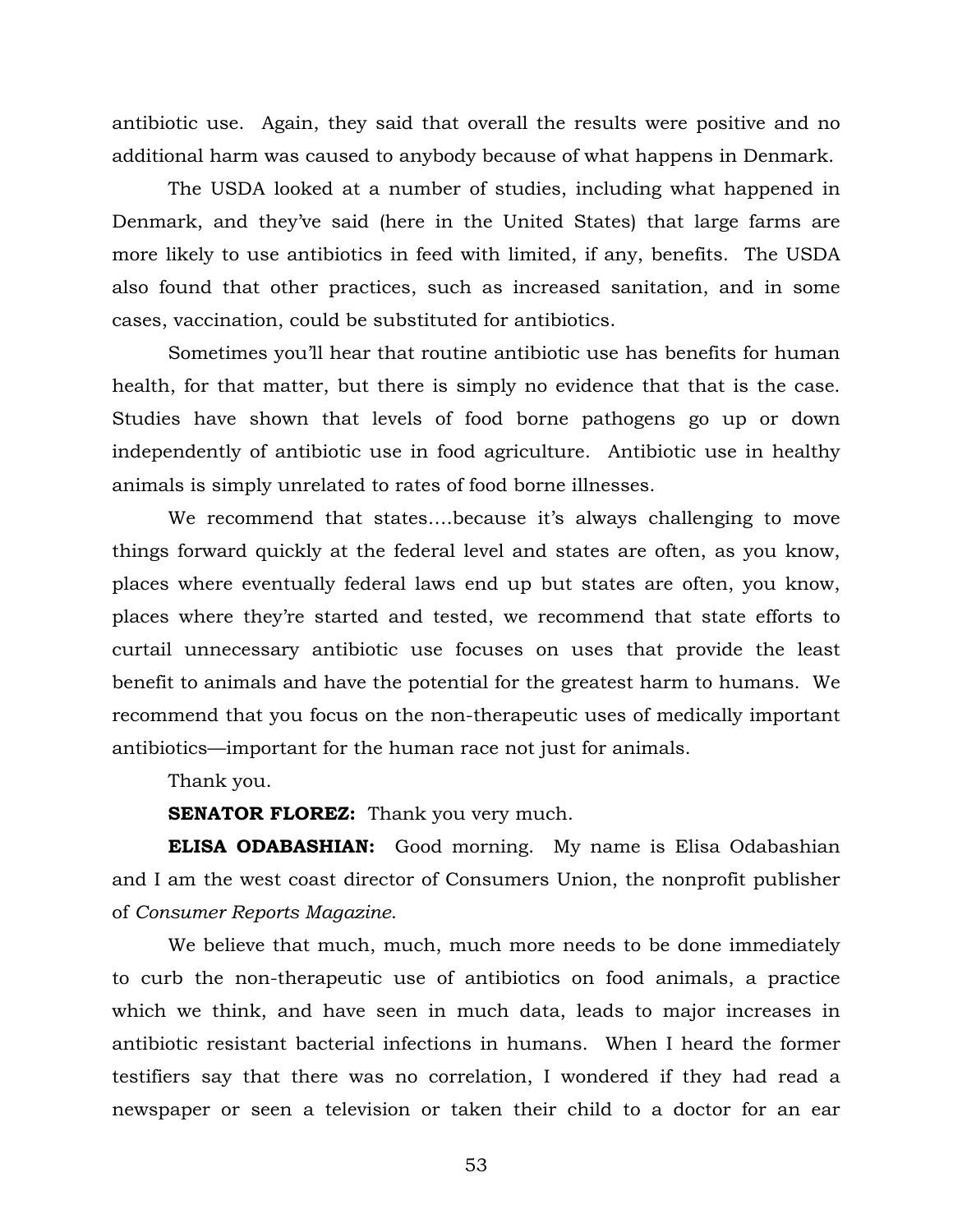antibiotic use. Again, they said that overall the results were positive and no additional harm was caused to anybody because of what happens in Denmark.

The USDA looked at a number of studies, including what happened in Denmark, and they've said (here in the United States) that large farms are more likely to use antibiotics in feed with limited, if any, benefits. The USDA also found that other practices, such as increased sanitation, and in some cases, vaccination, could be substituted for antibiotics.

Sometimes you'll hear that routine antibiotic use has benefits for human health, for that matter, but there is simply no evidence that that is the case. Studies have shown that levels of food borne pathogens go up or down independently of antibiotic use in food agriculture. Antibiotic use in healthy animals is simply unrelated to rates of food borne illnesses.

We recommend that states….because it's always challenging to move things forward quickly at the federal level and states are often, as you know, places where eventually federal laws end up but states are often, you know, places where they're started and tested, we recommend that state efforts to curtail unnecessary antibiotic use focuses on uses that provide the least benefit to animals and have the potential for the greatest harm to humans. We recommend that you focus on the non-therapeutic uses of medically important antibiotics—important for the human race not just for animals.

Thank you.

**SENATOR FLOREZ:** Thank you very much.

**ELISA ODABASHIAN:** Good morning. My name is Elisa Odabashian and I am the west coast director of Consumers Union, the nonprofit publisher of *Consumer Reports Magazine*.

We believe that much, much, much more needs to be done immediately to curb the non-therapeutic use of antibiotics on food animals, a practice which we think, and have seen in much data, leads to major increases in antibiotic resistant bacterial infections in humans. When I heard the former testifiers say that there was no correlation, I wondered if they had read a newspaper or seen a television or taken their child to a doctor for an ear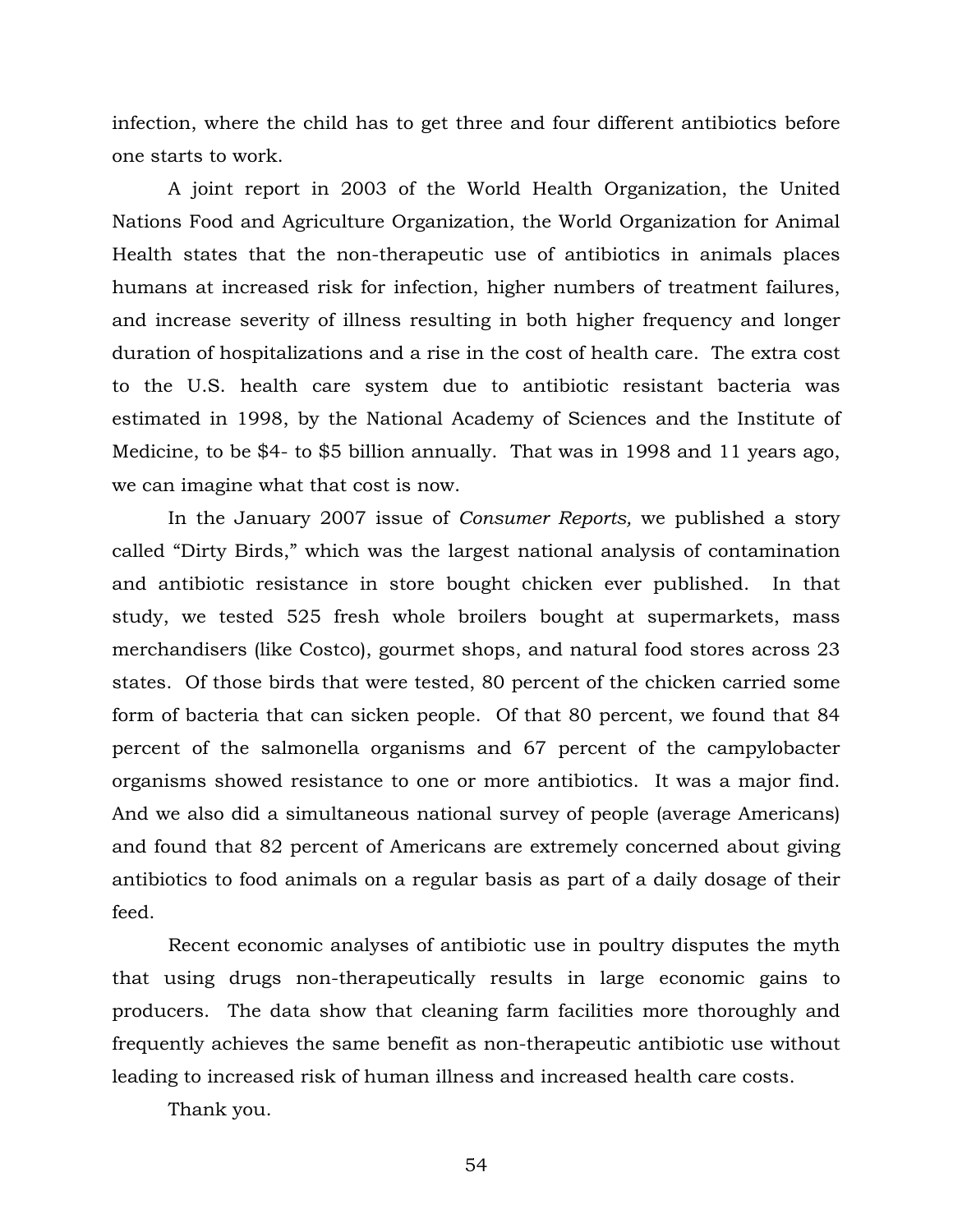infection, where the child has to get three and four different antibiotics before one starts to work.

A joint report in 2003 of the World Health Organization, the United Nations Food and Agriculture Organization, the World Organization for Animal Health states that the non-therapeutic use of antibiotics in animals places humans at increased risk for infection, higher numbers of treatment failures, and increase severity of illness resulting in both higher frequency and longer duration of hospitalizations and a rise in the cost of health care. The extra cost to the U.S. health care system due to antibiotic resistant bacteria was estimated in 1998, by the National Academy of Sciences and the Institute of Medicine, to be $4- to $5 billion annually. That was in 1998 and 11 years ago, we can imagine what that cost is now.

In the January 2007 issue of *Consumer Reports,* we published a story called "Dirty Birds," which was the largest national analysis of contamination and antibiotic resistance in store bought chicken ever published. In that study, we tested 525 fresh whole broilers bought at supermarkets, mass merchandisers (like Costco), gourmet shops, and natural food stores across 23 states. Of those birds that were tested, 80 percent of the chicken carried some form of bacteria that can sicken people. Of that 80 percent, we found that 84 percent of the salmonella organisms and 67 percent of the campylobacter organisms showed resistance to one or more antibiotics. It was a major find. And we also did a simultaneous national survey of people (average Americans) and found that 82 percent of Americans are extremely concerned about giving antibiotics to food animals on a regular basis as part of a daily dosage of their feed.

Recent economic analyses of antibiotic use in poultry disputes the myth that using drugs non-therapeutically results in large economic gains to producers. The data show that cleaning farm facilities more thoroughly and frequently achieves the same benefit as non-therapeutic antibiotic use without leading to increased risk of human illness and increased health care costs.

Thank you.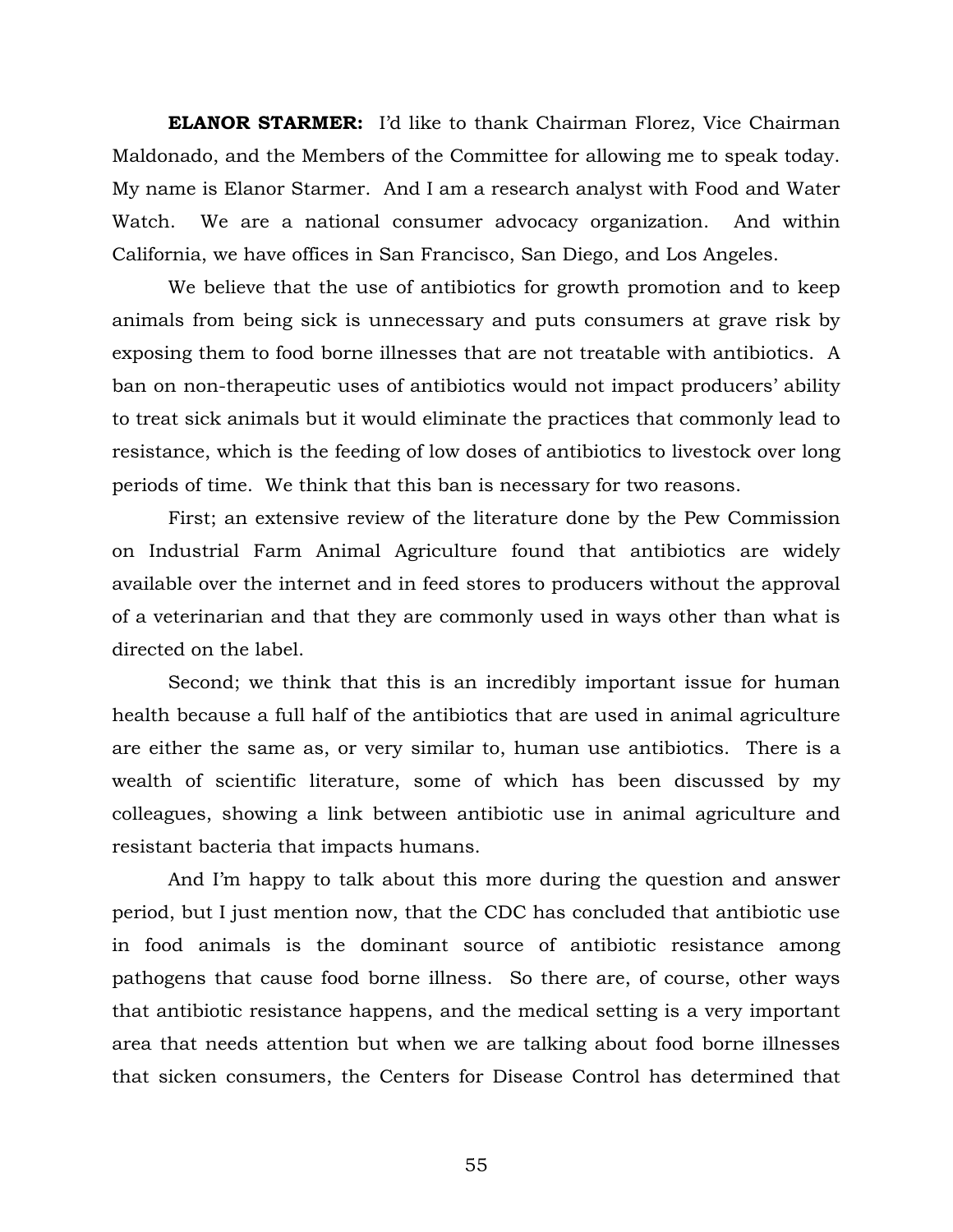**ELANOR STARMER:** I'd like to thank Chairman Florez, Vice Chairman Maldonado, and the Members of the Committee for allowing me to speak today. My name is Elanor Starmer. And I am a research analyst with Food and Water Watch. We are a national consumer advocacy organization. And within California, we have offices in San Francisco, San Diego, and Los Angeles.

We believe that the use of antibiotics for growth promotion and to keep animals from being sick is unnecessary and puts consumers at grave risk by exposing them to food borne illnesses that are not treatable with antibiotics. A ban on non-therapeutic uses of antibiotics would not impact producers' ability to treat sick animals but it would eliminate the practices that commonly lead to resistance, which is the feeding of low doses of antibiotics to livestock over long periods of time. We think that this ban is necessary for two reasons.

First; an extensive review of the literature done by the Pew Commission on Industrial Farm Animal Agriculture found that antibiotics are widely available over the internet and in feed stores to producers without the approval of a veterinarian and that they are commonly used in ways other than what is directed on the label.

Second; we think that this is an incredibly important issue for human health because a full half of the antibiotics that are used in animal agriculture are either the same as, or very similar to, human use antibiotics. There is a wealth of scientific literature, some of which has been discussed by my colleagues, showing a link between antibiotic use in animal agriculture and resistant bacteria that impacts humans.

And I'm happy to talk about this more during the question and answer period, but I just mention now, that the CDC has concluded that antibiotic use in food animals is the dominant source of antibiotic resistance among pathogens that cause food borne illness. So there are, of course, other ways that antibiotic resistance happens, and the medical setting is a very important area that needs attention but when we are talking about food borne illnesses that sicken consumers, the Centers for Disease Control has determined that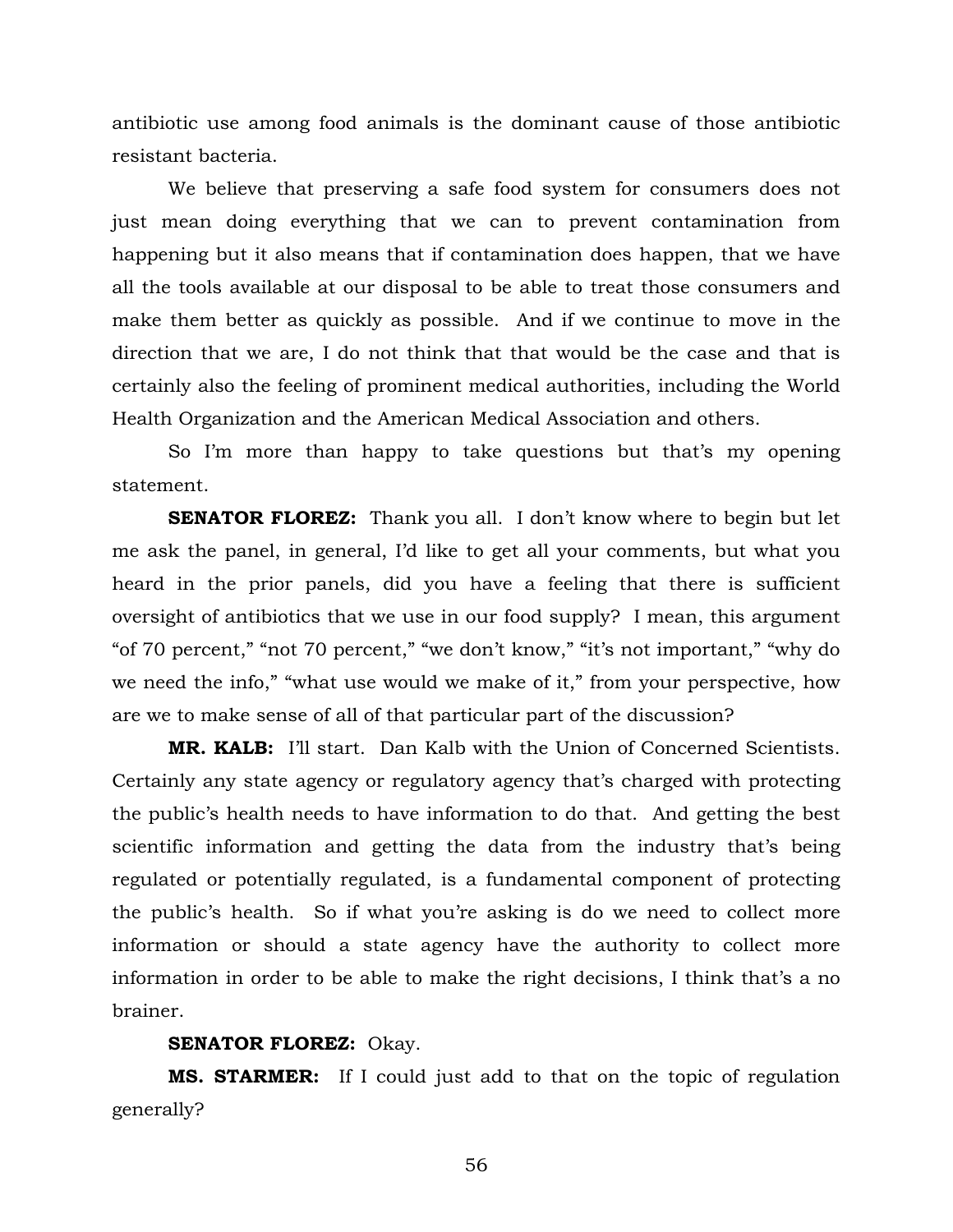antibiotic use among food animals is the dominant cause of those antibiotic resistant bacteria.

We believe that preserving a safe food system for consumers does not just mean doing everything that we can to prevent contamination from happening but it also means that if contamination does happen, that we have all the tools available at our disposal to be able to treat those consumers and make them better as quickly as possible. And if we continue to move in the direction that we are, I do not think that that would be the case and that is certainly also the feeling of prominent medical authorities, including the World Health Organization and the American Medical Association and others.

So I'm more than happy to take questions but that's my opening statement.

**SENATOR FLOREZ:** Thank you all. I don't know where to begin but let me ask the panel, in general, I'd like to get all your comments, but what you heard in the prior panels, did you have a feeling that there is sufficient oversight of antibiotics that we use in our food supply? I mean, this argument "of 70 percent," "not 70 percent," "we don't know," "it's not important," "why do we need the info," "what use would we make of it," from your perspective, how are we to make sense of all of that particular part of the discussion?

**MR. KALB:** I'll start. Dan Kalb with the Union of Concerned Scientists. Certainly any state agency or regulatory agency that's charged with protecting the public's health needs to have information to do that. And getting the best scientific information and getting the data from the industry that's being regulated or potentially regulated, is a fundamental component of protecting the public's health. So if what you're asking is do we need to collect more information or should a state agency have the authority to collect more information in order to be able to make the right decisions, I think that's a no brainer.

**SENATOR FLOREZ:** Okay.

**MS. STARMER:** If I could just add to that on the topic of regulation generally?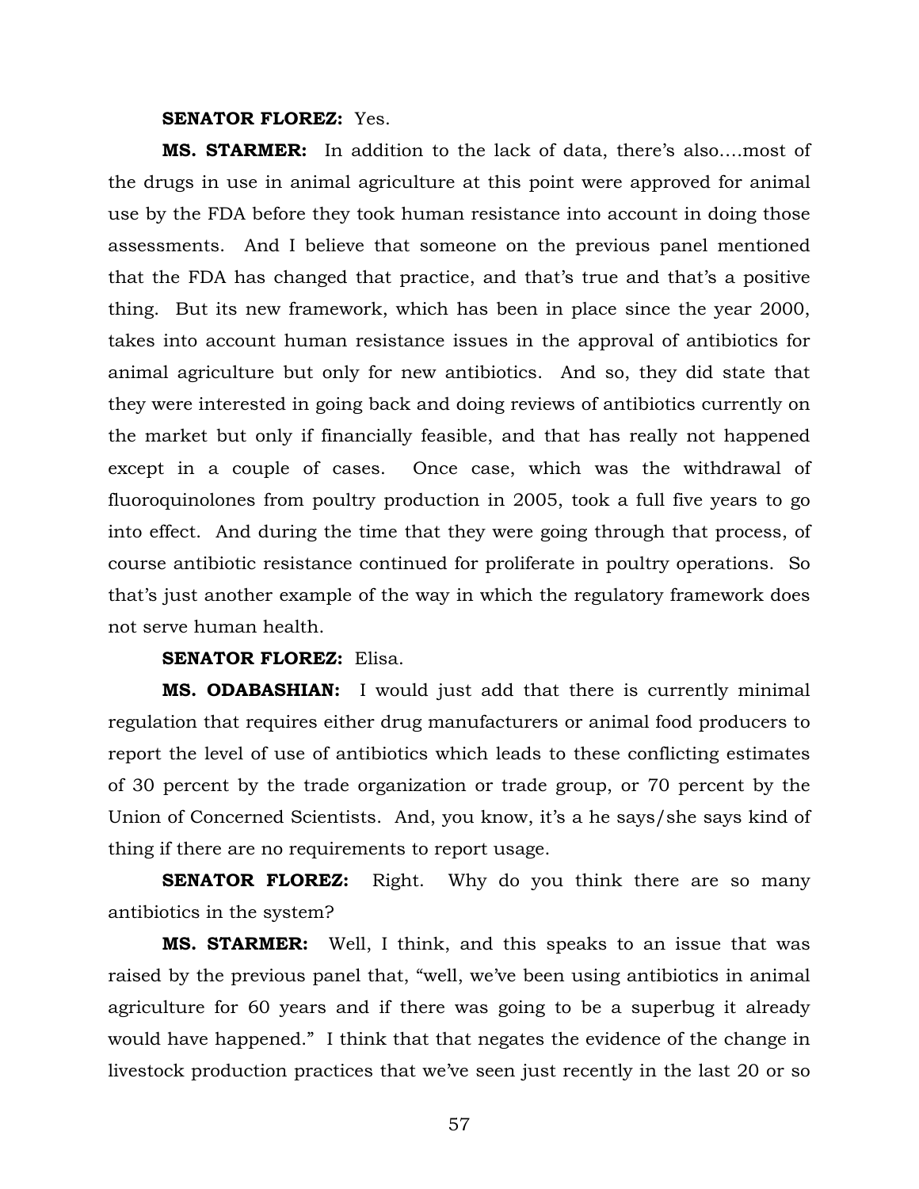**SENATOR FLOREZ:** Yes.

**MS. STARMER:** In addition to the lack of data, there's also....most of the drugs in use in animal agriculture at this point were approved for animal use by the FDA before they took human resistance into account in doing those assessments. And I believe that someone on the previous panel mentioned that the FDA has changed that practice, and that's true and that's a positive thing. But its new framework, which has been in place since the year 2000, takes into account human resistance issues in the approval of antibiotics for animal agriculture but only for new antibiotics. And so, they did state that they were interested in going back and doing reviews of antibiotics currently on the market but only if financially feasible, and that has really not happened except in a couple of cases. Once case, which was the withdrawal of fluoroquinolones from poultry production in 2005, took a full five years to go into effect. And during the time that they were going through that process, of course antibiotic resistance continued for proliferate in poultry operations. So that's just another example of the way in which the regulatory framework does not serve human health.

**SENATOR FLOREZ:** Elisa.

**MS. ODABASHIAN:** I would just add that there is currently minimal regulation that requires either drug manufacturers or animal food producers to report the level of use of antibiotics which leads to these conflicting estimates of 30 percent by the trade organization or trade group, or 70 percent by the Union of Concerned Scientists. And, you know, it's a he says/she says kind of thing if there are no requirements to report usage.

**SENATOR FLOREZ:** Right. Why do you think there are so many antibiotics in the system?

**MS. STARMER:** Well, I think, and this speaks to an issue that was raised by the previous panel that, "well, we've been using antibiotics in animal agriculture for 60 years and if there was going to be a superbug it already would have happened." I think that that negates the evidence of the change in livestock production practices that we've seen just recently in the last 20 or so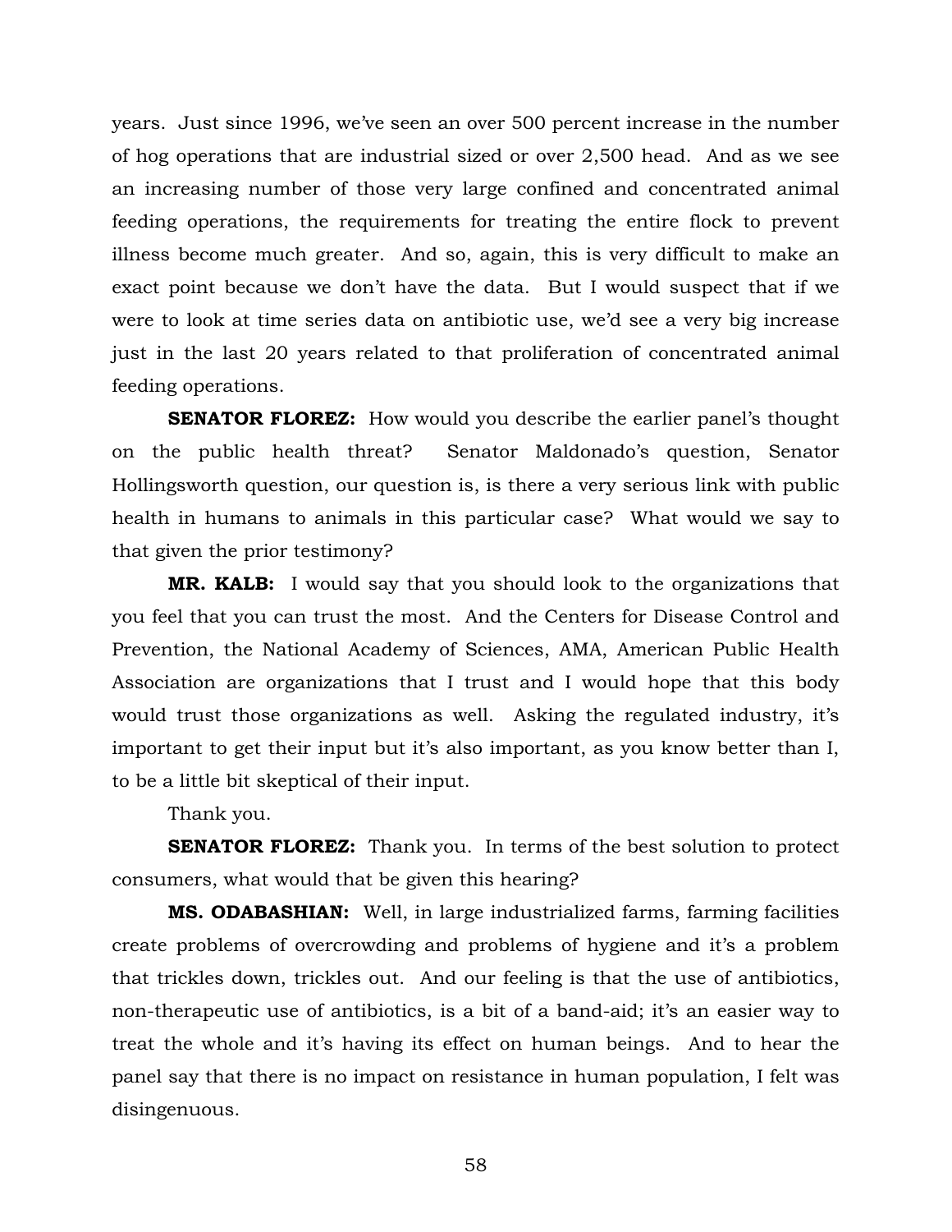years. Just since 1996, we've seen an over 500 percent increase in the number of hog operations that are industrial sized or over 2,500 head. And as we see an increasing number of those very large confined and concentrated animal feeding operations, the requirements for treating the entire flock to prevent illness become much greater. And so, again, this is very difficult to make an exact point because we don't have the data. But I would suspect that if we were to look at time series data on antibiotic use, we'd see a very big increase just in the last 20 years related to that proliferation of concentrated animal feeding operations.

**SENATOR FLOREZ:** How would you describe the earlier panel's thought on the public health threat? Senator Maldonado's question, Senator Hollingsworth question, our question is, is there a very serious link with public health in humans to animals in this particular case? What would we say to that given the prior testimony?

**MR. KALB:** I would say that you should look to the organizations that you feel that you can trust the most. And the Centers for Disease Control and Prevention, the National Academy of Sciences, AMA, American Public Health Association are organizations that I trust and I would hope that this body would trust those organizations as well. Asking the regulated industry, it's important to get their input but it's also important, as you know better than I, to be a little bit skeptical of their input.

Thank you.

**SENATOR FLOREZ:** Thank you. In terms of the best solution to protect consumers, what would that be given this hearing?

**MS. ODABASHIAN:** Well, in large industrialized farms, farming facilities create problems of overcrowding and problems of hygiene and it's a problem that trickles down, trickles out. And our feeling is that the use of antibiotics, non-therapeutic use of antibiotics, is a bit of a band-aid; it's an easier way to treat the whole and it's having its effect on human beings. And to hear the panel say that there is no impact on resistance in human population, I felt was disingenuous.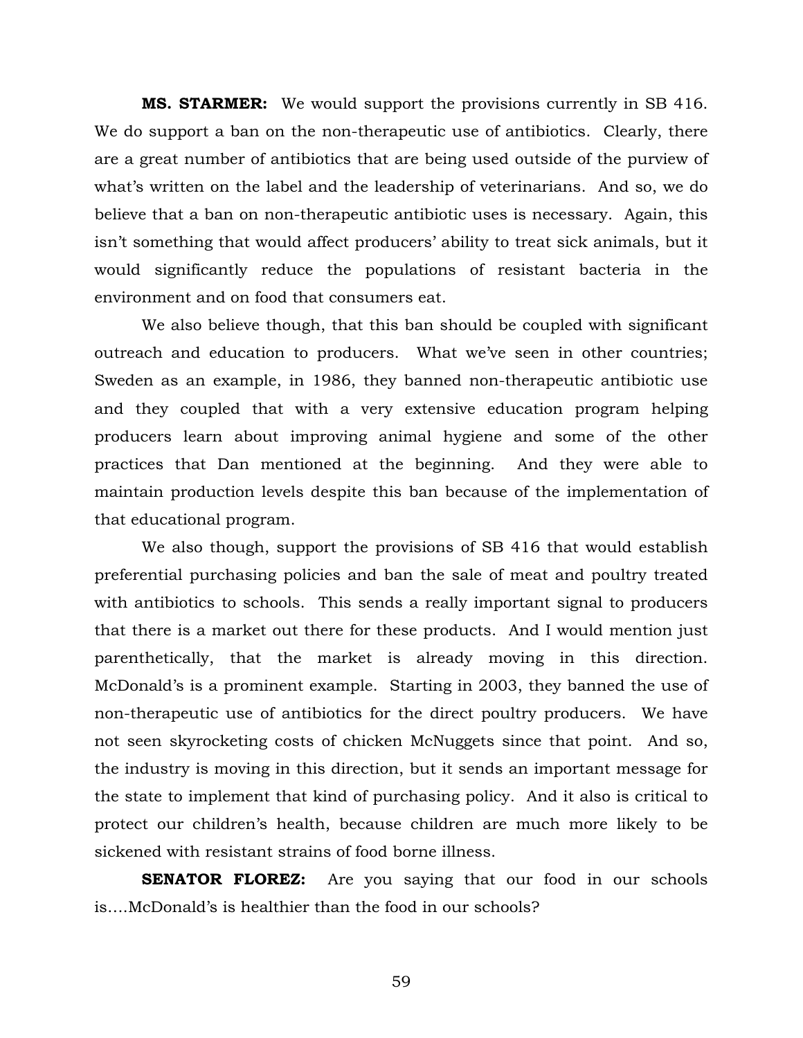**MS. STARMER:** We would support the provisions currently in SB 416. We do support a ban on the non-therapeutic use of antibiotics. Clearly, there are a great number of antibiotics that are being used outside of the purview of what's written on the label and the leadership of veterinarians. And so, we do believe that a ban on non-therapeutic antibiotic uses is necessary. Again, this isn't something that would affect producers' ability to treat sick animals, but it would significantly reduce the populations of resistant bacteria in the environment and on food that consumers eat.

We also believe though, that this ban should be coupled with significant outreach and education to producers. What we've seen in other countries; Sweden as an example, in 1986, they banned non-therapeutic antibiotic use and they coupled that with a very extensive education program helping producers learn about improving animal hygiene and some of the other practices that Dan mentioned at the beginning. And they were able to maintain production levels despite this ban because of the implementation of that educational program.

We also though, support the provisions of SB 416 that would establish preferential purchasing policies and ban the sale of meat and poultry treated with antibiotics to schools. This sends a really important signal to producers that there is a market out there for these products. And I would mention just parenthetically, that the market is already moving in this direction. McDonald's is a prominent example. Starting in 2003, they banned the use of non-therapeutic use of antibiotics for the direct poultry producers. We have not seen skyrocketing costs of chicken McNuggets since that point. And so, the industry is moving in this direction, but it sends an important message for the state to implement that kind of purchasing policy. And it also is critical to protect our children's health, because children are much more likely to be sickened with resistant strains of food borne illness.

**SENATOR FLOREZ:** Are you saying that our food in our schools is….McDonald's is healthier than the food in our schools?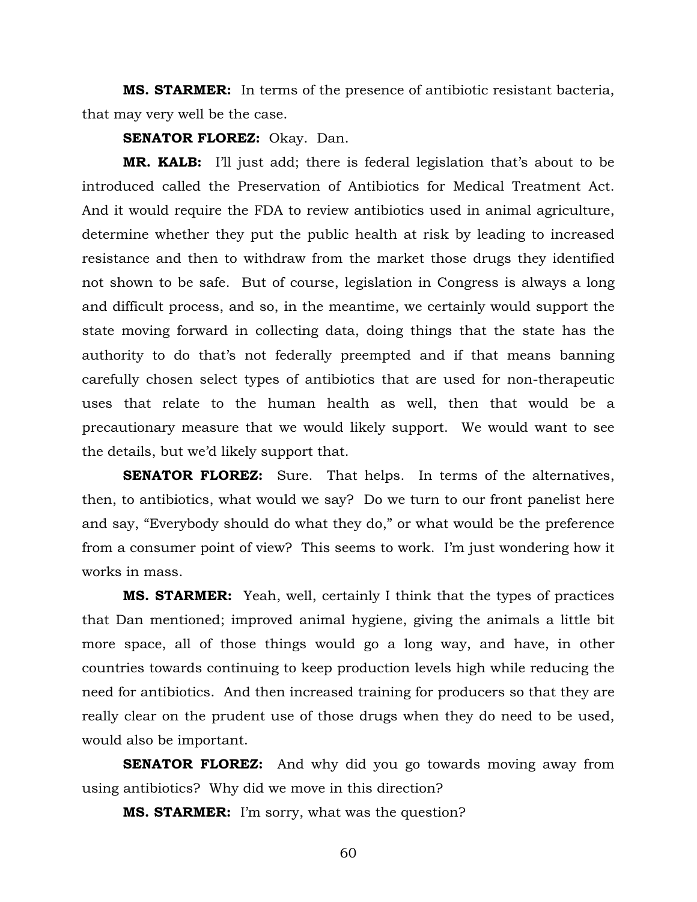**MS. STARMER:** In terms of the presence of antibiotic resistant bacteria, that may very well be the case.

**SENATOR FLOREZ:** Okay. Dan.

**MR. KALB:** I'll just add; there is federal legislation that's about to be introduced called the Preservation of Antibiotics for Medical Treatment Act. And it would require the FDA to review antibiotics used in animal agriculture, determine whether they put the public health at risk by leading to increased resistance and then to withdraw from the market those drugs they identified not shown to be safe. But of course, legislation in Congress is always a long and difficult process, and so, in the meantime, we certainly would support the state moving forward in collecting data, doing things that the state has the authority to do that's not federally preempted and if that means banning carefully chosen select types of antibiotics that are used for non-therapeutic uses that relate to the human health as well, then that would be a precautionary measure that we would likely support. We would want to see the details, but we'd likely support that.

**SENATOR FLOREZ:** Sure. That helps. In terms of the alternatives, then, to antibiotics, what would we say? Do we turn to our front panelist here and say, "Everybody should do what they do," or what would be the preference from a consumer point of view? This seems to work. I'm just wondering how it works in mass.

**MS. STARMER:** Yeah, well, certainly I think that the types of practices that Dan mentioned; improved animal hygiene, giving the animals a little bit more space, all of those things would go a long way, and have, in other countries towards continuing to keep production levels high while reducing the need for antibiotics. And then increased training for producers so that they are really clear on the prudent use of those drugs when they do need to be used, would also be important.

**SENATOR FLOREZ:** And why did you go towards moving away from using antibiotics? Why did we move in this direction?

**MS. STARMER:** I'm sorry, what was the question?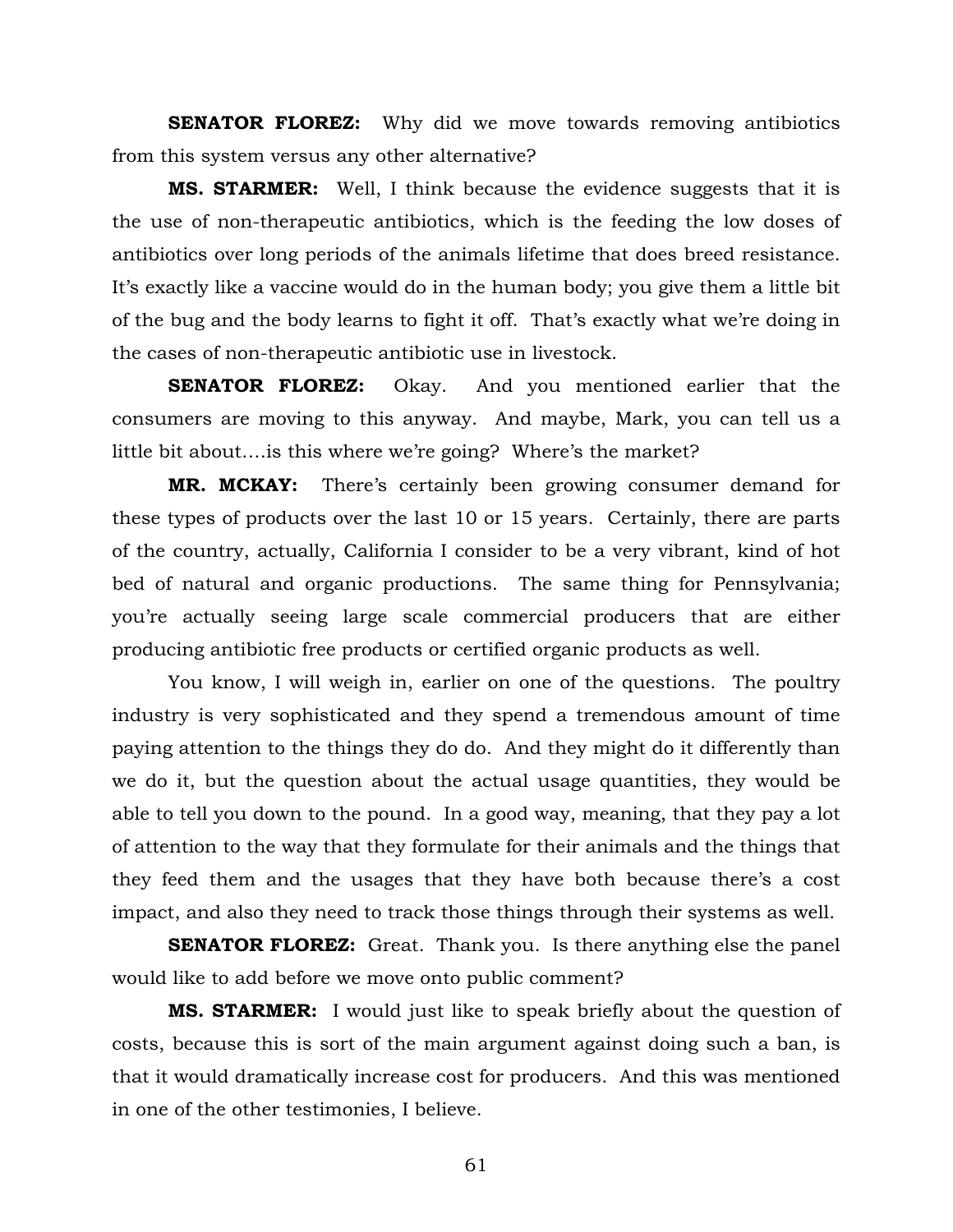**SENATOR FLOREZ:** Why did we move towards removing antibiotics from this system versus any other alternative?

**MS. STARMER:** Well, I think because the evidence suggests that it is the use of non-therapeutic antibiotics, which is the feeding the low doses of antibiotics over long periods of the animals lifetime that does breed resistance. It's exactly like a vaccine would do in the human body; you give them a little bit of the bug and the body learns to fight it off. That's exactly what we're doing in the cases of non-therapeutic antibiotic use in livestock.

**SENATOR FLOREZ:** Okay. And you mentioned earlier that the consumers are moving to this anyway. And maybe, Mark, you can tell us a little bit about….is this where we're going? Where's the market?

**MR. MCKAY:** There's certainly been growing consumer demand for these types of products over the last 10 or 15 years. Certainly, there are parts of the country, actually, California I consider to be a very vibrant, kind of hot bed of natural and organic productions. The same thing for Pennsylvania; you're actually seeing large scale commercial producers that are either producing antibiotic free products or certified organic products as well.

You know, I will weigh in, earlier on one of the questions. The poultry industry is very sophisticated and they spend a tremendous amount of time paying attention to the things they do do. And they might do it differently than we do it, but the question about the actual usage quantities, they would be able to tell you down to the pound. In a good way, meaning, that they pay a lot of attention to the way that they formulate for their animals and the things that they feed them and the usages that they have both because there's a cost impact, and also they need to track those things through their systems as well.

**SENATOR FLOREZ:** Great. Thank you. Is there anything else the panel would like to add before we move onto public comment?

**MS. STARMER:** I would just like to speak briefly about the question of costs, because this is sort of the main argument against doing such a ban, is that it would dramatically increase cost for producers. And this was mentioned in one of the other testimonies, I believe.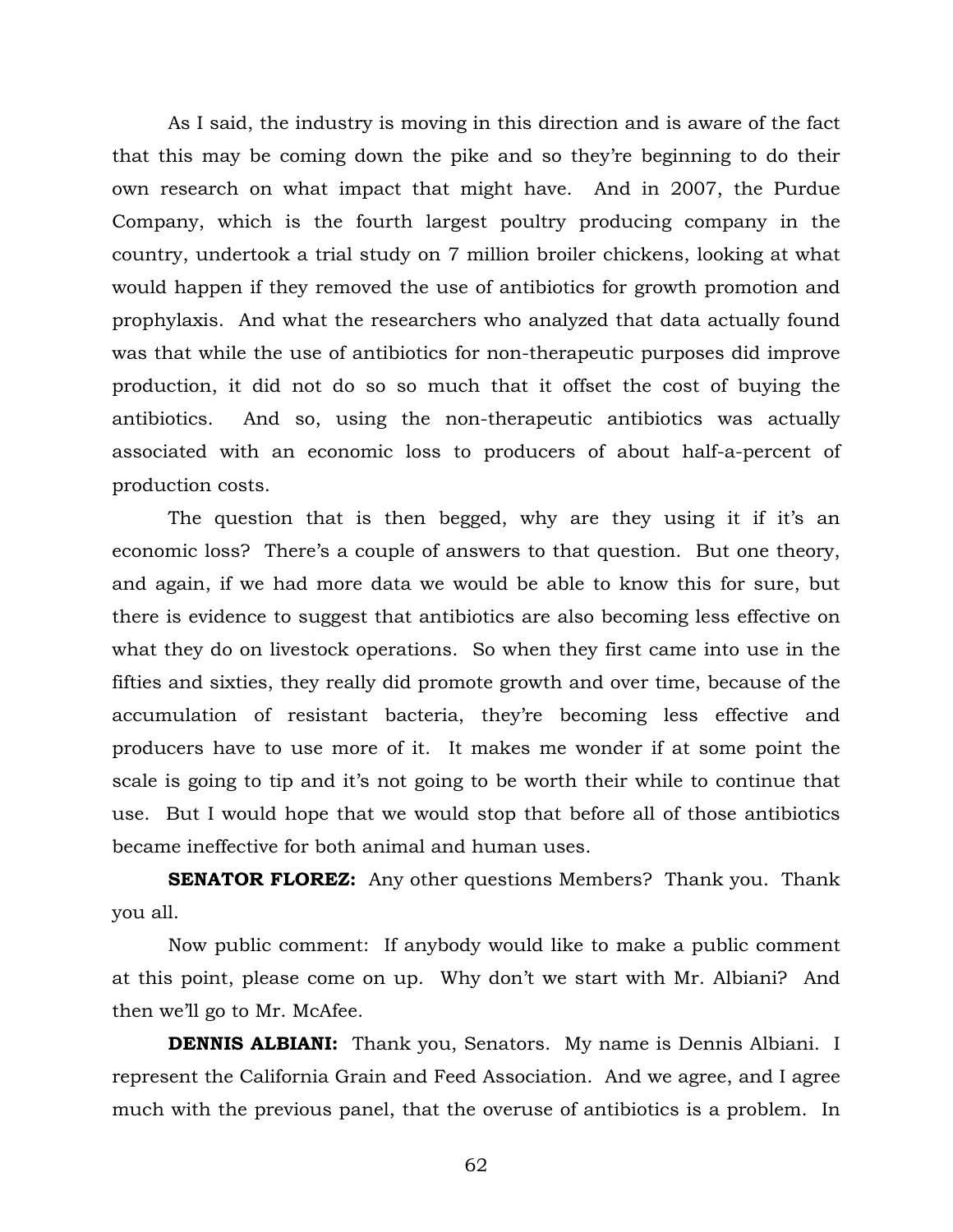As I said, the industry is moving in this direction and is aware of the fact that this may be coming down the pike and so they're beginning to do their own research on what impact that might have. And in 2007, the Purdue Company, which is the fourth largest poultry producing company in the country, undertook a trial study on 7 million broiler chickens, looking at what would happen if they removed the use of antibiotics for growth promotion and prophylaxis. And what the researchers who analyzed that data actually found was that while the use of antibiotics for non-therapeutic purposes did improve production, it did not do so so much that it offset the cost of buying the antibiotics. And so, using the non-therapeutic antibiotics was actually associated with an economic loss to producers of about half-a-percent of production costs.

The question that is then begged, why are they using it if it's an economic loss? There's a couple of answers to that question. But one theory, and again, if we had more data we would be able to know this for sure, but there is evidence to suggest that antibiotics are also becoming less effective on what they do on livestock operations. So when they first came into use in the fifties and sixties, they really did promote growth and over time, because of the accumulation of resistant bacteria, they're becoming less effective and producers have to use more of it. It makes me wonder if at some point the scale is going to tip and it's not going to be worth their while to continue that use. But I would hope that we would stop that before all of those antibiotics became ineffective for both animal and human uses.

**SENATOR FLOREZ:** Any other questions Members? Thank you. Thank you all.

Now public comment: If anybody would like to make a public comment at this point, please come on up. Why don't we start with Mr. Albiani? And then we'll go to Mr. McAfee.

**DENNIS ALBIANI:** Thank you, Senators. My name is Dennis Albiani. I represent the California Grain and Feed Association. And we agree, and I agree much with the previous panel, that the overuse of antibiotics is a problem. In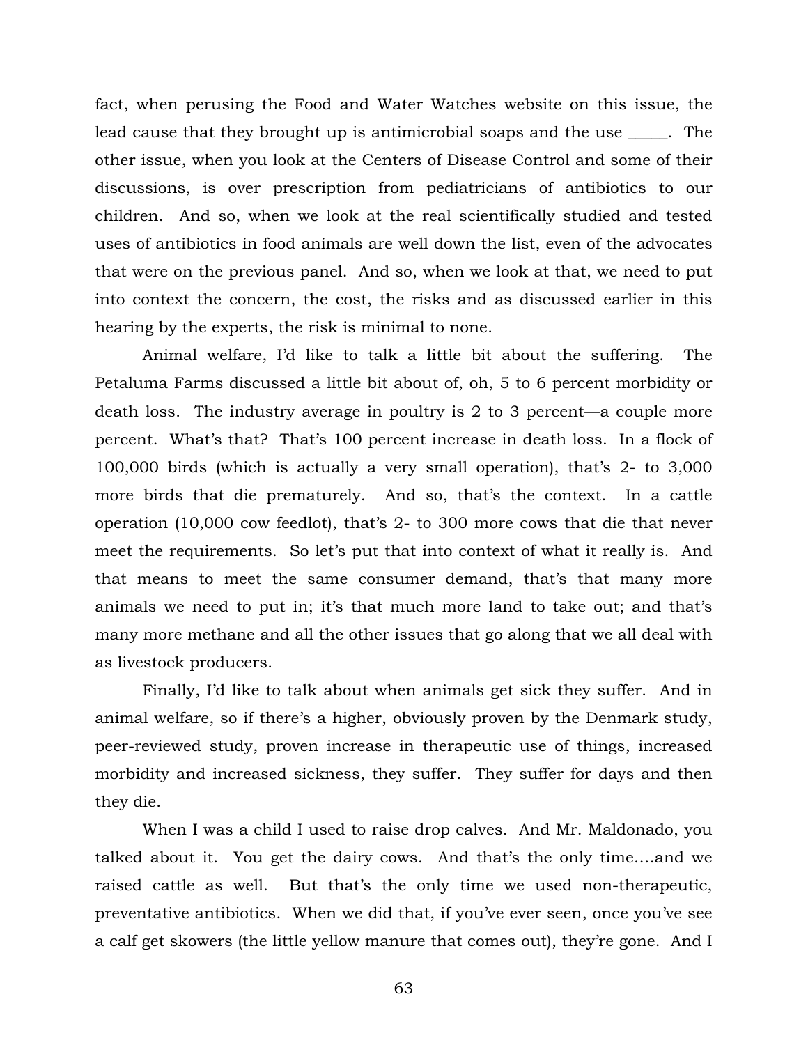fact, when perusing the Food and Water Watches website on this issue, the lead cause that they brought up is antimicrobial soaps and the use _____. The other issue, when you look at the Centers of Disease Control and some of their discussions, is over prescription from pediatricians of antibiotics to our children. And so, when we look at the real scientifically studied and tested uses of antibiotics in food animals are well down the list, even of the advocates that were on the previous panel. And so, when we look at that, we need to put into context the concern, the cost, the risks and as discussed earlier in this hearing by the experts, the risk is minimal to none.

Animal welfare, I'd like to talk a little bit about the suffering. The Petaluma Farms discussed a little bit about of, oh, 5 to 6 percent morbidity or death loss. The industry average in poultry is 2 to 3 percent—a couple more percent. What's that? That's 100 percent increase in death loss. In a flock of 100,000 birds (which is actually a very small operation), that's 2- to 3,000 more birds that die prematurely. And so, that's the context. In a cattle operation (10,000 cow feedlot), that's 2- to 300 more cows that die that never meet the requirements. So let's put that into context of what it really is. And that means to meet the same consumer demand, that's that many more animals we need to put in; it's that much more land to take out; and that's many more methane and all the other issues that go along that we all deal with as livestock producers.

Finally, I'd like to talk about when animals get sick they suffer. And in animal welfare, so if there's a higher, obviously proven by the Denmark study, peer-reviewed study, proven increase in therapeutic use of things, increased morbidity and increased sickness, they suffer. They suffer for days and then they die.

When I was a child I used to raise drop calves. And Mr. Maldonado, you talked about it. You get the dairy cows. And that's the only time….and we raised cattle as well. But that's the only time we used non-therapeutic, preventative antibiotics. When we did that, if you've ever seen, once you've see a calf get skowers (the little yellow manure that comes out), they're gone. And I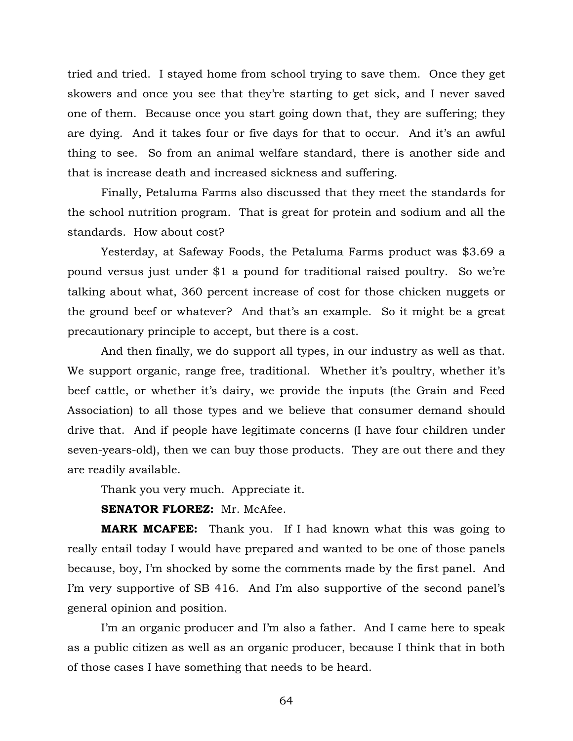tried and tried. I stayed home from school trying to save them. Once they get skowers and once you see that they're starting to get sick, and I never saved one of them. Because once you start going down that, they are suffering; they are dying. And it takes four or five days for that to occur. And it's an awful thing to see. So from an animal welfare standard, there is another side and that is increase death and increased sickness and suffering.

Finally, Petaluma Farms also discussed that they meet the standards for the school nutrition program. That is great for protein and sodium and all the standards. How about cost?

Yesterday, at Safeway Foods, the Petaluma Farms product was $3.69 a pound versus just under $1 a pound for traditional raised poultry. So we're talking about what, 360 percent increase of cost for those chicken nuggets or the ground beef or whatever? And that's an example. So it might be a great precautionary principle to accept, but there is a cost.

And then finally, we do support all types, in our industry as well as that. We support organic, range free, traditional. Whether it's poultry, whether it's beef cattle, or whether it's dairy, we provide the inputs (the Grain and Feed Association) to all those types and we believe that consumer demand should drive that. And if people have legitimate concerns (I have four children under seven-years-old), then we can buy those products. They are out there and they are readily available.

Thank you very much. Appreciate it.

**SENATOR FLOREZ:** Mr. McAfee.

**MARK MCAFEE:** Thank you. If I had known what this was going to really entail today I would have prepared and wanted to be one of those panels because, boy, I'm shocked by some the comments made by the first panel. And I'm very supportive of SB 416. And I'm also supportive of the second panel's general opinion and position.

I'm an organic producer and I'm also a father. And I came here to speak as a public citizen as well as an organic producer, because I think that in both of those cases I have something that needs to be heard.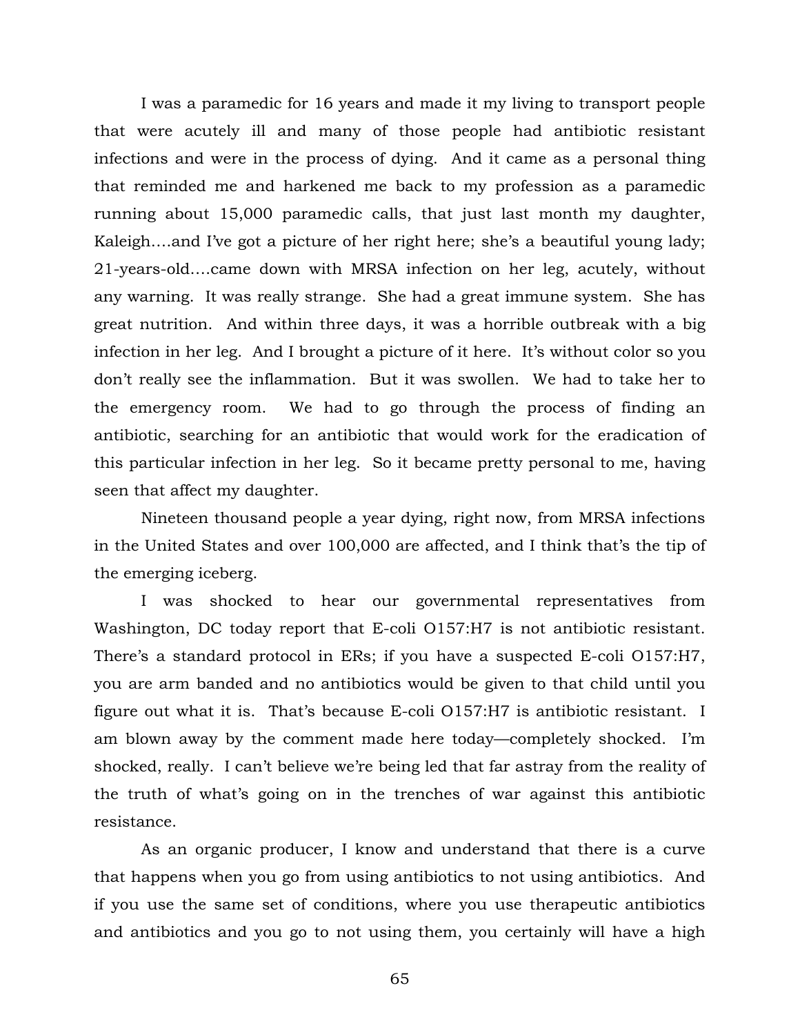I was a paramedic for 16 years and made it my living to transport people that were acutely ill and many of those people had antibiotic resistant infections and were in the process of dying. And it came as a personal thing that reminded me and harkened me back to my profession as a paramedic running about 15,000 paramedic calls, that just last month my daughter, Kaleigh….and I've got a picture of her right here; she's a beautiful young lady; 21-years-old….came down with MRSA infection on her leg, acutely, without any warning. It was really strange. She had a great immune system. She has great nutrition. And within three days, it was a horrible outbreak with a big infection in her leg. And I brought a picture of it here. It's without color so you don't really see the inflammation. But it was swollen. We had to take her to the emergency room. We had to go through the process of finding an antibiotic, searching for an antibiotic that would work for the eradication of this particular infection in her leg. So it became pretty personal to me, having seen that affect my daughter.

Nineteen thousand people a year dying, right now, from MRSA infections in the United States and over 100,000 are affected, and I think that's the tip of the emerging iceberg.

I was shocked to hear our governmental representatives from Washington, DC today report that E-coli O157:H7 is not antibiotic resistant. There's a standard protocol in ERs; if you have a suspected E-coli O157:H7, you are arm banded and no antibiotics would be given to that child until you figure out what it is. That's because E-coli O157:H7 is antibiotic resistant. I am blown away by the comment made here today—completely shocked. I'm shocked, really. I can't believe we're being led that far astray from the reality of the truth of what's going on in the trenches of war against this antibiotic resistance.

As an organic producer, I know and understand that there is a curve that happens when you go from using antibiotics to not using antibiotics. And if you use the same set of conditions, where you use therapeutic antibiotics and antibiotics and you go to not using them, you certainly will have a high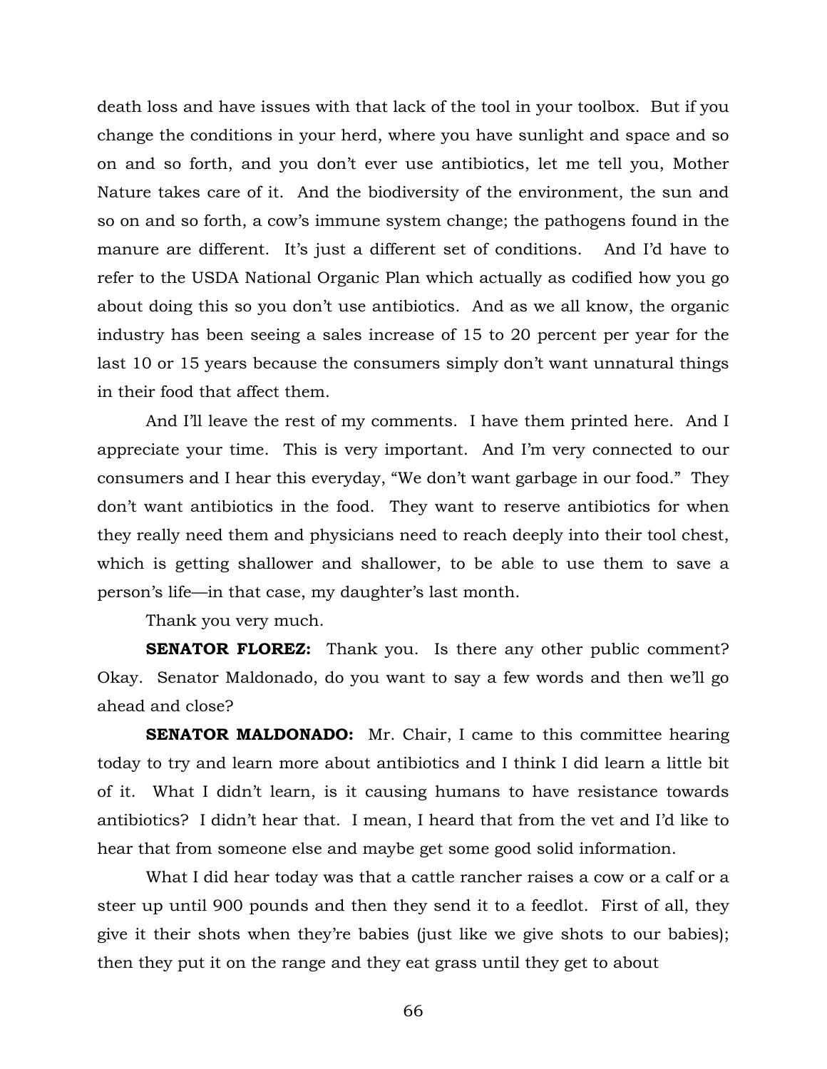death loss and have issues with that lack of the tool in your toolbox. But if you change the conditions in your herd, where you have sunlight and space and so on and so forth, and you don't ever use antibiotics, let me tell you, Mother Nature takes care of it. And the biodiversity of the environment, the sun and so on and so forth, a cow's immune system change; the pathogens found in the manure are different. It's just a different set of conditions. And I'd have to refer to the USDA National Organic Plan which actually as codified how you go about doing this so you don't use antibiotics. And as we all know, the organic industry has been seeing a sales increase of 15 to 20 percent per year for the last 10 or 15 years because the consumers simply don't want unnatural things in their food that affect them.

And I'll leave the rest of my comments. I have them printed here. And I appreciate your time. This is very important. And I'm very connected to our consumers and I hear this everyday, "We don't want garbage in our food." They don't want antibiotics in the food. They want to reserve antibiotics for when they really need them and physicians need to reach deeply into their tool chest, which is getting shallower and shallower, to be able to use them to save a person's life—in that case, my daughter's last month.

Thank you very much.

**SENATOR FLOREZ:** Thank you. Is there any other public comment? Okay. Senator Maldonado, do you want to say a few words and then we'll go ahead and close?

**SENATOR MALDONADO:** Mr. Chair, I came to this committee hearing today to try and learn more about antibiotics and I think I did learn a little bit of it. What I didn't learn, is it causing humans to have resistance towards antibiotics? I didn't hear that. I mean, I heard that from the vet and I'd like to hear that from someone else and maybe get some good solid information.

What I did hear today was that a cattle rancher raises a cow or a calf or a steer up until 900 pounds and then they send it to a feedlot. First of all, they give it their shots when they're babies (just like we give shots to our babies); then they put it on the range and they eat grass until they get to about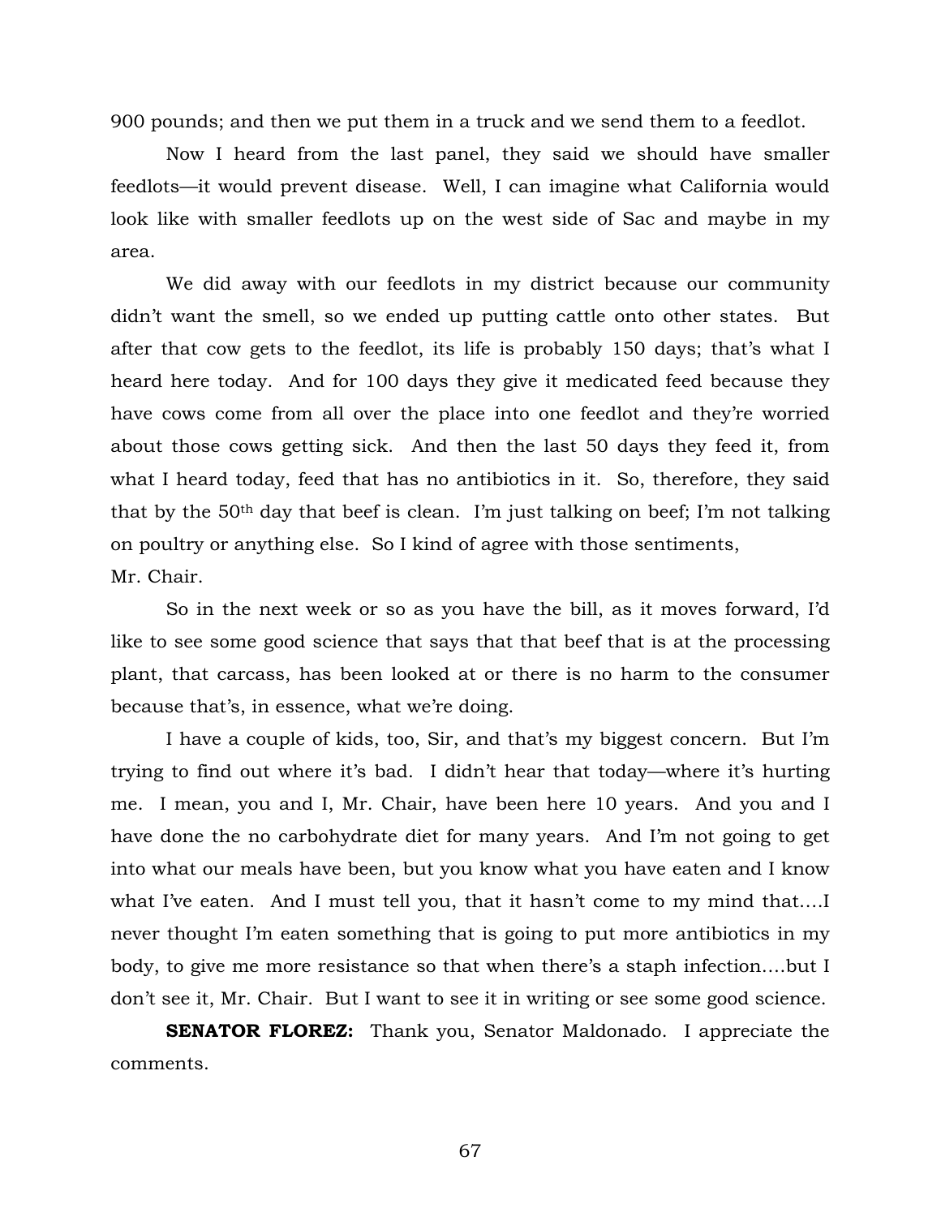900 pounds; and then we put them in a truck and we send them to a feedlot.

Now I heard from the last panel, they said we should have smaller feedlots—it would prevent disease. Well, I can imagine what California would look like with smaller feedlots up on the west side of Sac and maybe in my area.

We did away with our feedlots in my district because our community didn't want the smell, so we ended up putting cattle onto other states. But after that cow gets to the feedlot, its life is probably 150 days; that's what I heard here today. And for 100 days they give it medicated feed because they have cows come from all over the place into one feedlot and they're worried about those cows getting sick. And then the last 50 days they feed it, from what I heard today, feed that has no antibiotics in it. So, therefore, they said that by the 50th day that beef is clean. I'm just talking on beef; I'm not talking on poultry or anything else. So I kind of agree with those sentiments, Mr. Chair.

So in the next week or so as you have the bill, as it moves forward, I'd like to see some good science that says that that beef that is at the processing plant, that carcass, has been looked at or there is no harm to the consumer because that's, in essence, what we're doing.

I have a couple of kids, too, Sir, and that's my biggest concern. But I'm trying to find out where it's bad. I didn't hear that today—where it's hurting me. I mean, you and I, Mr. Chair, have been here 10 years. And you and I have done the no carbohydrate diet for many years. And I'm not going to get into what our meals have been, but you know what you have eaten and I know what I've eaten. And I must tell you, that it hasn't come to my mind that….I never thought I'm eaten something that is going to put more antibiotics in my body, to give me more resistance so that when there's a staph infection….but I don't see it, Mr. Chair. But I want to see it in writing or see some good science.

**SENATOR FLOREZ:** Thank you, Senator Maldonado. I appreciate the comments.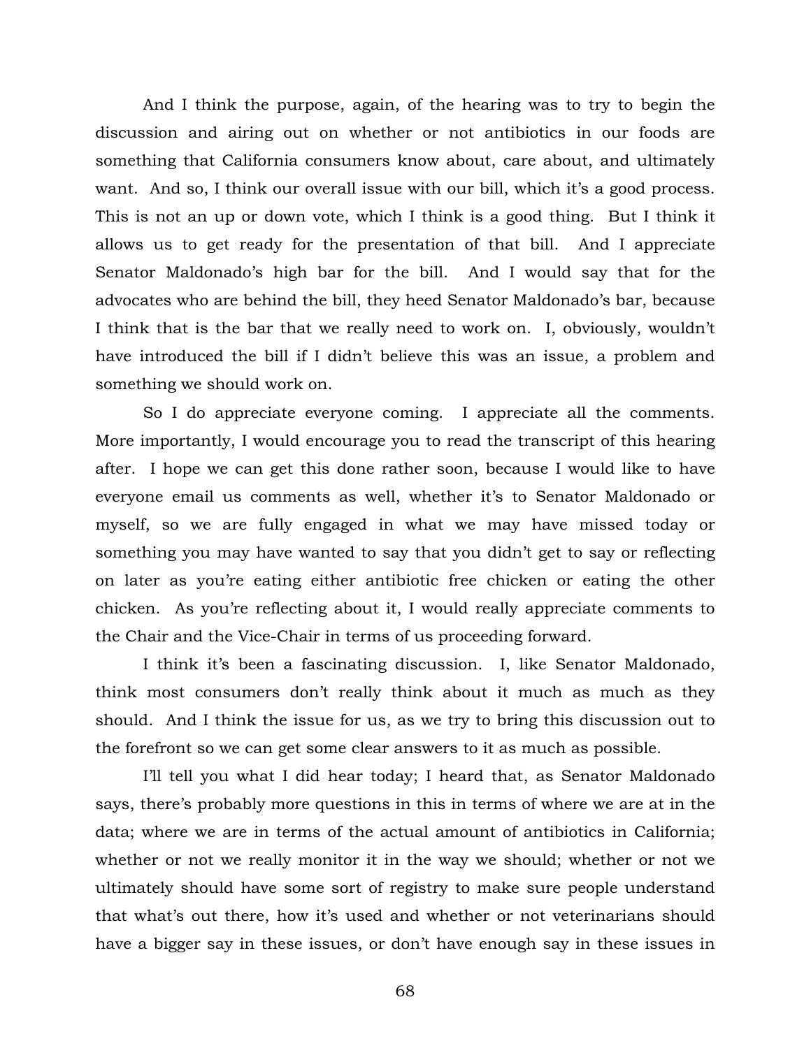And I think the purpose, again, of the hearing was to try to begin the discussion and airing out on whether or not antibiotics in our foods are something that California consumers know about, care about, and ultimately want. And so, I think our overall issue with our bill, which it's a good process. This is not an up or down vote, which I think is a good thing. But I think it allows us to get ready for the presentation of that bill. And I appreciate Senator Maldonado's high bar for the bill. And I would say that for the advocates who are behind the bill, they heed Senator Maldonado's bar, because I think that is the bar that we really need to work on. I, obviously, wouldn't have introduced the bill if I didn't believe this was an issue, a problem and something we should work on.

So I do appreciate everyone coming. I appreciate all the comments. More importantly, I would encourage you to read the transcript of this hearing after. I hope we can get this done rather soon, because I would like to have everyone email us comments as well, whether it's to Senator Maldonado or myself, so we are fully engaged in what we may have missed today or something you may have wanted to say that you didn't get to say or reflecting on later as you're eating either antibiotic free chicken or eating the other chicken. As you're reflecting about it, I would really appreciate comments to the Chair and the Vice-Chair in terms of us proceeding forward.

I think it's been a fascinating discussion. I, like Senator Maldonado, think most consumers don't really think about it much as much as they should. And I think the issue for us, as we try to bring this discussion out to the forefront so we can get some clear answers to it as much as possible.

I'll tell you what I did hear today; I heard that, as Senator Maldonado says, there's probably more questions in this in terms of where we are at in the data; where we are in terms of the actual amount of antibiotics in California; whether or not we really monitor it in the way we should; whether or not we ultimately should have some sort of registry to make sure people understand that what's out there, how it's used and whether or not veterinarians should have a bigger say in these issues, or don't have enough say in these issues in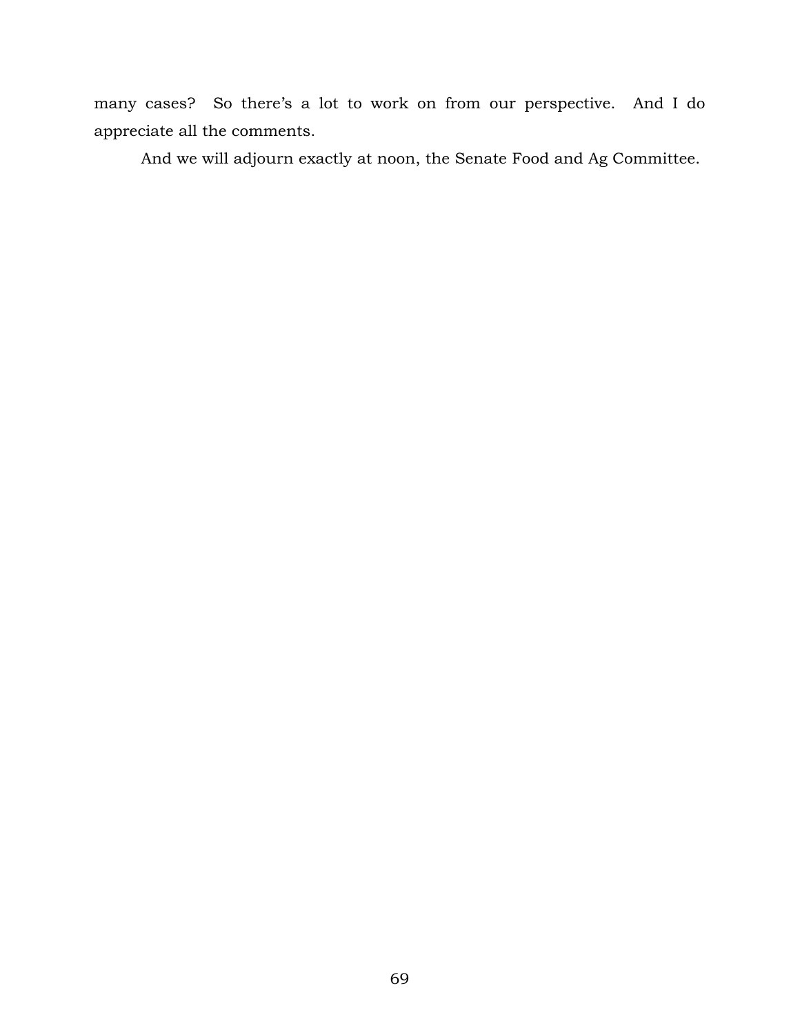many cases? So there's a lot to work on from our perspective. And I do appreciate all the comments.

And we will adjourn exactly at noon, the Senate Food and Ag Committee.